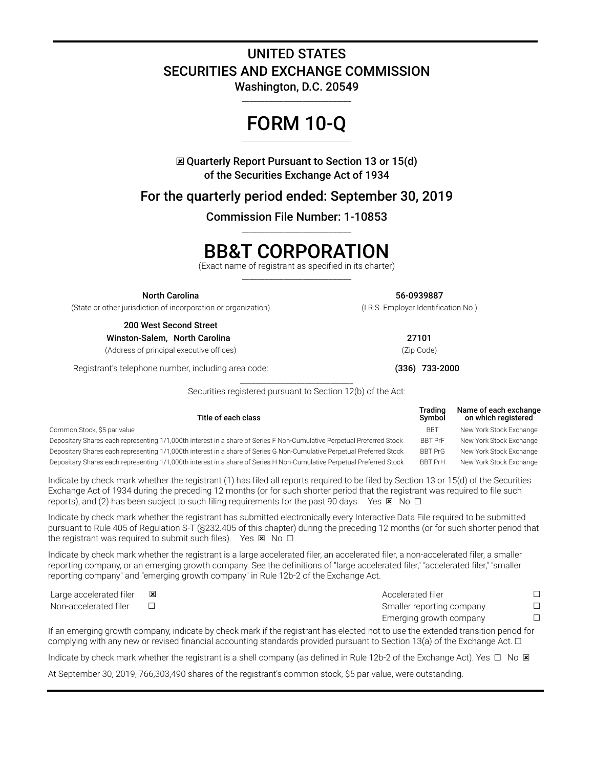# UNITED STATES
# SECURITIES AND EXCHANGE COMMISSION

**Washington, D.C. 20549**

# FORM 10-Q

☒ **Quarterly Report Pursuant to Section 13 or 15(d) of the Securities Exchange Act of 1934**

## For the quarterly period ended: September 30, 2019

**Commission File Number: 1-10853**

# BB&T CORPORATION

(Exact name of registrant as specified in its charter)

| | |
|---|---|
| **North Carolina** | **56-0939887** |
| (State or other jurisdiction of incorporation or organization) | (I.R.S. Employer Identification No.) |
| **200 West Second Street** | |
| **Winston-Salem, North Carolina** | **27101** |
| (Address of principal executive offices) | (Zip Code) |
| Registrant's telephone number, including area code: | **(336) 733-2000** |

Securities registered pursuant to Section 12(b) of the Act:

| Title of each class | Trading Symbol | Name of each exchange on which registered |
|---|---|---|
| Common Stock, $5 par value | BBT | New York Stock Exchange |
| Depositary Shares each representing 1/1,000th interest in a share of Series F Non-Cumulative Perpetual Preferred Stock | BBT PrF | New York Stock Exchange |
| Depositary Shares each representing 1/1,000th interest in a share of Series G Non-Cumulative Perpetual Preferred Stock | BBT PrG | New York Stock Exchange |
| Depositary Shares each representing 1/1,000th interest in a share of Series H Non-Cumulative Perpetual Preferred Stock | BBT PrH | New York Stock Exchange |

Indicate by check mark whether the registrant (1) has filed all reports required to be filed by Section 13 or 15(d) of the Securities Exchange Act of 1934 during the preceding 12 months (or for such shorter period that the registrant was required to file such reports), and (2) has been subject to such filing requirements for the past 90 days. Yes ☒ No ☐

Indicate by check mark whether the registrant has submitted electronically every Interactive Data File required to be submitted pursuant to Rule 405 of Regulation S-T (§232.405 of this chapter) during the preceding 12 months (or for such shorter period that the registrant was required to submit such files). Yes ☒ No ☐

Indicate by check mark whether the registrant is a large accelerated filer, an accelerated filer, a non-accelerated filer, a smaller reporting company, or an emerging growth company. See the definitions of "large accelerated filer," "accelerated filer," "smaller reporting company" and "emerging growth company" in Rule 12b-2 of the Exchange Act.

| | | | |
|---|---|---|---|
| Large accelerated filer | ☒ | Accelerated filer | ☐ |
| Non-accelerated filer | ☐ | Smaller reporting company | ☐ |
| | | Emerging growth company | ☐ |

If an emerging growth company, indicate by check mark if the registrant has elected not to use the extended transition period for complying with any new or revised financial accounting standards provided pursuant to Section 13(a) of the Exchange Act. ☐

Indicate by check mark whether the registrant is a shell company (as defined in Rule 12b-2 of the Exchange Act). Yes ☐ No ☒

At September 30, 2019, 766,303,490 shares of the registrant's common stock, $5 par value, were outstanding.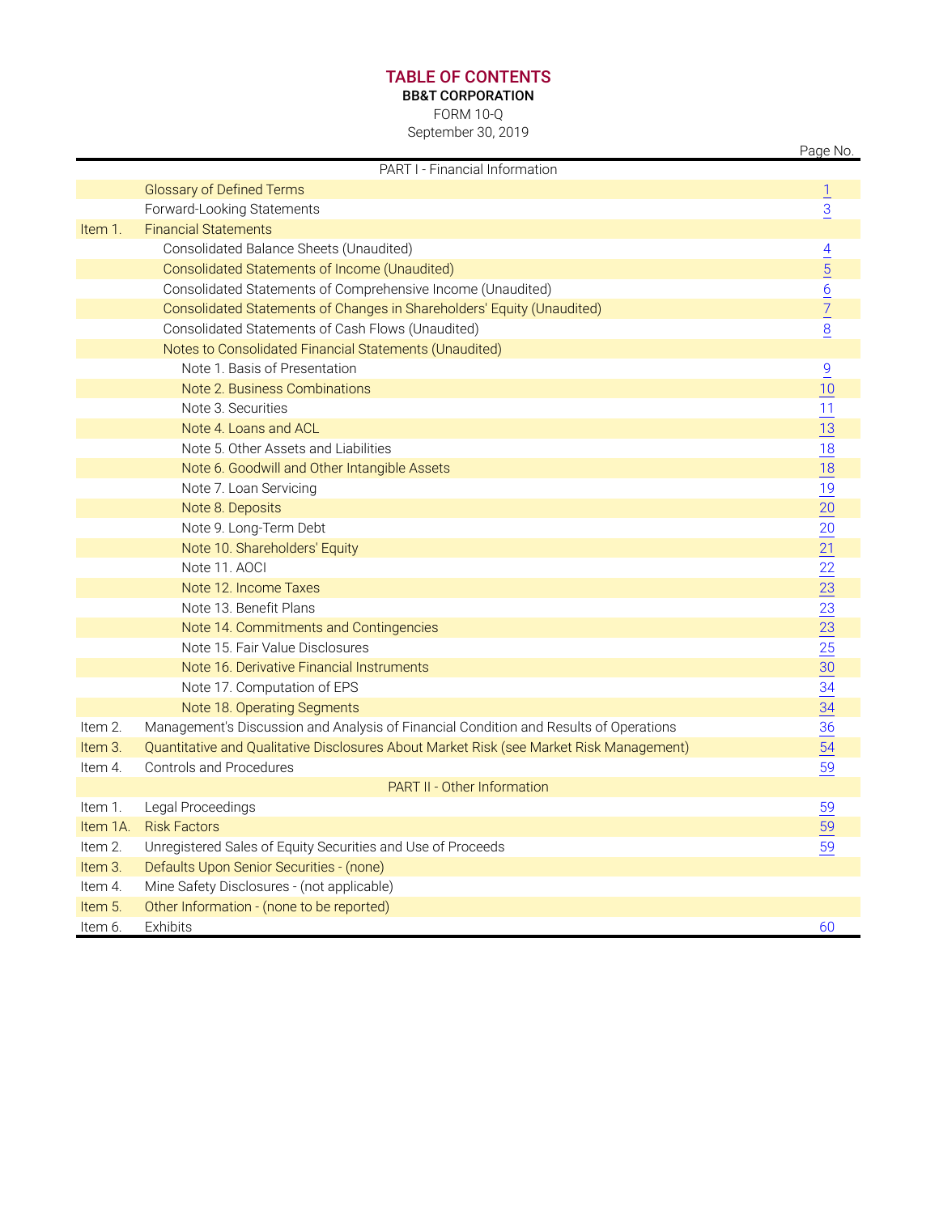# TABLE OF CONTENTS

**BB&T CORPORATION**

FORM 10-Q

September 30, 2019

| | | Page No. |
|---|---|---|
| | PART I - Financial Information | |
| | Glossary of Defined Terms | 1 |
| | Forward-Looking Statements | 3 |
| Item 1. | Financial Statements | |
| | Consolidated Balance Sheets (Unaudited) | 4 |
| | Consolidated Statements of Income (Unaudited) | 5 |
| | Consolidated Statements of Comprehensive Income (Unaudited) | 6 |
| | Consolidated Statements of Changes in Shareholders' Equity (Unaudited) | 7 |
| | Consolidated Statements of Cash Flows (Unaudited) | 8 |
| | Notes to Consolidated Financial Statements (Unaudited) | |
| | Note 1. Basis of Presentation | 9 |
| | Note 2. Business Combinations | 10 |
| | Note 3. Securities | 11 |
| | Note 4. Loans and ACL | 13 |
| | Note 5. Other Assets and Liabilities | 18 |
| | Note 6. Goodwill and Other Intangible Assets | 18 |
| | Note 7. Loan Servicing | 19 |
| | Note 8. Deposits | 20 |
| | Note 9. Long-Term Debt | 20 |
| | Note 10. Shareholders' Equity | 21 |
| | Note 11. AOCI | 22 |
| | Note 12. Income Taxes | 23 |
| | Note 13. Benefit Plans | 23 |
| | Note 14. Commitments and Contingencies | 23 |
| | Note 15. Fair Value Disclosures | 25 |
| | Note 16. Derivative Financial Instruments | 30 |
| | Note 17. Computation of EPS | 34 |
| | Note 18. Operating Segments | 34 |
| Item 2. | Management's Discussion and Analysis of Financial Condition and Results of Operations | 36 |
| Item 3. | Quantitative and Qualitative Disclosures About Market Risk (see Market Risk Management) | 54 |
| Item 4. | Controls and Procedures | 59 |
| | PART II - Other Information | |
| Item 1. | Legal Proceedings | 59 |
| Item 1A. | Risk Factors | 59 |
| Item 2. | Unregistered Sales of Equity Securities and Use of Proceeds | 59 |
| Item 3. | Defaults Upon Senior Securities - (none) | |
| Item 4. | Mine Safety Disclosures - (not applicable) | |
| Item 5. | Other Information - (none to be reported) | |
| Item 6. | Exhibits | 60 |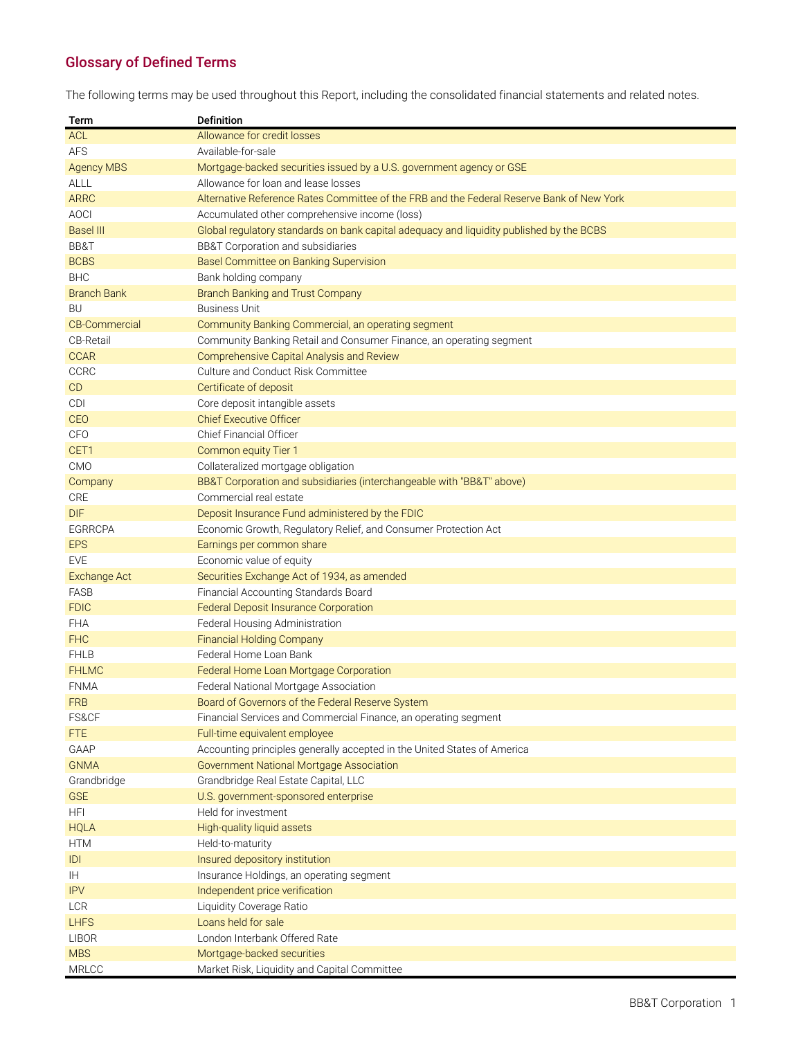## Glossary of Defined Terms

The following terms may be used throughout this Report, including the consolidated financial statements and related notes.

| Term | Definition |
|---|---|
| ACL | Allowance for credit losses |
| AFS | Available-for-sale |
| Agency MBS | Mortgage-backed securities issued by a U.S. government agency or GSE |
| ALLL | Allowance for loan and lease losses |
| ARRC | Alternative Reference Rates Committee of the FRB and the Federal Reserve Bank of New York |
| AOCI | Accumulated other comprehensive income (loss) |
| Basel III | Global regulatory standards on bank capital adequacy and liquidity published by the BCBS |
| BB&T | BB&T Corporation and subsidiaries |
| BCBS | Basel Committee on Banking Supervision |
| BHC | Bank holding company |
| Branch Bank | Branch Banking and Trust Company |
| BU | Business Unit |
| CB-Commercial | Community Banking Commercial, an operating segment |
| CB-Retail | Community Banking Retail and Consumer Finance, an operating segment |
| CCAR | Comprehensive Capital Analysis and Review |
| CCRC | Culture and Conduct Risk Committee |
| CD | Certificate of deposit |
| CDI | Core deposit intangible assets |
| CEO | Chief Executive Officer |
| CFO | Chief Financial Officer |
| CET1 | Common equity Tier 1 |
| CMO | Collateralized mortgage obligation |
| Company | BB&T Corporation and subsidiaries (interchangeable with "BB&T" above) |
| CRE | Commercial real estate |
| DIF | Deposit Insurance Fund administered by the FDIC |
| EGRRCPA | Economic Growth, Regulatory Relief, and Consumer Protection Act |
| EPS | Earnings per common share |
| EVE | Economic value of equity |
| Exchange Act | Securities Exchange Act of 1934, as amended |
| FASB | Financial Accounting Standards Board |
| FDIC | Federal Deposit Insurance Corporation |
| FHA | Federal Housing Administration |
| FHC | Financial Holding Company |
| FHLB | Federal Home Loan Bank |
| FHLMC | Federal Home Loan Mortgage Corporation |
| FNMA | Federal National Mortgage Association |
| FRB | Board of Governors of the Federal Reserve System |
| FS&CF | Financial Services and Commercial Finance, an operating segment |
| FTE | Full-time equivalent employee |
| GAAP | Accounting principles generally accepted in the United States of America |
| GNMA | Government National Mortgage Association |
| Grandbridge | Grandbridge Real Estate Capital, LLC |
| GSE | U.S. government-sponsored enterprise |
| HFI | Held for investment |
| HQLA | High-quality liquid assets |
| HTM | Held-to-maturity |
| IDI | Insured depository institution |
| IH | Insurance Holdings, an operating segment |
| IPV | Independent price verification |
| LCR | Liquidity Coverage Ratio |
| LHFS | Loans held for sale |
| LIBOR | London Interbank Offered Rate |
| MBS | Mortgage-backed securities |
| MRLCC | Market Risk, Liquidity and Capital Committee |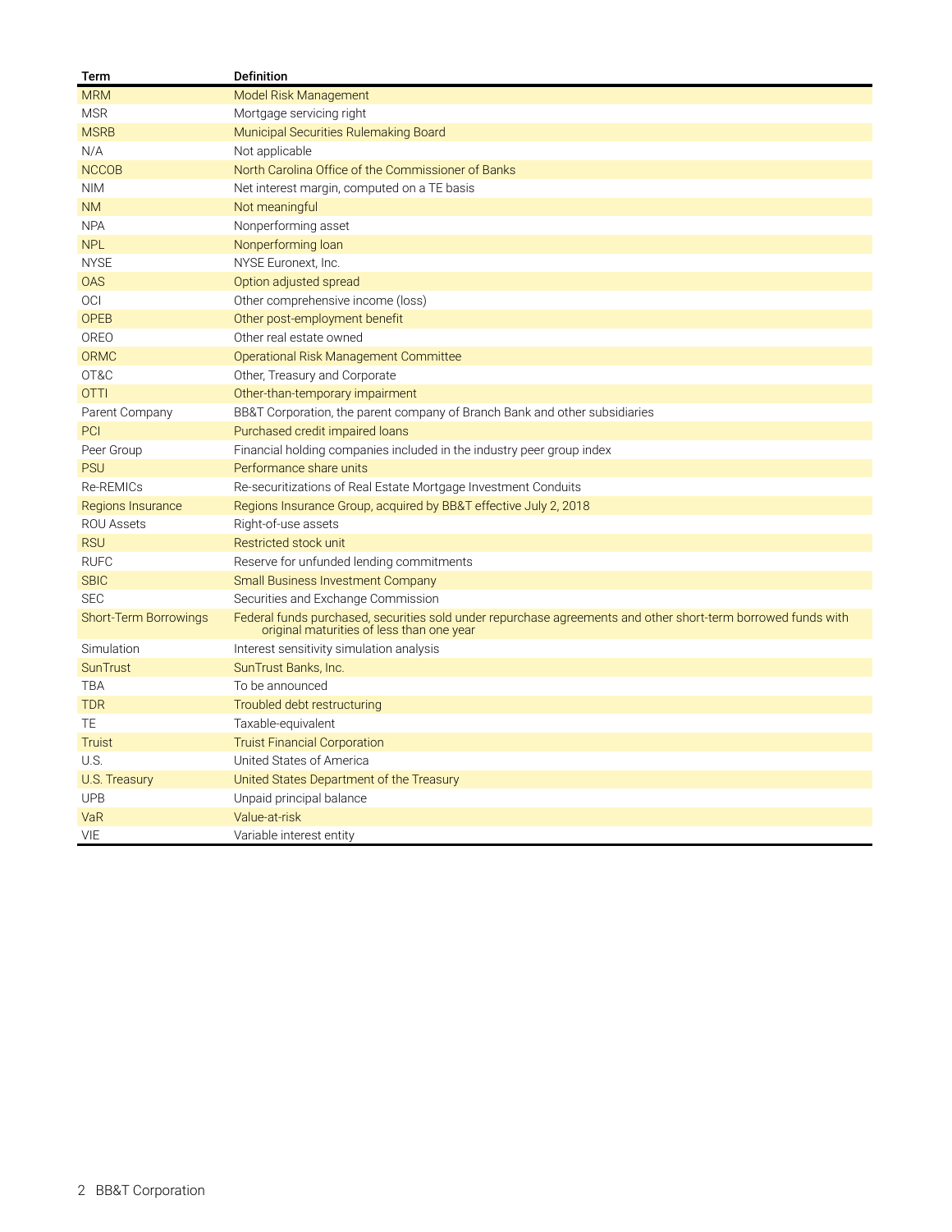| Term | Definition |
|---|---|
| MRM | Model Risk Management |
| MSR | Mortgage servicing right |
| MSRB | Municipal Securities Rulemaking Board |
| N/A | Not applicable |
| NCCOB | North Carolina Office of the Commissioner of Banks |
| NIM | Net interest margin, computed on a TE basis |
| NM | Not meaningful |
| NPA | Nonperforming asset |
| NPL | Nonperforming loan |
| NYSE | NYSE Euronext, Inc. |
| OAS | Option adjusted spread |
| OCI | Other comprehensive income (loss) |
| OPEB | Other post-employment benefit |
| OREO | Other real estate owned |
| ORMC | Operational Risk Management Committee |
| OT&C | Other, Treasury and Corporate |
| OTTI | Other-than-temporary impairment |
| Parent Company | BB&T Corporation, the parent company of Branch Bank and other subsidiaries |
| PCI | Purchased credit impaired loans |
| Peer Group | Financial holding companies included in the industry peer group index |
| PSU | Performance share units |
| Re-REMICs | Re-securitizations of Real Estate Mortgage Investment Conduits |
| Regions Insurance | Regions Insurance Group, acquired by BB&T effective July 2, 2018 |
| ROU Assets | Right-of-use assets |
| RSU | Restricted stock unit |
| RUFC | Reserve for unfunded lending commitments |
| SBIC | Small Business Investment Company |
| SEC | Securities and Exchange Commission |
| Short-Term Borrowings | Federal funds purchased, securities sold under repurchase agreements and other short-term borrowed funds with original maturities of less than one year |
| Simulation | Interest sensitivity simulation analysis |
| SunTrust | SunTrust Banks, Inc. |
| TBA | To be announced |
| TDR | Troubled debt restructuring |
| TE | Taxable-equivalent |
| Truist | Truist Financial Corporation |
| U.S. | United States of America |
| U.S. Treasury | United States Department of the Treasury |
| UPB | Unpaid principal balance |
| VaR | Value-at-risk |
| VIE | Variable interest entity |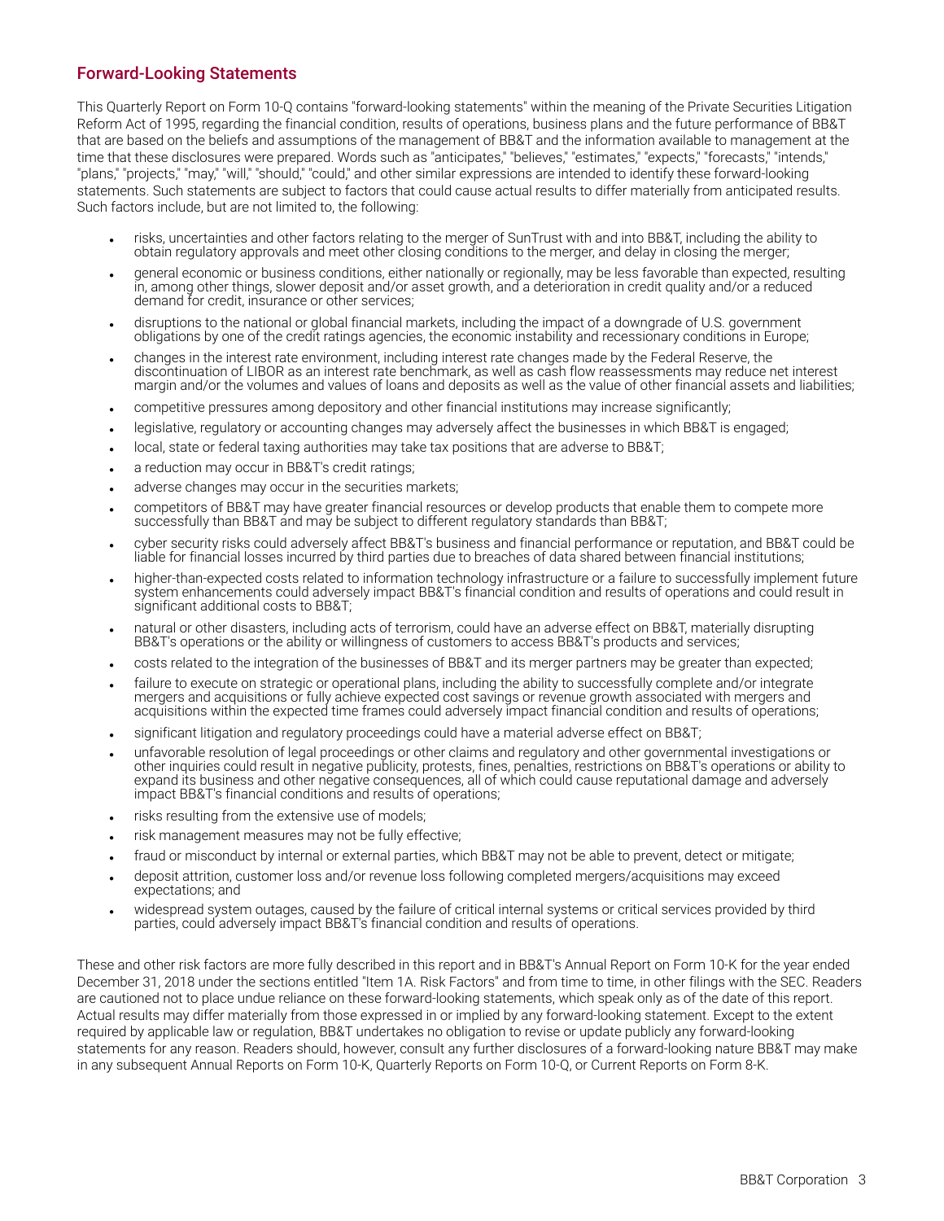## Forward-Looking Statements

This Quarterly Report on Form 10-Q contains "forward-looking statements" within the meaning of the Private Securities Litigation Reform Act of 1995, regarding the financial condition, results of operations, business plans and the future performance of BB&T that are based on the beliefs and assumptions of the management of BB&T and the information available to management at the time that these disclosures were prepared. Words such as "anticipates," "believes," "estimates," "expects," "forecasts," "intends," "plans," "projects," "may," "will," "should," "could," and other similar expressions are intended to identify these forward-looking statements. Such statements are subject to factors that could cause actual results to differ materially from anticipated results. Such factors include, but are not limited to, the following:

- risks, uncertainties and other factors relating to the merger of SunTrust with and into BB&T, including the ability to obtain regulatory approvals and meet other closing conditions to the merger, and delay in closing the merger;
- general economic or business conditions, either nationally or regionally, may be less favorable than expected, resulting in, among other things, slower deposit and/or asset growth, and a deterioration in credit quality and/or a reduced demand for credit, insurance or other services;
- disruptions to the national or global financial markets, including the impact of a downgrade of U.S. government obligations by one of the credit ratings agencies, the economic instability and recessionary conditions in Europe;
- changes in the interest rate environment, including interest rate changes made by the Federal Reserve, the discontinuation of LIBOR as an interest rate benchmark, as well as cash flow reassessments may reduce net interest margin and/or the volumes and values of loans and deposits as well as the value of other financial assets and liabilities;
- competitive pressures among depository and other financial institutions may increase significantly;
- legislative, regulatory or accounting changes may adversely affect the businesses in which BB&T is engaged;
- local, state or federal taxing authorities may take tax positions that are adverse to BB&T;
- a reduction may occur in BB&T's credit ratings;
- adverse changes may occur in the securities markets;
- competitors of BB&T may have greater financial resources or develop products that enable them to compete more successfully than BB&T and may be subject to different regulatory standards than BB&T;
- cyber security risks could adversely affect BB&T's business and financial performance or reputation, and BB&T could be liable for financial losses incurred by third parties due to breaches of data shared between financial institutions;
- higher-than-expected costs related to information technology infrastructure or a failure to successfully implement future system enhancements could adversely impact BB&T's financial condition and results of operations and could result in significant additional costs to BB&T;
- natural or other disasters, including acts of terrorism, could have an adverse effect on BB&T, materially disrupting BB&T's operations or the ability or willingness of customers to access BB&T's products and services;
- costs related to the integration of the businesses of BB&T and its merger partners may be greater than expected;
- failure to execute on strategic or operational plans, including the ability to successfully complete and/or integrate mergers and acquisitions or fully achieve expected cost savings or revenue growth associated with mergers and acquisitions within the expected time frames could adversely impact financial condition and results of operations;
- significant litigation and regulatory proceedings could have a material adverse effect on BB&T;
- unfavorable resolution of legal proceedings or other claims and regulatory and other governmental investigations or other inquiries could result in negative publicity, protests, fines, penalties, restrictions on BB&T's operations or ability to expand its business and other negative consequences, all of which could cause reputational damage and adversely impact BB&T's financial conditions and results of operations;
- risks resulting from the extensive use of models;
- risk management measures may not be fully effective;
- fraud or misconduct by internal or external parties, which BB&T may not be able to prevent, detect or mitigate;
- deposit attrition, customer loss and/or revenue loss following completed mergers/acquisitions may exceed expectations; and
- widespread system outages, caused by the failure of critical internal systems or critical services provided by third parties, could adversely impact BB&T's financial condition and results of operations.

These and other risk factors are more fully described in this report and in BB&T's Annual Report on Form 10-K for the year ended December 31, 2018 under the sections entitled "Item 1A. Risk Factors" and from time to time, in other filings with the SEC. Readers are cautioned not to place undue reliance on these forward-looking statements, which speak only as of the date of this report. Actual results may differ materially from those expressed in or implied by any forward-looking statement. Except to the extent required by applicable law or regulation, BB&T undertakes no obligation to revise or update publicly any forward-looking statements for any reason. Readers should, however, consult any further disclosures of a forward-looking nature BB&T may make in any subsequent Annual Reports on Form 10-K, Quarterly Reports on Form 10-Q, or Current Reports on Form 8-K.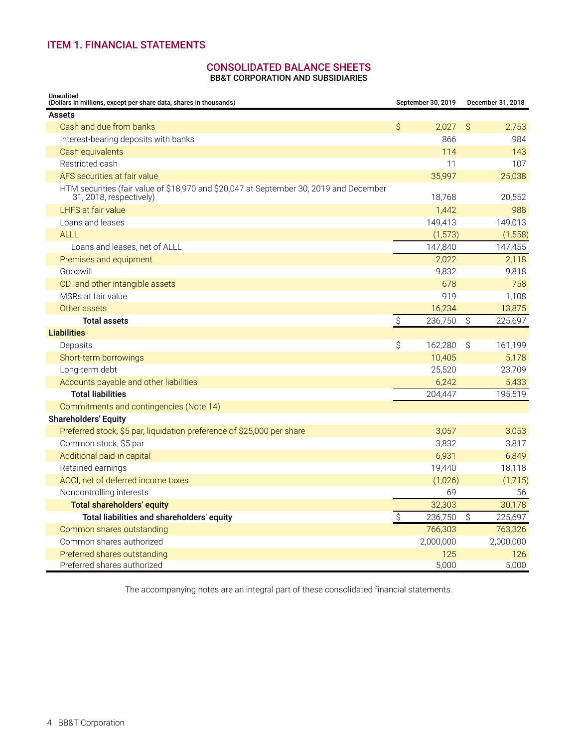## ITEM 1. FINANCIAL STATEMENTS

### CONSOLIDATED BALANCE SHEETS
**BB&T CORPORATION AND SUBSIDIARIES**

| Unaudited<br>(Dollars in millions, except per share data, shares in thousands) | September 30, 2019 | December 31, 2018 |
|---|---|---|
| **Assets** | | |
| Cash and due from banks | $ 2,027 | $ 2,753 |
| Interest-bearing deposits with banks | 866 | 984 |
| Cash equivalents | 114 | 143 |
| Restricted cash | 11 | 107 |
| AFS securities at fair value | 35,997 | 25,038 |
| HTM securities (fair value of $18,970 and $20,047 at September 30, 2019 and December 31, 2018, respectively) | 18,768 | 20,552 |
| LHFS at fair value | 1,442 | 988 |
| Loans and leases | 149,413 | 149,013 |
| ALLL | (1,573) | (1,558) |
| Loans and leases, net of ALLL | 147,840 | 147,455 |
| Premises and equipment | 2,022 | 2,118 |
| Goodwill | 9,832 | 9,818 |
| CDI and other intangible assets | 678 | 758 |
| MSRs at fair value | 919 | 1,108 |
| Other assets | 16,234 | 13,875 |
| **Total assets** | $ 236,750 | $ 225,697 |
| **Liabilities** | | |
| Deposits | $ 162,280 | $ 161,199 |
| Short-term borrowings | 10,405 | 5,178 |
| Long-term debt | 25,520 | 23,709 |
| Accounts payable and other liabilities | 6,242 | 5,433 |
| **Total liabilities** | 204,447 | 195,519 |
| Commitments and contingencies (Note 14) | | |
| **Shareholders' Equity** | | |
| Preferred stock, $5 par, liquidation preference of $25,000 per share | 3,057 | 3,053 |
| Common stock, $5 par | 3,832 | 3,817 |
| Additional paid-in capital | 6,931 | 6,849 |
| Retained earnings | 19,440 | 18,118 |
| AOCI, net of deferred income taxes | (1,026) | (1,715) |
| Noncontrolling interests | 69 | 56 |
| **Total shareholders' equity** | 32,303 | 30,178 |
| **Total liabilities and shareholders' equity** | $ 236,750 | $ 225,697 |
| Common shares outstanding | 766,303 | 763,326 |
| Common shares authorized | 2,000,000 | 2,000,000 |
| Preferred shares outstanding | 125 | 126 |
| Preferred shares authorized | 5,000 | 5,000 |

The accompanying notes are an integral part of these consolidated financial statements.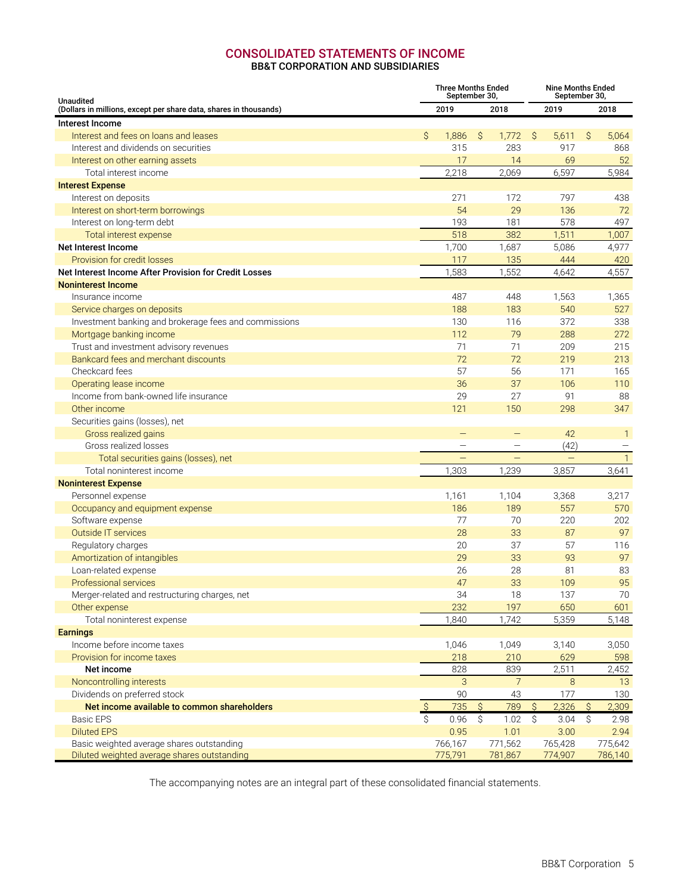## CONSOLIDATED STATEMENTS OF INCOME

### BB&T CORPORATION AND SUBSIDIARIES

| Unaudited (Dollars in millions, except per share data, shares in thousands) | Three Months Ended September 30, 2019 | Three Months Ended September 30, 2018 | Nine Months Ended September 30, 2019 | Nine Months Ended September 30, 2018 |
|---|---|---|---|---|
| **Interest Income** | | | | |
| Interest and fees on loans and leases | $ 1,886 | $ 1,772 | $ 5,611 | $ 5,064 |
| Interest and dividends on securities | 315 | 283 | 917 | 868 |
| Interest on other earning assets | 17 | 14 | 69 | 52 |
| Total interest income | 2,218 | 2,069 | 6,597 | 5,984 |
| **Interest Expense** | | | | |
| Interest on deposits | 271 | 172 | 797 | 438 |
| Interest on short-term borrowings | 54 | 29 | 136 | 72 |
| Interest on long-term debt | 193 | 181 | 578 | 497 |
| Total interest expense | 518 | 382 | 1,511 | 1,007 |
| **Net Interest Income** | 1,700 | 1,687 | 5,086 | 4,977 |
| Provision for credit losses | 117 | 135 | 444 | 420 |
| **Net Interest Income After Provision for Credit Losses** | 1,583 | 1,552 | 4,642 | 4,557 |
| **Noninterest Income** | | | | |
| Insurance income | 487 | 448 | 1,563 | 1,365 |
| Service charges on deposits | 188 | 183 | 540 | 527 |
| Investment banking and brokerage fees and commissions | 130 | 116 | 372 | 338 |
| Mortgage banking income | 112 | 79 | 288 | 272 |
| Trust and investment advisory revenues | 71 | 71 | 209 | 215 |
| Bankcard fees and merchant discounts | 72 | 72 | 219 | 213 |
| Checkcard fees | 57 | 56 | 171 | 165 |
| Operating lease income | 36 | 37 | 106 | 110 |
| Income from bank-owned life insurance | 29 | 27 | 91 | 88 |
| Other income | 121 | 150 | 298 | 347 |
| Securities gains (losses), net | | | | |
| Gross realized gains | — | — | 42 | 1 |
| Gross realized losses | — | — | (42) | — |
| Total securities gains (losses), net | — | — | — | 1 |
| Total noninterest income | 1,303 | 1,239 | 3,857 | 3,641 |
| **Noninterest Expense** | | | | |
| Personnel expense | 1,161 | 1,104 | 3,368 | 3,217 |
| Occupancy and equipment expense | 186 | 189 | 557 | 570 |
| Software expense | 77 | 70 | 220 | 202 |
| Outside IT services | 28 | 33 | 87 | 97 |
| Regulatory charges | 20 | 37 | 57 | 116 |
| Amortization of intangibles | 29 | 33 | 93 | 97 |
| Loan-related expense | 26 | 28 | 81 | 83 |
| Professional services | 47 | 33 | 109 | 95 |
| Merger-related and restructuring charges, net | 34 | 18 | 137 | 70 |
| Other expense | 232 | 197 | 650 | 601 |
| Total noninterest expense | 1,840 | 1,742 | 5,359 | 5,148 |
| **Earnings** | | | | |
| Income before income taxes | 1,046 | 1,049 | 3,140 | 3,050 |
| Provision for income taxes | 218 | 210 | 629 | 598 |
| **Net income** | 828 | 839 | 2,511 | 2,452 |
| Noncontrolling interests | 3 | 7 | 8 | 13 |
| Dividends on preferred stock | 90 | 43 | 177 | 130 |
| **Net income available to common shareholders** | $ 735 | $ 789 | $ 2,326 | $ 2,309 |
| Basic EPS | $ 0.96 | $ 1.02 | $ 3.04 | $ 2.98 |
| Diluted EPS | 0.95 | 1.01 | 3.00 | 2.94 |
| Basic weighted average shares outstanding | 766,167 | 771,562 | 765,428 | 775,642 |
| Diluted weighted average shares outstanding | 775,791 | 781,867 | 774,907 | 786,140 |

The accompanying notes are an integral part of these consolidated financial statements.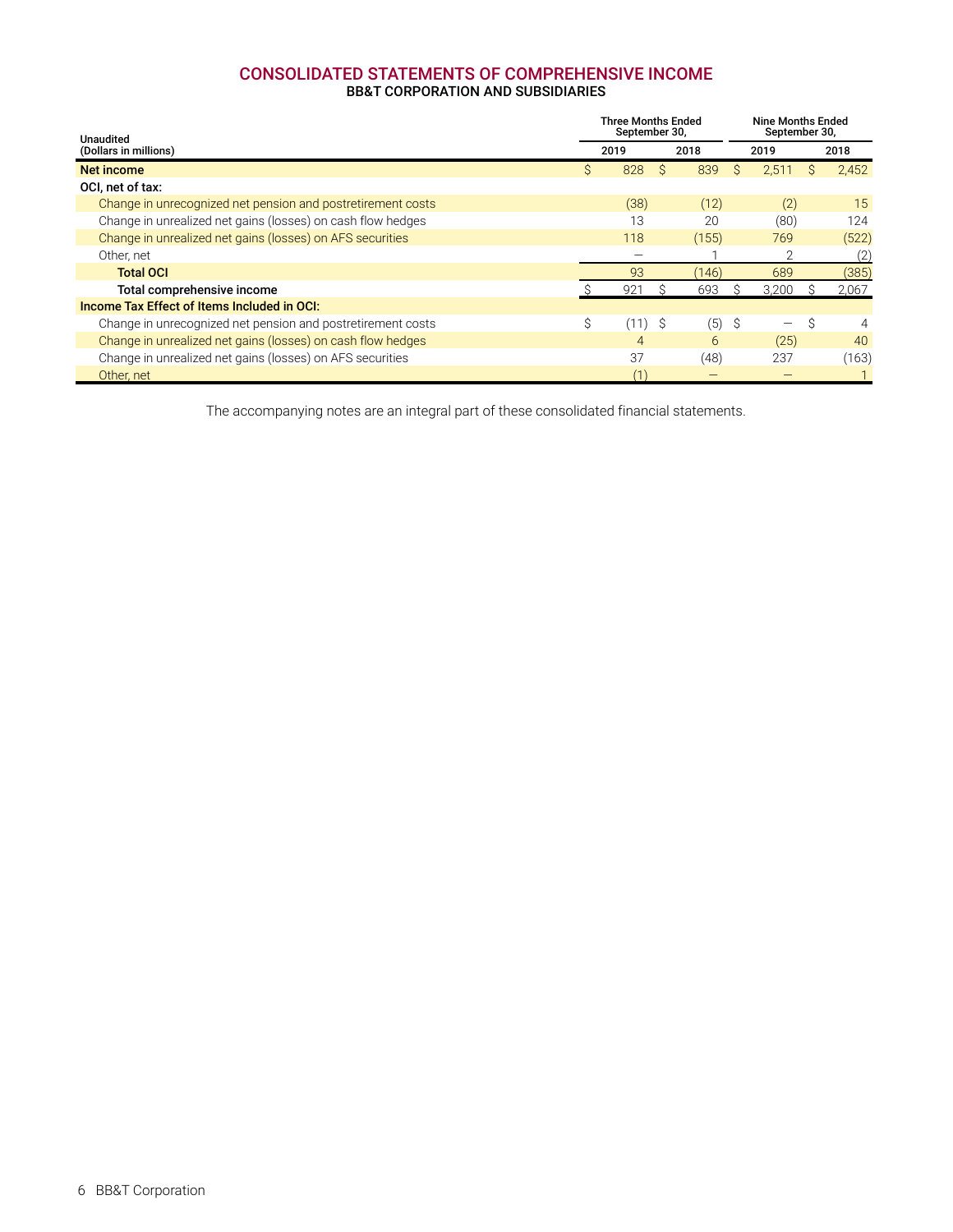## CONSOLIDATED STATEMENTS OF COMPREHENSIVE INCOME

### BB&T CORPORATION AND SUBSIDIARIES

| Unaudited (Dollars in millions) | Three Months Ended September 30, 2019 | Three Months Ended September 30, 2018 | Nine Months Ended September 30, 2019 | Nine Months Ended September 30, 2018 |
|---|---|---|---|---|
| **Net income** | $ 828 | $ 839 | $ 2,511 | $ 2,452 |
| **OCI, net of tax:** | | | | |
| Change in unrecognized net pension and postretirement costs | (38) | (12) | (2) | 15 |
| Change in unrealized net gains (losses) on cash flow hedges | 13 | 20 | (80) | 124 |
| Change in unrealized net gains (losses) on AFS securities | 118 | (155) | 769 | (522) |
| Other, net | — | 1 | 2 | (2) |
| **Total OCI** | 93 | (146) | 689 | (385) |
| **Total comprehensive income** | $ 921 | $ 693 | $ 3,200 | $ 2,067 |
| **Income Tax Effect of Items Included in OCI:** | | | | |
| Change in unrecognized net pension and postretirement costs | $ (11) | $ (5) | $ — | $ 4 |
| Change in unrealized net gains (losses) on cash flow hedges | 4 | 6 | (25) | 40 |
| Change in unrealized net gains (losses) on AFS securities | 37 | (48) | 237 | (163) |
| Other, net | (1) | — | — | 1 |

The accompanying notes are an integral part of these consolidated financial statements.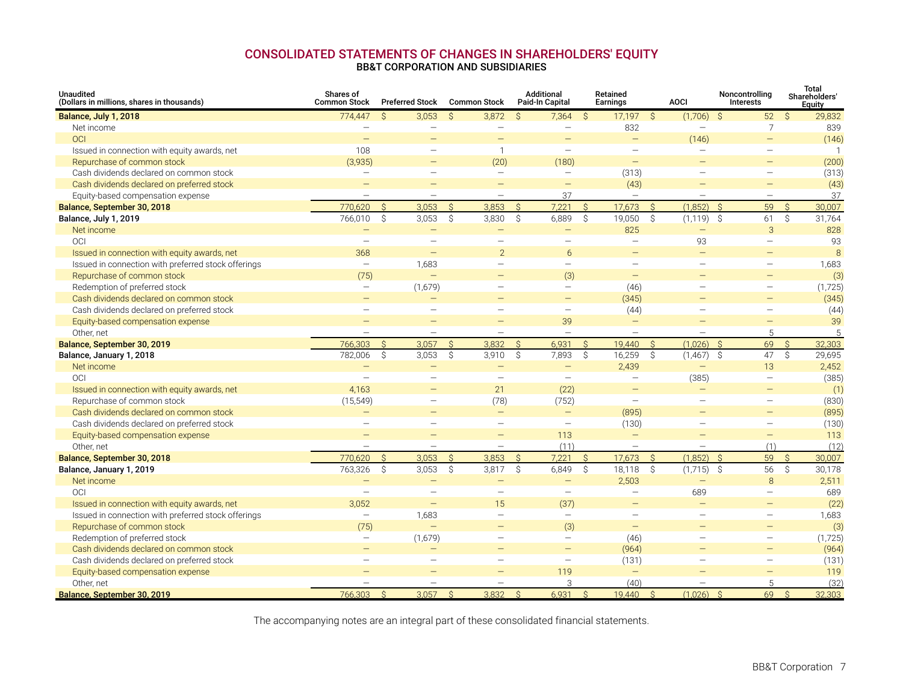## CONSOLIDATED STATEMENTS OF CHANGES IN SHAREHOLDERS' EQUITY

### BB&T CORPORATION AND SUBSIDIARIES

| Unaudited (Dollars in millions, shares in thousands) | Shares of Common Stock | Preferred Stock | Common Stock | Additional Paid-In Capital | Retained Earnings | AOCI | Noncontrolling Interests | Total Shareholders' Equity |
|---|---|---|---|---|---|---|---|---|
| **Balance, July 1, 2018** | 774,447 | $ 3,053 | $ 3,872 | $ 7,364 | $ 17,197 | $ (1,706) | $ 52 | $ 29,832 |
| Net income | — | — | — | — | 832 | — | 7 | 839 |
| OCI | — | — | — | — | — | (146) | — | (146) |
| Issued in connection with equity awards, net | 108 | — | 1 | — | — | — | — | 1 |
| Repurchase of common stock | (3,935) | — | (20) | (180) | — | — | — | (200) |
| Cash dividends declared on common stock | — | — | — | — | (313) | — | — | (313) |
| Cash dividends declared on preferred stock | — | — | — | — | (43) | — | — | (43) |
| Equity-based compensation expense | — | — | — | 37 | — | — | — | 37 |
| **Balance, September 30, 2018** | 770,620 | $ 3,053 | $ 3,853 | $ 7,221 | $ 17,673 | $ (1,852) | $ 59 | $ 30,007 |
| **Balance, July 1, 2019** | 766,010 | $ 3,053 | $ 3,830 | $ 6,889 | $ 19,050 | $ (1,119) | $ 61 | $ 31,764 |
| Net income | — | — | — | — | 825 | — | 3 | 828 |
| OCI | — | — | — | — | — | 93 | — | 93 |
| Issued in connection with equity awards, net | 368 | — | 2 | 6 | — | — | — | 8 |
| Issued in connection with preferred stock offerings | — | 1,683 | — | — | — | — | — | 1,683 |
| Repurchase of common stock | (75) | — | — | (3) | — | — | — | (3) |
| Redemption of preferred stock | — | (1,679) | — | — | (46) | — | — | (1,725) |
| Cash dividends declared on common stock | — | — | — | — | (345) | — | — | (345) |
| Cash dividends declared on preferred stock | — | — | — | — | (44) | — | — | (44) |
| Equity-based compensation expense | — | — | — | 39 | — | — | — | 39 |
| Other, net | — | — | — | — | — | — | 5 | 5 |
| **Balance, September 30, 2019** | 766,303 | $ 3,057 | $ 3,832 | $ 6,931 | $ 19,440 | $ (1,026) | $ 69 | $ 32,303 |
| **Balance, January 1, 2018** | 782,006 | $ 3,053 | $ 3,910 | $ 7,893 | $ 16,259 | $ (1,467) | $ 47 | $ 29,695 |
| Net income | — | — | — | — | 2,439 | — | 13 | 2,452 |
| OCI | — | — | — | — | — | (385) | — | (385) |
| Issued in connection with equity awards, net | 4,163 | — | 21 | (22) | — | — | — | (1) |
| Repurchase of common stock | (15,549) | — | (78) | (752) | — | — | — | (830) |
| Cash dividends declared on common stock | — | — | — | — | (895) | — | — | (895) |
| Cash dividends declared on preferred stock | — | — | — | — | (130) | — | — | (130) |
| Equity-based compensation expense | — | — | — | 113 | — | — | — | 113 |
| Other, net | — | — | — | (11) | — | — | (1) | (12) |
| **Balance, September 30, 2018** | 770,620 | $ 3,053 | $ 3,853 | $ 7,221 | $ 17,673 | $ (1,852) | $ 59 | $ 30,007 |
| **Balance, January 1, 2019** | 763,326 | $ 3,053 | $ 3,817 | $ 6,849 | $ 18,118 | $ (1,715) | $ 56 | $ 30,178 |
| Net income | — | — | — | — | 2,503 | — | 8 | 2,511 |
| OCI | — | — | — | — | — | 689 | — | 689 |
| Issued in connection with equity awards, net | 3,052 | — | 15 | (37) | — | — | — | (22) |
| Issued in connection with preferred stock offerings | — | 1,683 | — | — | — | — | — | 1,683 |
| Repurchase of common stock | (75) | — | — | (3) | — | — | — | (3) |
| Redemption of preferred stock | — | (1,679) | — | — | (46) | — | — | (1,725) |
| Cash dividends declared on common stock | — | — | — | — | (964) | — | — | (964) |
| Cash dividends declared on preferred stock | — | — | — | — | (131) | — | — | (131) |
| Equity-based compensation expense | — | — | — | 119 | — | — | — | 119 |
| Other, net | — | — | — | 3 | (40) | — | 5 | (32) |
| **Balance, September 30, 2019** | 766,303 | $ 3,057 | $ 3,832 | $ 6,931 | $ 19,440 | $ (1,026) | $ 69 | $ 32,303 |

The accompanying notes are an integral part of these consolidated financial statements.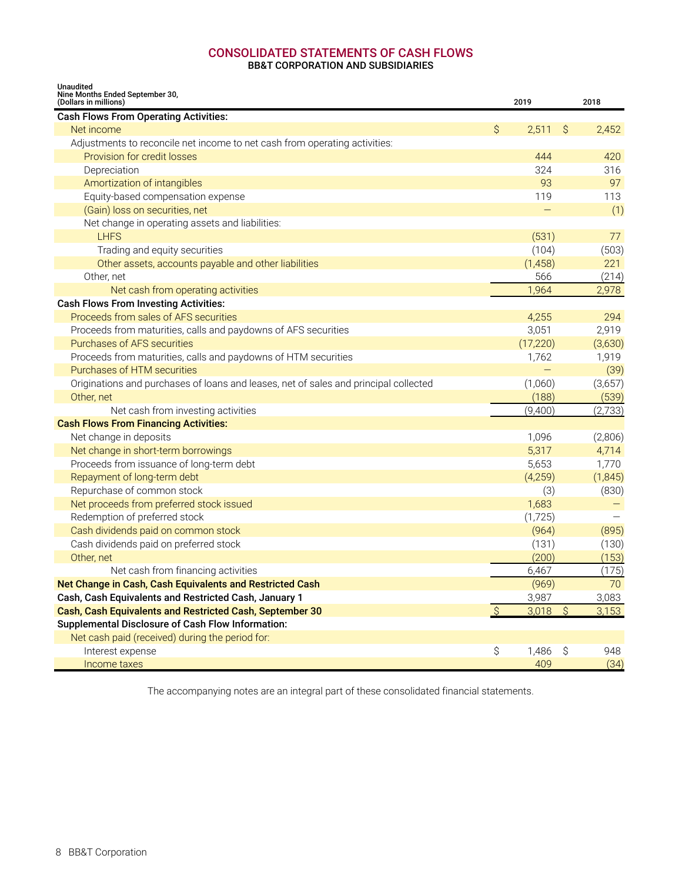# CONSOLIDATED STATEMENTS OF CASH FLOWS

**BB&T CORPORATION AND SUBSIDIARIES**

| Unaudited<br>Nine Months Ended September 30,<br>(Dollars in millions) | 2019 | 2018 |
|---|---|---|
| **Cash Flows From Operating Activities:** | | |
| Net income | $ 2,511 | $ 2,452 |
| Adjustments to reconcile net income to net cash from operating activities: | | |
| Provision for credit losses | 444 | 420 |
| Depreciation | 324 | 316 |
| Amortization of intangibles | 93 | 97 |
| Equity-based compensation expense | 119 | 113 |
| (Gain) loss on securities, net | — | (1) |
| Net change in operating assets and liabilities: | | |
| LHFS | (531) | 77 |
| Trading and equity securities | (104) | (503) |
| Other assets, accounts payable and other liabilities | (1,458) | 221 |
| Other, net | 566 | (214) |
| Net cash from operating activities | 1,964 | 2,978 |
| **Cash Flows From Investing Activities:** | | |
| Proceeds from sales of AFS securities | 4,255 | 294 |
| Proceeds from maturities, calls and paydowns of AFS securities | 3,051 | 2,919 |
| Purchases of AFS securities | (17,220) | (3,630) |
| Proceeds from maturities, calls and paydowns of HTM securities | 1,762 | 1,919 |
| Purchases of HTM securities | — | (39) |
| Originations and purchases of loans and leases, net of sales and principal collected | (1,060) | (3,657) |
| Other, net | (188) | (539) |
| Net cash from investing activities | (9,400) | (2,733) |
| **Cash Flows From Financing Activities:** | | |
| Net change in deposits | 1,096 | (2,806) |
| Net change in short-term borrowings | 5,317 | 4,714 |
| Proceeds from issuance of long-term debt | 5,653 | 1,770 |
| Repayment of long-term debt | (4,259) | (1,845) |
| Repurchase of common stock | (3) | (830) |
| Net proceeds from preferred stock issued | 1,683 | — |
| Redemption of preferred stock | (1,725) | — |
| Cash dividends paid on common stock | (964) | (895) |
| Cash dividends paid on preferred stock | (131) | (130) |
| Other, net | (200) | (153) |
| Net cash from financing activities | 6,467 | (175) |
| **Net Change in Cash, Cash Equivalents and Restricted Cash** | (969) | 70 |
| **Cash, Cash Equivalents and Restricted Cash, January 1** | 3,987 | 3,083 |
| **Cash, Cash Equivalents and Restricted Cash, September 30** | $ 3,018 | $ 3,153 |
| **Supplemental Disclosure of Cash Flow Information:** | | |
| Net cash paid (received) during the period for: | | |
| Interest expense | $ 1,486 | $ 948 |
| Income taxes | 409 | (34) |

The accompanying notes are an integral part of these consolidated financial statements.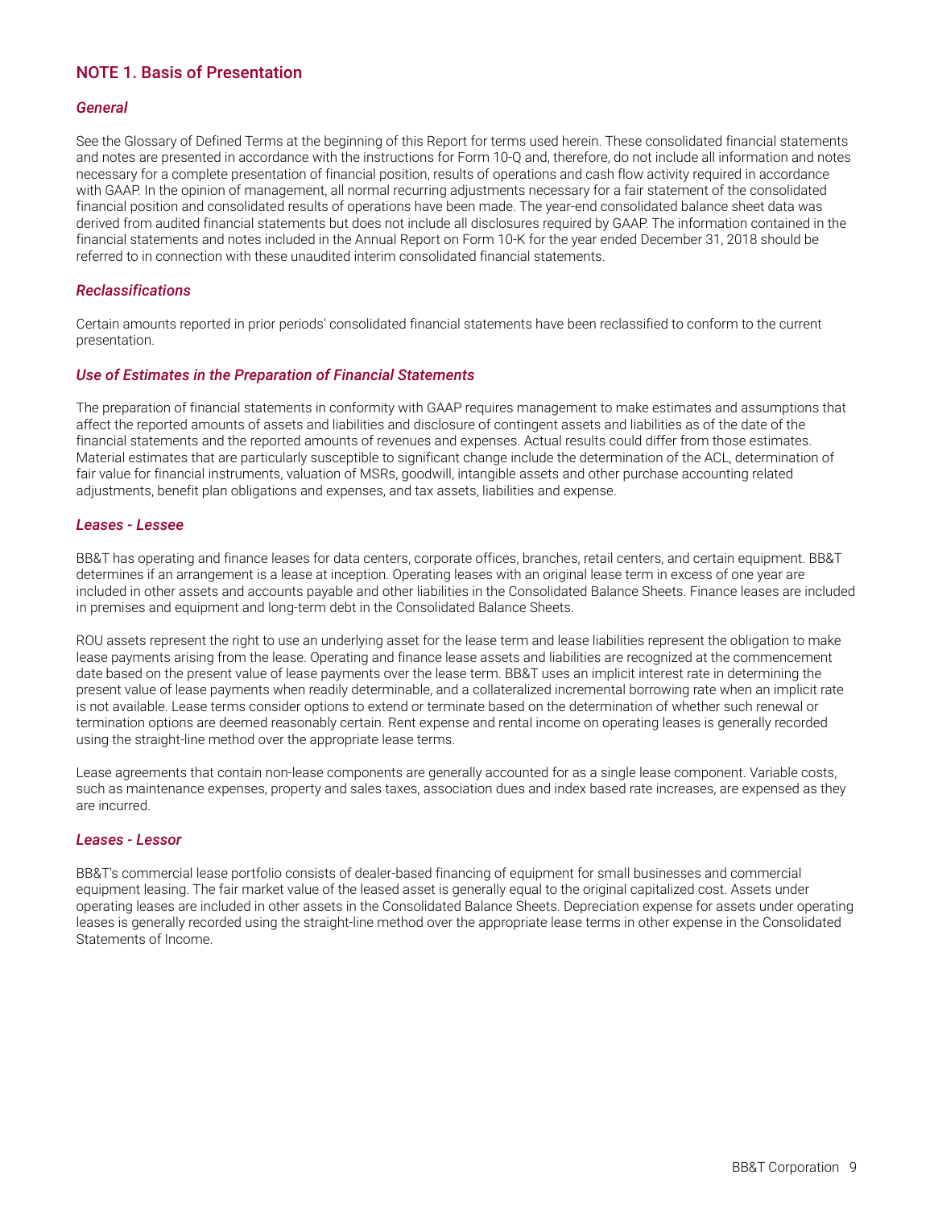## NOTE 1. Basis of Presentation

### *General*

See the Glossary of Defined Terms at the beginning of this Report for terms used herein. These consolidated financial statements and notes are presented in accordance with the instructions for Form 10-Q and, therefore, do not include all information and notes necessary for a complete presentation of financial position, results of operations and cash flow activity required in accordance with GAAP. In the opinion of management, all normal recurring adjustments necessary for a fair statement of the consolidated financial position and consolidated results of operations have been made. The year-end consolidated balance sheet data was derived from audited financial statements but does not include all disclosures required by GAAP. The information contained in the financial statements and notes included in the Annual Report on Form 10-K for the year ended December 31, 2018 should be referred to in connection with these unaudited interim consolidated financial statements.

### *Reclassifications*

Certain amounts reported in prior periods' consolidated financial statements have been reclassified to conform to the current presentation.

### *Use of Estimates in the Preparation of Financial Statements*

The preparation of financial statements in conformity with GAAP requires management to make estimates and assumptions that affect the reported amounts of assets and liabilities and disclosure of contingent assets and liabilities as of the date of the financial statements and the reported amounts of revenues and expenses. Actual results could differ from those estimates. Material estimates that are particularly susceptible to significant change include the determination of the ACL, determination of fair value for financial instruments, valuation of MSRs, goodwill, intangible assets and other purchase accounting related adjustments, benefit plan obligations and expenses, and tax assets, liabilities and expense.

### *Leases - Lessee*

BB&T has operating and finance leases for data centers, corporate offices, branches, retail centers, and certain equipment. BB&T determines if an arrangement is a lease at inception. Operating leases with an original lease term in excess of one year are included in other assets and accounts payable and other liabilities in the Consolidated Balance Sheets. Finance leases are included in premises and equipment and long-term debt in the Consolidated Balance Sheets.

ROU assets represent the right to use an underlying asset for the lease term and lease liabilities represent the obligation to make lease payments arising from the lease. Operating and finance lease assets and liabilities are recognized at the commencement date based on the present value of lease payments over the lease term. BB&T uses an implicit interest rate in determining the present value of lease payments when readily determinable, and a collateralized incremental borrowing rate when an implicit rate is not available. Lease terms consider options to extend or terminate based on the determination of whether such renewal or termination options are deemed reasonably certain. Rent expense and rental income on operating leases is generally recorded using the straight-line method over the appropriate lease terms.

Lease agreements that contain non-lease components are generally accounted for as a single lease component. Variable costs, such as maintenance expenses, property and sales taxes, association dues and index based rate increases, are expensed as they are incurred.

### *Leases - Lessor*

BB&T's commercial lease portfolio consists of dealer-based financing of equipment for small businesses and commercial equipment leasing. The fair market value of the leased asset is generally equal to the original capitalized cost. Assets under operating leases are included in other assets in the Consolidated Balance Sheets. Depreciation expense for assets under operating leases is generally recorded using the straight-line method over the appropriate lease terms in other expense in the Consolidated Statements of Income.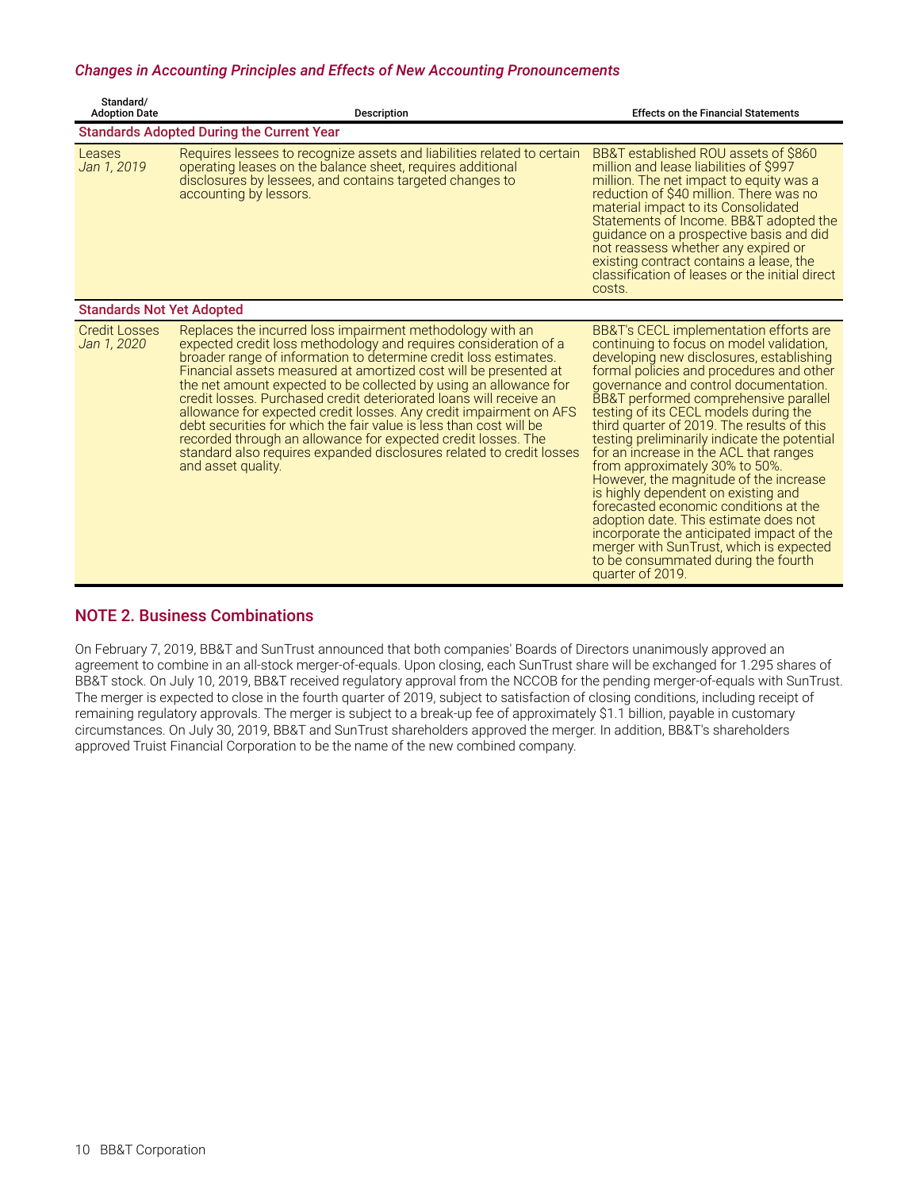### *Changes in Accounting Principles and Effects of New Accounting Pronouncements*

| Standard/ Adoption Date | Description | Effects on the Financial Statements |
|---|---|---|
| **Standards Adopted During the Current Year** | | |
| Leases *Jan 1, 2019* | Requires lessees to recognize assets and liabilities related to certain operating leases on the balance sheet, requires additional disclosures by lessees, and contains targeted changes to accounting by lessors. | BB&T established ROU assets of $860 million and lease liabilities of $997 million. The net impact to equity was a reduction of $40 million. There was no material impact to its Consolidated Statements of Income. BB&T adopted the guidance on a prospective basis and did not reassess whether any expired or existing contract contains a lease, the classification of leases or the initial direct costs. |
| **Standards Not Yet Adopted** | | |
| Credit Losses *Jan 1, 2020* | Replaces the incurred loss impairment methodology with an expected credit loss methodology and requires consideration of a broader range of information to determine credit loss estimates. Financial assets measured at amortized cost will be presented at the net amount expected to be collected by using an allowance for credit losses. Purchased credit deteriorated loans will receive an allowance for expected credit losses. Any credit impairment on AFS debt securities for which the fair value is less than cost will be recorded through an allowance for expected credit losses. The standard also requires expanded disclosures related to credit losses and asset quality. | BB&T's CECL implementation efforts are continuing to focus on model validation, developing new disclosures, establishing formal policies and procedures and other governance and control documentation. BB&T performed comprehensive parallel testing of its CECL models during the third quarter of 2019. The results of this testing preliminarily indicate the potential for an increase in the ACL that ranges from approximately 30% to 50%. However, the magnitude of the increase is highly dependent on existing and forecasted economic conditions at the adoption date. This estimate does not incorporate the anticipated impact of the merger with SunTrust, which is expected to be consummated during the fourth quarter of 2019. |

## NOTE 2. Business Combinations

On February 7, 2019, BB&T and SunTrust announced that both companies' Boards of Directors unanimously approved an agreement to combine in an all-stock merger-of-equals. Upon closing, each SunTrust share will be exchanged for 1.295 shares of BB&T stock. On July 10, 2019, BB&T received regulatory approval from the NCCOB for the pending merger-of-equals with SunTrust. The merger is expected to close in the fourth quarter of 2019, subject to satisfaction of closing conditions, including receipt of remaining regulatory approvals. The merger is subject to a break-up fee of approximately $1.1 billion, payable in customary circumstances. On July 30, 2019, BB&T and SunTrust shareholders approved the merger. In addition, BB&T's shareholders approved Truist Financial Corporation to be the name of the new combined company.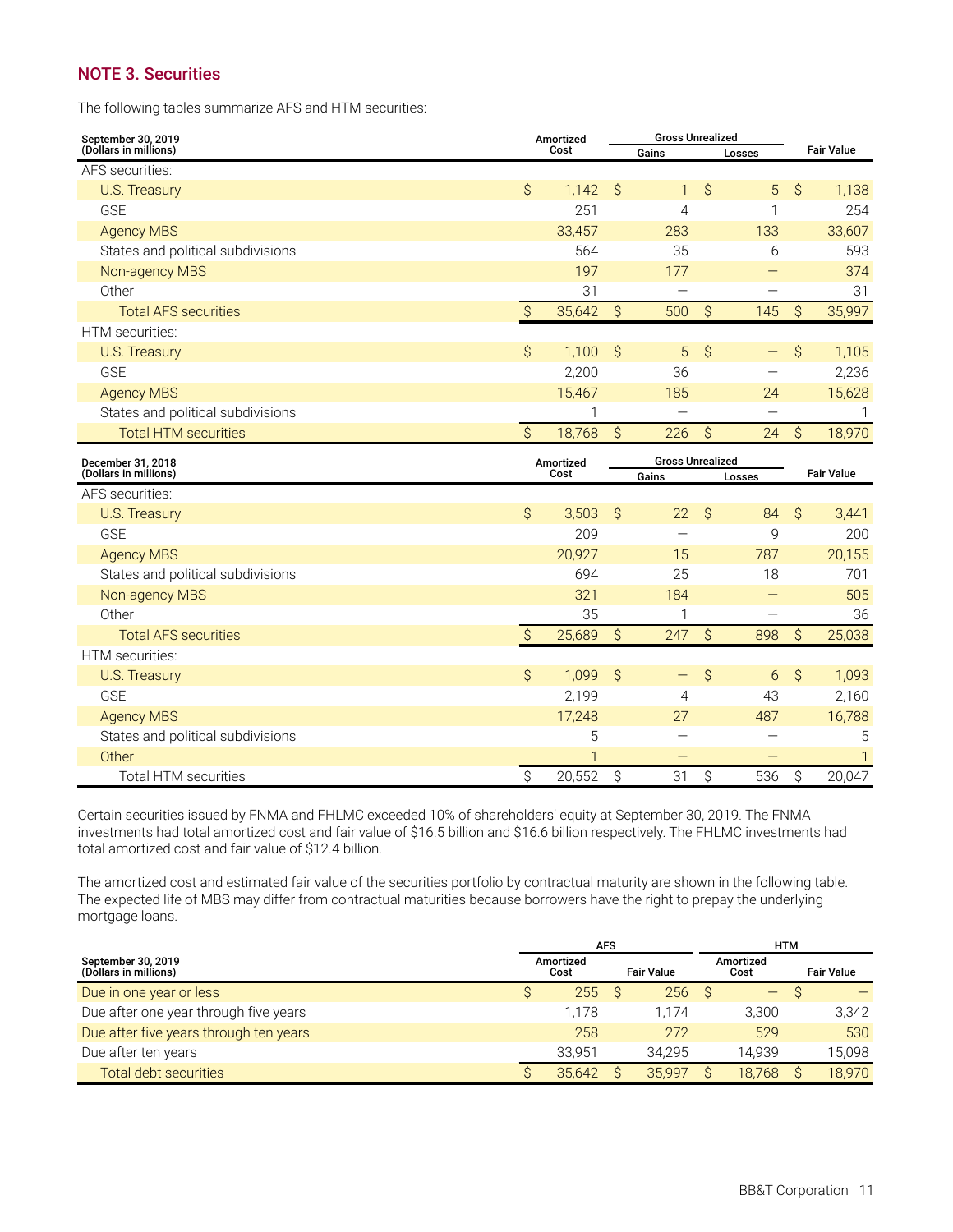## NOTE 3. Securities

The following tables summarize AFS and HTM securities:

| September 30, 2019 (Dollars in millions) | Amortized Cost | Gross Unrealized Gains | Gross Unrealized Losses | Fair Value |
|---|---|---|---|---|
| AFS securities: | | | | |
| U.S. Treasury | $ 1,142 | $ 1 | $ 5 | $ 1,138 |
| GSE | 251 | 4 | 1 | 254 |
| Agency MBS | 33,457 | 283 | 133 | 33,607 |
| States and political subdivisions | 564 | 35 | 6 | 593 |
| Non-agency MBS | 197 | 177 | — | 374 |
| Other | 31 | — | — | 31 |
| Total AFS securities | $ 35,642 | $ 500 | $ 145 | $ 35,997 |
| HTM securities: | | | | |
| U.S. Treasury | $ 1,100 | $ 5 | $ — | $ 1,105 |
| GSE | 2,200 | 36 | — | 2,236 |
| Agency MBS | 15,467 | 185 | 24 | 15,628 |
| States and political subdivisions | 1 | — | — | 1 |
| Total HTM securities | $ 18,768 | $ 226 | $ 24 | $ 18,970 |

| December 31, 2018 (Dollars in millions) | Amortized Cost | Gross Unrealized Gains | Gross Unrealized Losses | Fair Value |
|---|---|---|---|---|
| AFS securities: | | | | |
| U.S. Treasury | $ 3,503 | $ 22 | $ 84 | $ 3,441 |
| GSE | 209 | — | 9 | 200 |
| Agency MBS | 20,927 | 15 | 787 | 20,155 |
| States and political subdivisions | 694 | 25 | 18 | 701 |
| Non-agency MBS | 321 | 184 | — | 505 |
| Other | 35 | 1 | — | 36 |
| Total AFS securities | $ 25,689 | $ 247 | $ 898 | $ 25,038 |
| HTM securities: | | | | |
| U.S. Treasury | $ 1,099 | $ — | $ 6 | $ 1,093 |
| GSE | 2,199 | 4 | 43 | 2,160 |
| Agency MBS | 17,248 | 27 | 487 | 16,788 |
| States and political subdivisions | 5 | — | — | 5 |
| Other | 1 | — | — | 1 |
| Total HTM securities | $ 20,552 | $ 31 | $ 536 | $ 20,047 |

Certain securities issued by FNMA and FHLMC exceeded 10% of shareholders' equity at September 30, 2019. The FNMA investments had total amortized cost and fair value of $16.5 billion and $16.6 billion respectively. The FHLMC investments had total amortized cost and fair value of $12.4 billion.

The amortized cost and estimated fair value of the securities portfolio by contractual maturity are shown in the following table. The expected life of MBS may differ from contractual maturities because borrowers have the right to prepay the underlying mortgage loans.

| September 30, 2019 (Dollars in millions) | AFS Amortized Cost | AFS Fair Value | HTM Amortized Cost | HTM Fair Value |
|---|---|---|---|---|
| Due in one year or less | $ 255 | $ 256 | $ — | $ — |
| Due after one year through five years | 1,178 | 1,174 | 3,300 | 3,342 |
| Due after five years through ten years | 258 | 272 | 529 | 530 |
| Due after ten years | 33,951 | 34,295 | 14,939 | 15,098 |
| Total debt securities | $ 35,642 | $ 35,997 | $ 18,768 | $ 18,970 |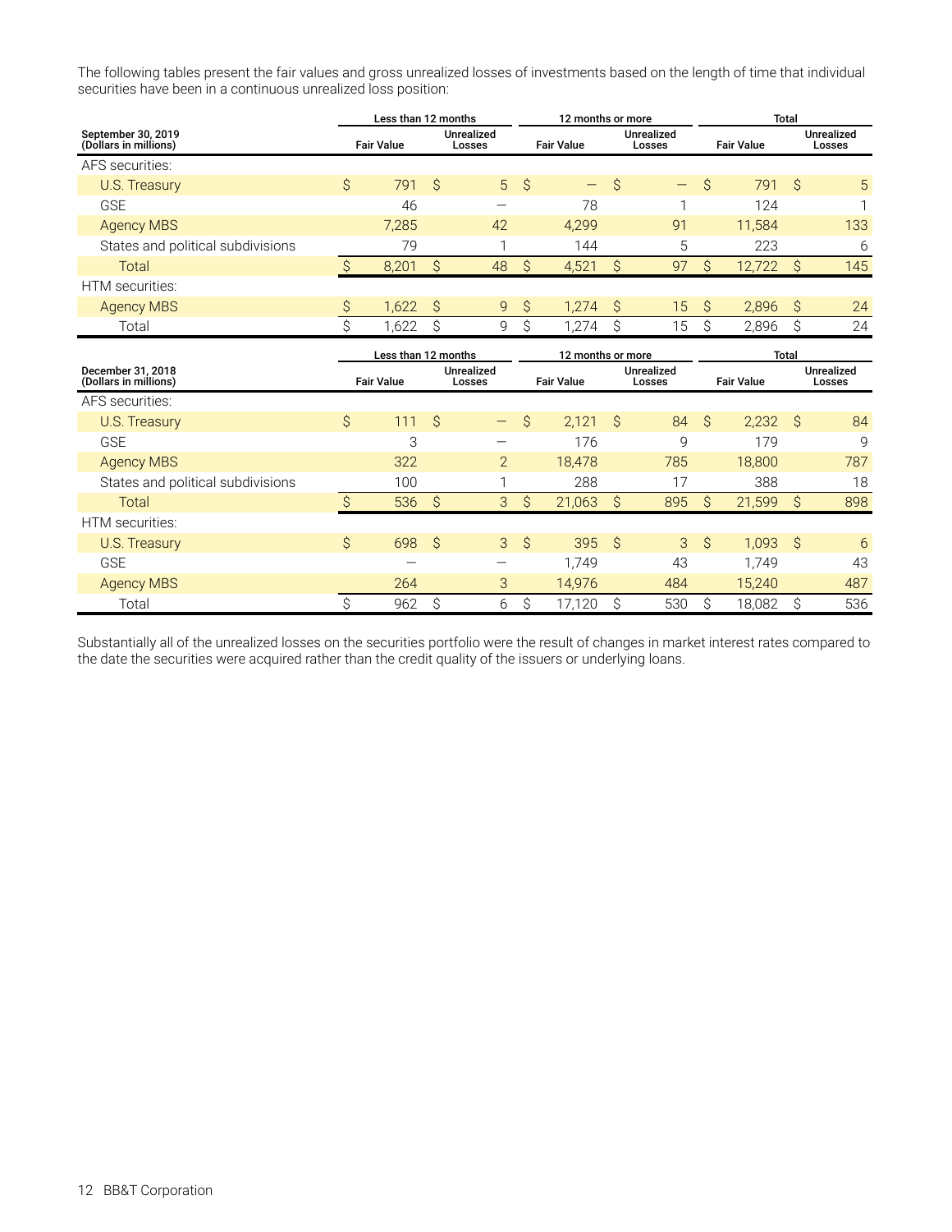The following tables present the fair values and gross unrealized losses of investments based on the length of time that individual securities have been in a continuous unrealized loss position:

| September 30, 2019 (Dollars in millions) | Less than 12 months | | 12 months or more | | Total | |
|---|---|---|---|---|---|---|
| | Fair Value | Unrealized Losses | Fair Value | Unrealized Losses | Fair Value | Unrealized Losses |
| AFS securities: | | | | | | |
| U.S. Treasury | $ 791 | $ 5 | $ — | $ — | $ 791 | $ 5 |
| GSE | 46 | — | 78 | 1 | 124 | 1 |
| Agency MBS | 7,285 | 42 | 4,299 | 91 | 11,584 | 133 |
| States and political subdivisions | 79 | 1 | 144 | 5 | 223 | 6 |
| Total | $ 8,201 | $ 48 | $ 4,521 | $ 97 | $ 12,722 | $ 145 |
| HTM securities: | | | | | | |
| Agency MBS | $ 1,622 | $ 9 | $ 1,274 | $ 15 | $ 2,896 | $ 24 |
| Total | $ 1,622 | $ 9 | $ 1,274 | $ 15 | $ 2,896 | $ 24 |

| December 31, 2018 (Dollars in millions) | Less than 12 months | | 12 months or more | | Total | |
|---|---|---|---|---|---|---|
| | Fair Value | Unrealized Losses | Fair Value | Unrealized Losses | Fair Value | Unrealized Losses |
| AFS securities: | | | | | | |
| U.S. Treasury | $ 111 | $ — | $ 2,121 | $ 84 | $ 2,232 | $ 84 |
| GSE | 3 | — | 176 | 9 | 179 | 9 |
| Agency MBS | 322 | 2 | 18,478 | 785 | 18,800 | 787 |
| States and political subdivisions | 100 | 1 | 288 | 17 | 388 | 18 |
| Total | $ 536 | $ 3 | $ 21,063 | $ 895 | $ 21,599 | $ 898 |
| HTM securities: | | | | | | |
| U.S. Treasury | $ 698 | $ 3 | $ 395 | $ 3 | $ 1,093 | $ 6 |
| GSE | — | — | 1,749 | 43 | 1,749 | 43 |
| Agency MBS | 264 | 3 | 14,976 | 484 | 15,240 | 487 |
| Total | $ 962 | $ 6 | $ 17,120 | $ 530 | $ 18,082 | $ 536 |

Substantially all of the unrealized losses on the securities portfolio were the result of changes in market interest rates compared to the date the securities were acquired rather than the credit quality of the issuers or underlying loans.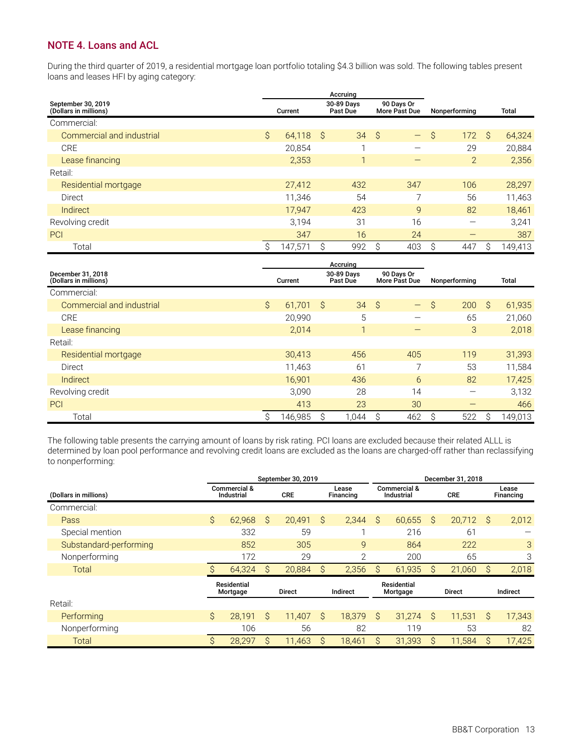## NOTE 4. Loans and ACL

During the third quarter of 2019, a residential mortgage loan portfolio totaling $4.3 billion was sold. The following tables present loans and leases HFI by aging category:

| September 30, 2019 (Dollars in millions) | Current | Accruing 30-89 Days Past Due | Accruing 90 Days Or More Past Due | Nonperforming | Total |
|---|---|---|---|---|---|
| Commercial: | | | | | |
| Commercial and industrial | $ 64,118 | $ 34 | $ — | $ 172 | $ 64,324 |
| CRE | 20,854 | 1 | — | 29 | 20,884 |
| Lease financing | 2,353 | 1 | — | 2 | 2,356 |
| Retail: | | | | | |
| Residential mortgage | 27,412 | 432 | 347 | 106 | 28,297 |
| Direct | 11,346 | 54 | 7 | 56 | 11,463 |
| Indirect | 17,947 | 423 | 9 | 82 | 18,461 |
| Revolving credit | 3,194 | 31 | 16 | — | 3,241 |
| PCI | 347 | 16 | 24 | — | 387 |
| Total | $ 147,571 | $ 992 | $ 403 | $ 447 | $ 149,413 |

| December 31, 2018 (Dollars in millions) | Current | Accruing 30-89 Days Past Due | Accruing 90 Days Or More Past Due | Nonperforming | Total |
|---|---|---|---|---|---|
| Commercial: | | | | | |
| Commercial and industrial | $ 61,701 | $ 34 | $ — | $ 200 | $ 61,935 |
| CRE | 20,990 | 5 | — | 65 | 21,060 |
| Lease financing | 2,014 | 1 | — | 3 | 2,018 |
| Retail: | | | | | |
| Residential mortgage | 30,413 | 456 | 405 | 119 | 31,393 |
| Direct | 11,463 | 61 | 7 | 53 | 11,584 |
| Indirect | 16,901 | 436 | 6 | 82 | 17,425 |
| Revolving credit | 3,090 | 28 | 14 | — | 3,132 |
| PCI | 413 | 23 | 30 | — | 466 |
| Total | $ 146,985 | $ 1,044 | $ 462 | $ 522 | $ 149,013 |

The following table presents the carrying amount of loans by risk rating. PCI loans are excluded because their related ALLL is determined by loan pool performance and revolving credit loans are excluded as the loans are charged-off rather than reclassifying to nonperforming:

| | September 30, 2019 | | | December 31, 2018 | | |
|---|---|---|---|---|---|---|
| (Dollars in millions) | Commercial & Industrial | CRE | Lease Financing | Commercial & Industrial | CRE | Lease Financing |
| Commercial: | | | | | | |
| Pass | $ 62,968 | $ 20,491 | $ 2,344 | $ 60,655 | $ 20,712 | $ 2,012 |
| Special mention | 332 | 59 | 1 | 216 | 61 | — |
| Substandard-performing | 852 | 305 | 9 | 864 | 222 | 3 |
| Nonperforming | 172 | 29 | 2 | 200 | 65 | 3 |
| Total | $ 64,324 | $ 20,884 | $ 2,356 | $ 61,935 | $ 21,060 | $ 2,018 |
| | Residential Mortgage | Direct | Indirect | Residential Mortgage | Direct | Indirect |
| Retail: | | | | | | |
| Performing | $ 28,191 | $ 11,407 | $ 18,379 | $ 31,274 | $ 11,531 | $ 17,343 |
| Nonperforming | 106 | 56 | 82 | 119 | 53 | 82 |
| Total | $ 28,297 | $ 11,463 | $ 18,461 | $ 31,393 | $ 11,584 | $ 17,425 |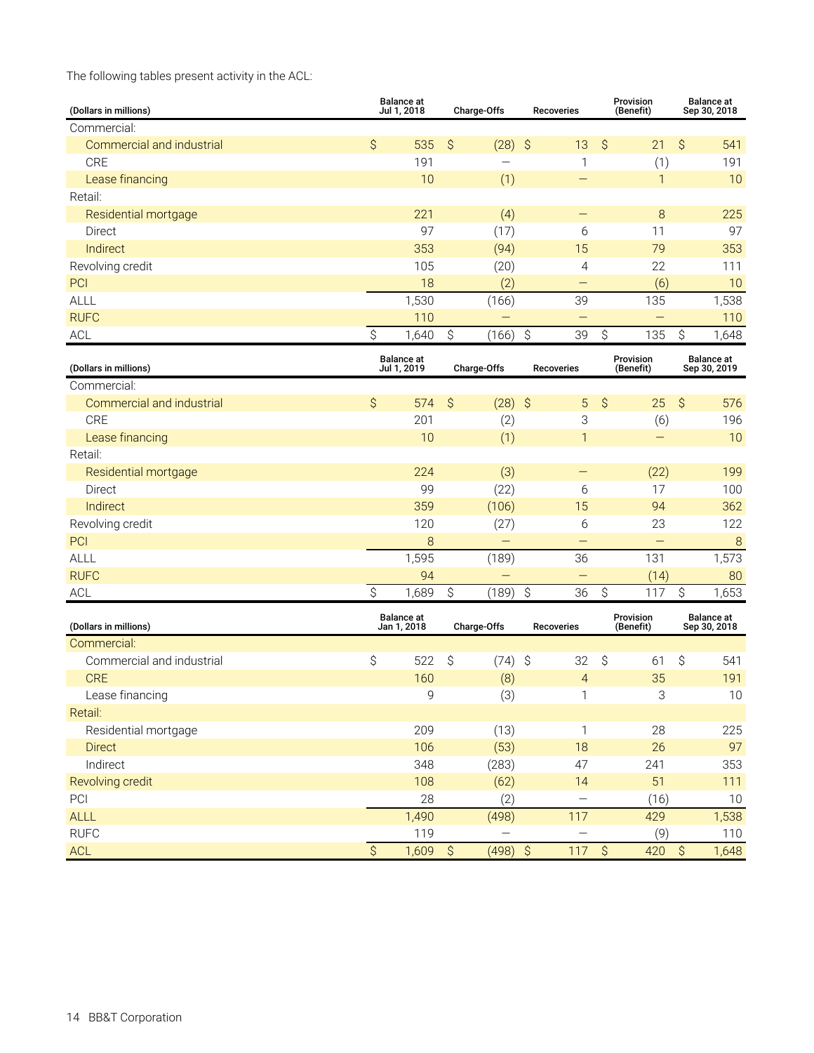The following tables present activity in the ACL:

| (Dollars in millions) | Balance at Jul 1, 2018 | Charge-Offs | Recoveries | Provision (Benefit) | Balance at Sep 30, 2018 |
|---|---|---|---|---|---|
| Commercial: | | | | | |
| Commercial and industrial | $ 535 | $ (28) | $ 13 | $ 21 | $ 541 |
| CRE | 191 | — | 1 | (1) | 191 |
| Lease financing | 10 | (1) | — | 1 | 10 |
| Retail: | | | | | |
| Residential mortgage | 221 | (4) | — | 8 | 225 |
| Direct | 97 | (17) | 6 | 11 | 97 |
| Indirect | 353 | (94) | 15 | 79 | 353 |
| Revolving credit | 105 | (20) | 4 | 22 | 111 |
| PCI | 18 | (2) | — | (6) | 10 |
| ALLL | 1,530 | (166) | 39 | 135 | 1,538 |
| RUFC | 110 | — | — | — | 110 |
| ACL | $ 1,640 | $ (166) | $ 39 | $ 135 | $ 1,648 |

| (Dollars in millions) | Balance at Jul 1, 2019 | Charge-Offs | Recoveries | Provision (Benefit) | Balance at Sep 30, 2019 |
|---|---|---|---|---|---|
| Commercial: | | | | | |
| Commercial and industrial | $ 574 | $ (28) | $ 5 | $ 25 | $ 576 |
| CRE | 201 | (2) | 3 | (6) | 196 |
| Lease financing | 10 | (1) | 1 | — | 10 |
| Retail: | | | | | |
| Residential mortgage | 224 | (3) | — | (22) | 199 |
| Direct | 99 | (22) | 6 | 17 | 100 |
| Indirect | 359 | (106) | 15 | 94 | 362 |
| Revolving credit | 120 | (27) | 6 | 23 | 122 |
| PCI | 8 | — | — | — | 8 |
| ALLL | 1,595 | (189) | 36 | 131 | 1,573 |
| RUFC | 94 | — | — | (14) | 80 |
| ACL | $ 1,689 | $ (189) | $ 36 | $ 117 | $ 1,653 |

| (Dollars in millions) | Balance at Jan 1, 2018 | Charge-Offs | Recoveries | Provision (Benefit) | Balance at Sep 30, 2018 |
|---|---|---|---|---|---|
| Commercial: | | | | | |
| Commercial and industrial | $ 522 | $ (74) | $ 32 | $ 61 | $ 541 |
| CRE | 160 | (8) | 4 | 35 | 191 |
| Lease financing | 9 | (3) | 1 | 3 | 10 |
| Retail: | | | | | |
| Residential mortgage | 209 | (13) | 1 | 28 | 225 |
| Direct | 106 | (53) | 18 | 26 | 97 |
| Indirect | 348 | (283) | 47 | 241 | 353 |
| Revolving credit | 108 | (62) | 14 | 51 | 111 |
| PCI | 28 | (2) | — | (16) | 10 |
| ALLL | 1,490 | (498) | 117 | 429 | 1,538 |
| RUFC | 119 | — | — | (9) | 110 |
| ACL | $ 1,609 | $ (498) | $ 117 | $ 420 | $ 1,648 |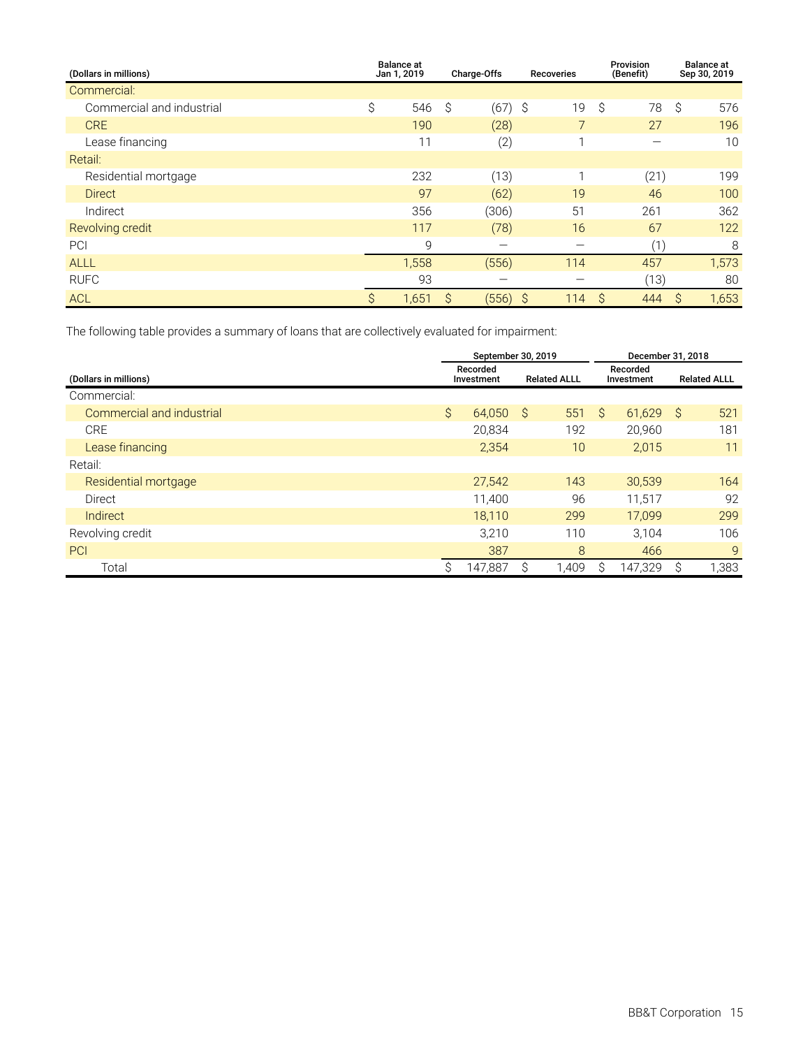| (Dollars in millions) | Balance at Jan 1, 2019 | Charge-Offs | Recoveries | Provision (Benefit) | Balance at Sep 30, 2019 |
|---|---|---|---|---|---|
| Commercial: | | | | | |
| Commercial and industrial | $ 546 | $ (67) | $ 19 | $ 78 | $ 576 |
| CRE | 190 | (28) | 7 | 27 | 196 |
| Lease financing | 11 | (2) | 1 | — | 10 |
| Retail: | | | | | |
| Residential mortgage | 232 | (13) | 1 | (21) | 199 |
| Direct | 97 | (62) | 19 | 46 | 100 |
| Indirect | 356 | (306) | 51 | 261 | 362 |
| Revolving credit | 117 | (78) | 16 | 67 | 122 |
| PCI | 9 | — | — | (1) | 8 |
| ALLL | 1,558 | (556) | 114 | 457 | 1,573 |
| RUFC | 93 | — | — | (13) | 80 |
| ACL | $ 1,651 | $ (556) | $ 114 | $ 444 | $ 1,653 |

The following table provides a summary of loans that are collectively evaluated for impairment:

| | September 30, 2019 | | December 31, 2018 | |
|---|---|---|---|---|
| (Dollars in millions) | Recorded Investment | Related ALLL | Recorded Investment | Related ALLL |
| Commercial: | | | | |
| Commercial and industrial | $ 64,050 | $ 551 | $ 61,629 | $ 521 |
| CRE | 20,834 | 192 | 20,960 | 181 |
| Lease financing | 2,354 | 10 | 2,015 | 11 |
| Retail: | | | | |
| Residential mortgage | 27,542 | 143 | 30,539 | 164 |
| Direct | 11,400 | 96 | 11,517 | 92 |
| Indirect | 18,110 | 299 | 17,099 | 299 |
| Revolving credit | 3,210 | 110 | 3,104 | 106 |
| PCI | 387 | 8 | 466 | 9 |
| Total | $ 147,887 | $ 1,409 | $ 147,329 | $ 1,383 |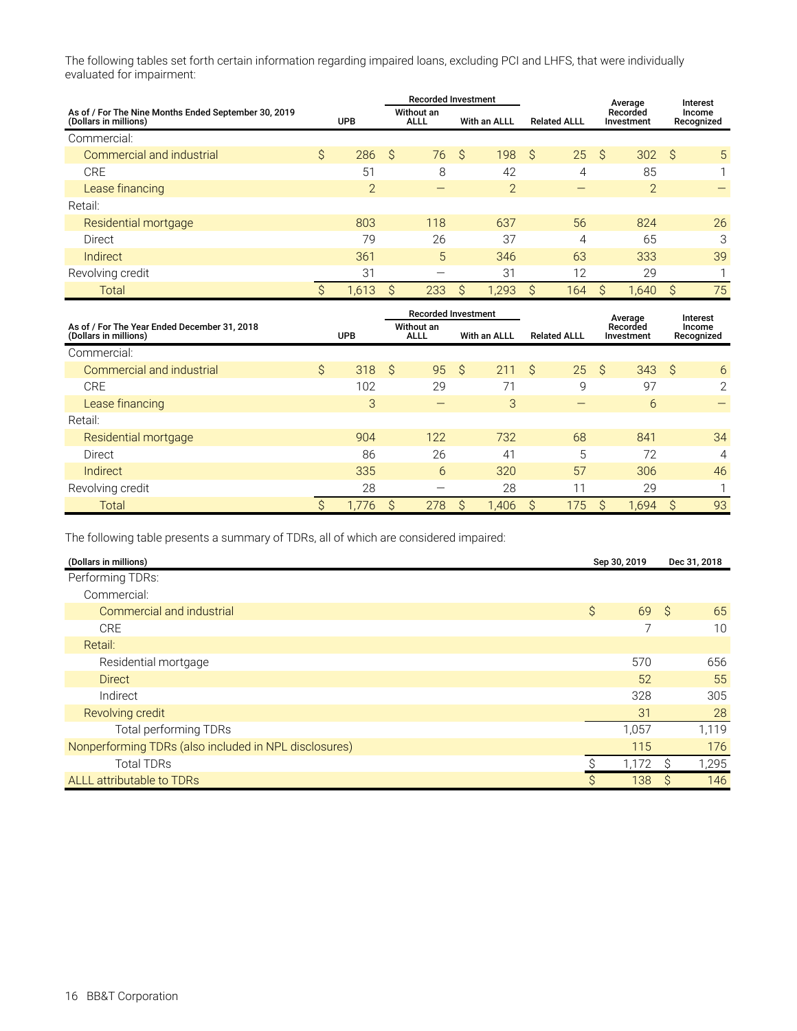The following tables set forth certain information regarding impaired loans, excluding PCI and LHFS, that were individually evaluated for impairment:

| As of / For The Nine Months Ended September 30, 2019 (Dollars in millions) | UPB | Recorded Investment | | Related ALLL | Average Recorded Investment | Interest Income Recognized |
|---|---|---|---|---|---|---|
| | | Without an ALLL | With an ALLL | | | |
| Commercial: | | | | | | |
| Commercial and industrial | $ 286 | $ 76 | $ 198 | $ 25 | $ 302 | $ 5 |
| CRE | 51 | 8 | 42 | 4 | 85 | 1 |
| Lease financing | 2 | — | 2 | — | 2 | — |
| Retail: | | | | | | |
| Residential mortgage | 803 | 118 | 637 | 56 | 824 | 26 |
| Direct | 79 | 26 | 37 | 4 | 65 | 3 |
| Indirect | 361 | 5 | 346 | 63 | 333 | 39 |
| Revolving credit | 31 | — | 31 | 12 | 29 | 1 |
| Total | $ 1,613 | $ 233 | $ 1,293 | $ 164 | $ 1,640 | $ 75 |

| As of / For The Year Ended December 31, 2018 (Dollars in millions) | UPB | Recorded Investment | | Related ALLL | Average Recorded Investment | Interest Income Recognized |
|---|---|---|---|---|---|---|
| | | Without an ALLL | With an ALLL | | | |
| Commercial: | | | | | | |
| Commercial and industrial | $ 318 | $ 95 | $ 211 | $ 25 | $ 343 | $ 6 |
| CRE | 102 | 29 | 71 | 9 | 97 | 2 |
| Lease financing | 3 | — | 3 | — | 6 | — |
| Retail: | | | | | | |
| Residential mortgage | 904 | 122 | 732 | 68 | 841 | 34 |
| Direct | 86 | 26 | 41 | 5 | 72 | 4 |
| Indirect | 335 | 6 | 320 | 57 | 306 | 46 |
| Revolving credit | 28 | — | 28 | 11 | 29 | 1 |
| Total | $ 1,776 | $ 278 | $ 1,406 | $ 175 | $ 1,694 | $ 93 |

The following table presents a summary of TDRs, all of which are considered impaired:

| (Dollars in millions) | Sep 30, 2019 | Dec 31, 2018 |
|---|---|---|
| Performing TDRs: | | |
| Commercial: | | |
| Commercial and industrial | $ 69 | $ 65 |
| CRE | 7 | 10 |
| Retail: | | |
| Residential mortgage | 570 | 656 |
| Direct | 52 | 55 |
| Indirect | 328 | 305 |
| Revolving credit | 31 | 28 |
| Total performing TDRs | 1,057 | 1,119 |
| Nonperforming TDRs (also included in NPL disclosures) | 115 | 176 |
| Total TDRs | $ 1,172 | $ 1,295 |
| ALLL attributable to TDRs | $ 138 | $ 146 |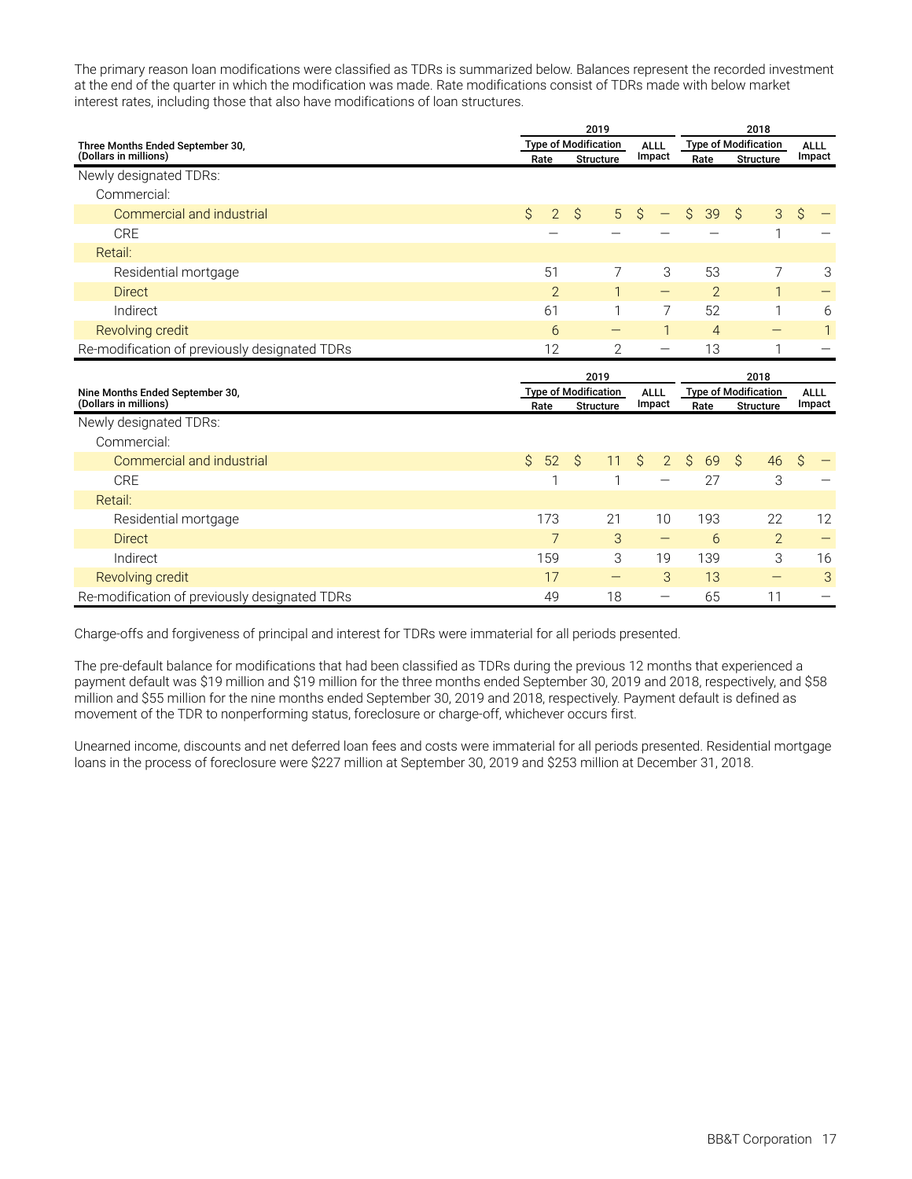The primary reason loan modifications were classified as TDRs is summarized below. Balances represent the recorded investment at the end of the quarter in which the modification was made. Rate modifications consist of TDRs made with below market interest rates, including those that also have modifications of loan structures.

| Three Months Ended September 30, (Dollars in millions) | 2019 | | | 2018 | | |
|---|---|---|---|---|---|---|
| | Type of Modification | | ALLL Impact | Type of Modification | | ALLL Impact |
| | Rate | Structure | | Rate | Structure | |
| Newly designated TDRs: | | | | | | |
| Commercial: | | | | | | |
| Commercial and industrial | $ 2 | $ 5 | $ — | $ 39 | $ 3 | $ — |
| CRE | — | — | — | — | 1 | — |
| Retail: | | | | | | |
| Residential mortgage | 51 | 7 | 3 | 53 | 7 | 3 |
| Direct | 2 | 1 | — | 2 | 1 | — |
| Indirect | 61 | 1 | 7 | 52 | 1 | 6 |
| Revolving credit | 6 | — | 1 | 4 | — | 1 |
| Re-modification of previously designated TDRs | 12 | 2 | — | 13 | 1 | — |

| Nine Months Ended September 30, (Dollars in millions) | 2019 | | | 2018 | | |
|---|---|---|---|---|---|---|
| | Type of Modification | | ALLL Impact | Type of Modification | | ALLL Impact |
| | Rate | Structure | | Rate | Structure | |
| Newly designated TDRs: | | | | | | |
| Commercial: | | | | | | |
| Commercial and industrial | $ 52 | $ 11 | $ 2 | $ 69 | $ 46 | $ — |
| CRE | 1 | 1 | — | 27 | 3 | — |
| Retail: | | | | | | |
| Residential mortgage | 173 | 21 | 10 | 193 | 22 | 12 |
| Direct | 7 | 3 | — | 6 | 2 | — |
| Indirect | 159 | 3 | 19 | 139 | 3 | 16 |
| Revolving credit | 17 | — | 3 | 13 | — | 3 |
| Re-modification of previously designated TDRs | 49 | 18 | — | 65 | 11 | — |

Charge-offs and forgiveness of principal and interest for TDRs were immaterial for all periods presented.

The pre-default balance for modifications that had been classified as TDRs during the previous 12 months that experienced a payment default was $19 million and $19 million for the three months ended September 30, 2019 and 2018, respectively, and $58 million and $55 million for the nine months ended September 30, 2019 and 2018, respectively. Payment default is defined as movement of the TDR to nonperforming status, foreclosure or charge-off, whichever occurs first.

Unearned income, discounts and net deferred loan fees and costs were immaterial for all periods presented. Residential mortgage loans in the process of foreclosure were $227 million at September 30, 2019 and $253 million at December 31, 2018.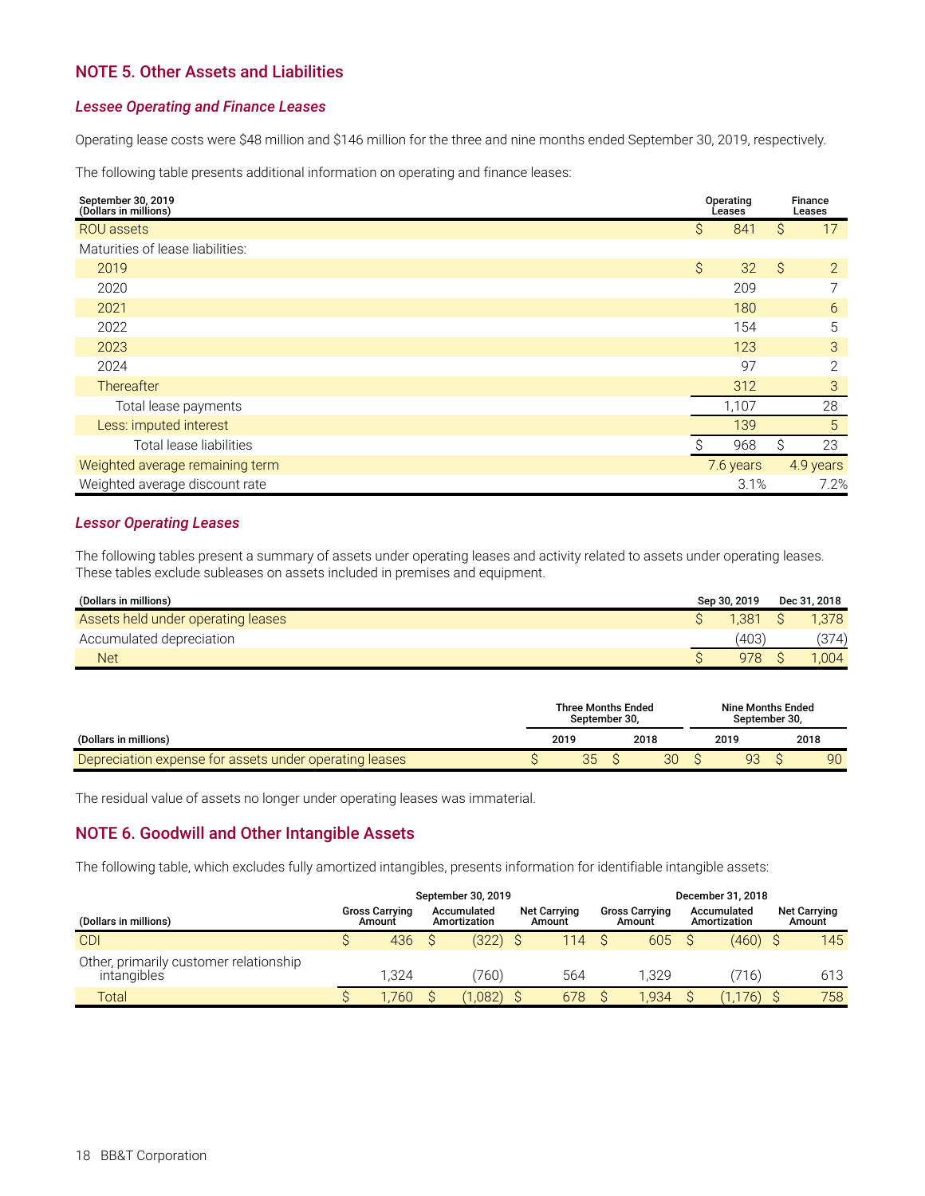## NOTE 5. Other Assets and Liabilities

### *Lessee Operating and Finance Leases*

Operating lease costs were $48 million and $146 million for the three and nine months ended September 30, 2019, respectively.

The following table presents additional information on operating and finance leases:

| September 30, 2019 (Dollars in millions) | Operating Leases | Finance Leases |
|---|---|---|
| ROU assets | $ 841 | $ 17 |
| Maturities of lease liabilities: | | |
| 2019 | $ 32 | $ 2 |
| 2020 | 209 | 7 |
| 2021 | 180 | 6 |
| 2022 | 154 | 5 |
| 2023 | 123 | 3 |
| 2024 | 97 | 2 |
| Thereafter | 312 | 3 |
| Total lease payments | 1,107 | 28 |
| Less: imputed interest | 139 | 5 |
| Total lease liabilities | $ 968 | $ 23 |
| Weighted average remaining term | 7.6 years | 4.9 years |
| Weighted average discount rate | 3.1% | 7.2% |

### *Lessor Operating Leases*

The following tables present a summary of assets under operating leases and activity related to assets under operating leases. These tables exclude subleases on assets included in premises and equipment.

| (Dollars in millions) | Sep 30, 2019 | Dec 31, 2018 |
|---|---|---|
| Assets held under operating leases | $ 1,381 | $ 1,378 |
| Accumulated depreciation | (403) | (374) |
| Net | $ 978 | $ 1,004 |

| | Three Months Ended September 30, | | Nine Months Ended September 30, | |
|---|---|---|---|---|
| (Dollars in millions) | 2019 | 2018 | 2019 | 2018 |
| Depreciation expense for assets under operating leases | $ 35 | $ 30 | $ 93 | $ 90 |

The residual value of assets no longer under operating leases was immaterial.

## NOTE 6. Goodwill and Other Intangible Assets

The following table, which excludes fully amortized intangibles, presents information for identifiable intangible assets:

| | September 30, 2019 | | | December 31, 2018 | | |
|---|---|---|---|---|---|---|
| (Dollars in millions) | Gross Carrying Amount | Accumulated Amortization | Net Carrying Amount | Gross Carrying Amount | Accumulated Amortization | Net Carrying Amount |
| CDI | $ 436 | $ (322) | $ 114 | $ 605 | $ (460) | $ 145 |
| Other, primarily customer relationship intangibles | 1,324 | (760) | 564 | 1,329 | (716) | 613 |
| Total | $ 1,760 | $ (1,082) | $ 678 | $ 1,934 | $ (1,176) | $ 758 |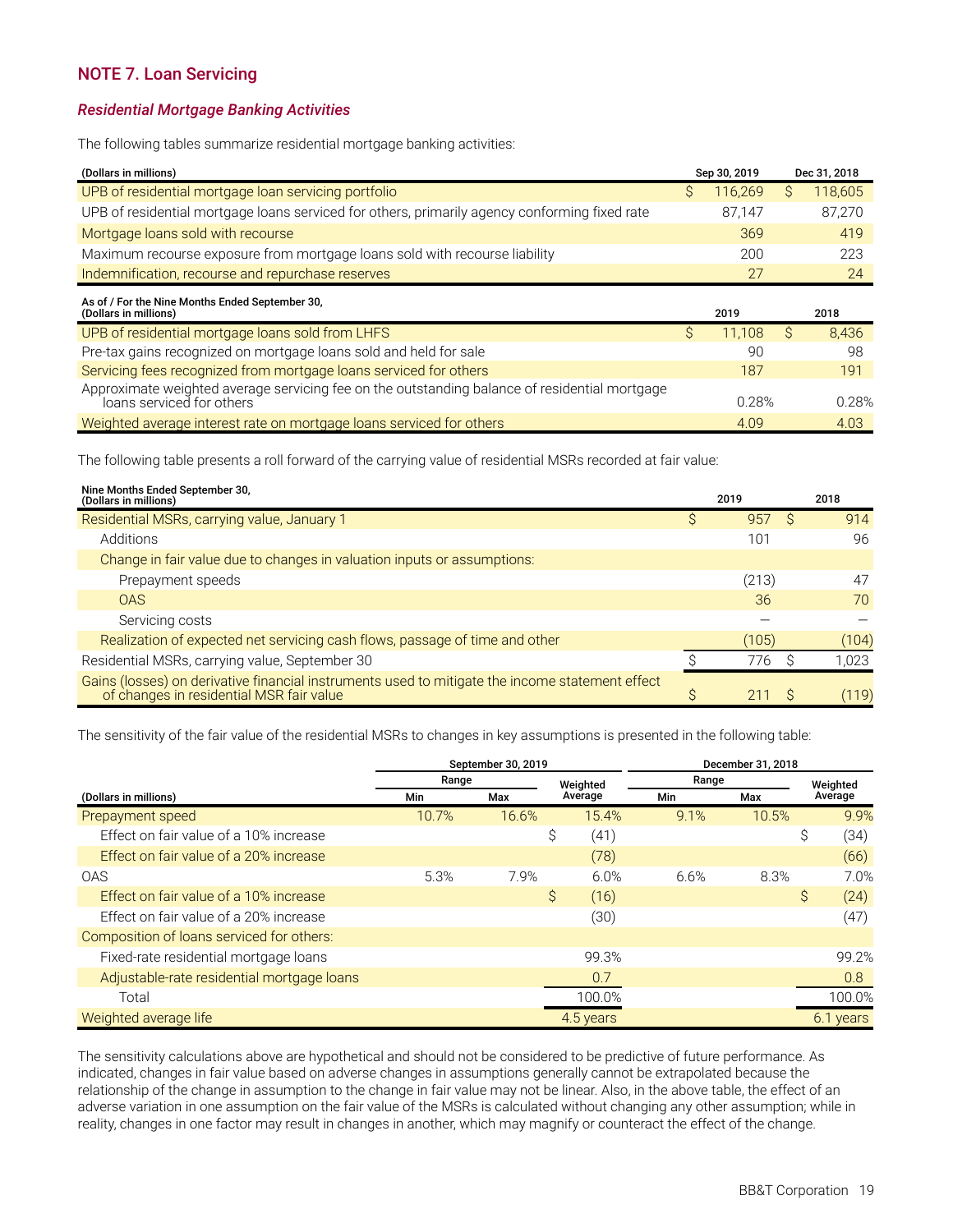## NOTE 7. Loan Servicing

### *Residential Mortgage Banking Activities*

The following tables summarize residential mortgage banking activities:

| (Dollars in millions) | Sep 30, 2019 | Dec 31, 2018 |
|---|---|---|
| UPB of residential mortgage loan servicing portfolio | $ 116,269 | $ 118,605 |
| UPB of residential mortgage loans serviced for others, primarily agency conforming fixed rate | 87,147 | 87,270 |
| Mortgage loans sold with recourse | 369 | 419 |
| Maximum recourse exposure from mortgage loans sold with recourse liability | 200 | 223 |
| Indemnification, recourse and repurchase reserves | 27 | 24 |

| As of / For the Nine Months Ended September 30, (Dollars in millions) | 2019 | 2018 |
|---|---|---|
| UPB of residential mortgage loans sold from LHFS | $ 11,108 | $ 8,436 |
| Pre-tax gains recognized on mortgage loans sold and held for sale | 90 | 98 |
| Servicing fees recognized from mortgage loans serviced for others | 187 | 191 |
| Approximate weighted average servicing fee on the outstanding balance of residential mortgage loans serviced for others | 0.28% | 0.28% |
| Weighted average interest rate on mortgage loans serviced for others | 4.09 | 4.03 |

The following table presents a roll forward of the carrying value of residential MSRs recorded at fair value:

| Nine Months Ended September 30, (Dollars in millions) | 2019 | 2018 |
|---|---|---|
| Residential MSRs, carrying value, January 1 | $ 957 | $ 914 |
| Additions | 101 | 96 |
| Change in fair value due to changes in valuation inputs or assumptions: | | |
| Prepayment speeds | (213) | 47 |
| OAS | 36 | 70 |
| Servicing costs | — | — |
| Realization of expected net servicing cash flows, passage of time and other | (105) | (104) |
| Residential MSRs, carrying value, September 30 | $ 776 | $ 1,023 |
| Gains (losses) on derivative financial instruments used to mitigate the income statement effect of changes in residential MSR fair value | $ 211 | $ (119) |

The sensitivity of the fair value of the residential MSRs to changes in key assumptions is presented in the following table:

| | September 30, 2019 | | | December 31, 2018 | | |
|---|---|---|---|---|---|---|
| | Range | | Weighted | Range | | Weighted |
| (Dollars in millions) | Min | Max | Average | Min | Max | Average |
| Prepayment speed | 10.7% | 16.6% | 15.4% | 9.1% | 10.5% | 9.9% |
| Effect on fair value of a 10% increase | | | $ (41) | | | $ (34) |
| Effect on fair value of a 20% increase | | | (78) | | | (66) |
| OAS | 5.3% | 7.9% | 6.0% | 6.6% | 8.3% | 7.0% |
| Effect on fair value of a 10% increase | | | $ (16) | | | $ (24) |
| Effect on fair value of a 20% increase | | | (30) | | | (47) |
| Composition of loans serviced for others: | | | | | | |
| Fixed-rate residential mortgage loans | | | 99.3% | | | 99.2% |
| Adjustable-rate residential mortgage loans | | | 0.7 | | | 0.8 |
| Total | | | 100.0% | | | 100.0% |
| Weighted average life | | | 4.5 years | | | 6.1 years |

The sensitivity calculations above are hypothetical and should not be considered to be predictive of future performance. As indicated, changes in fair value based on adverse changes in assumptions generally cannot be extrapolated because the relationship of the change in assumption to the change in fair value may not be linear. Also, in the above table, the effect of an adverse variation in one assumption on the fair value of the MSRs is calculated without changing any other assumption; while in reality, changes in one factor may result in changes in another, which may magnify or counteract the effect of the change.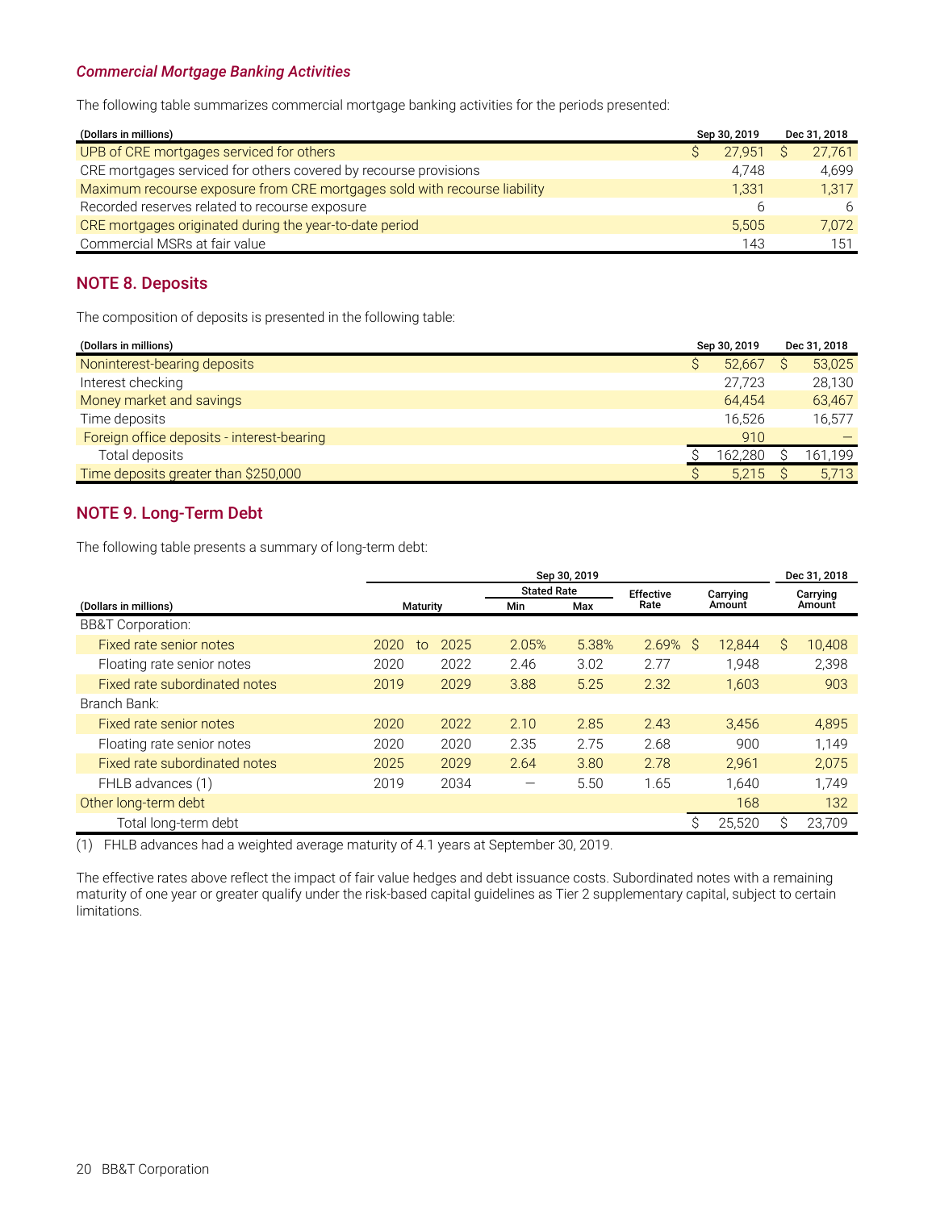### *Commercial Mortgage Banking Activities*

The following table summarizes commercial mortgage banking activities for the periods presented:

| (Dollars in millions) | Sep 30, 2019 | Dec 31, 2018 |
|---|---|---|
| UPB of CRE mortgages serviced for others | $ 27,951 | $ 27,761 |
| CRE mortgages serviced for others covered by recourse provisions | 4,748 | 4,699 |
| Maximum recourse exposure from CRE mortgages sold with recourse liability | 1,331 | 1,317 |
| Recorded reserves related to recourse exposure | 6 | 6 |
| CRE mortgages originated during the year-to-date period | 5,505 | 7,072 |
| Commercial MSRs at fair value | 143 | 151 |

## NOTE 8. Deposits

The composition of deposits is presented in the following table:

| (Dollars in millions) | Sep 30, 2019 | Dec 31, 2018 |
|---|---|---|
| Noninterest-bearing deposits | $ 52,667 | $ 53,025 |
| Interest checking | 27,723 | 28,130 |
| Money market and savings | 64,454 | 63,467 |
| Time deposits | 16,526 | 16,577 |
| Foreign office deposits - interest-bearing | 910 | — |
| Total deposits | $ 162,280 | $ 161,199 |
| Time deposits greater than $250,000 | $ 5,215 | $ 5,713 |

## NOTE 9. Long-Term Debt

The following table presents a summary of long-term debt:

| | Sep 30, 2019 | | | | | | Dec 31, 2018 |
|---|---|---|---|---|---|---|---|
| | | | Stated Rate | | | | |
| (Dollars in millions) | Maturity | | Min | Max | Effective Rate | Carrying Amount | Carrying Amount |
| BB&T Corporation: | | | | | | | |
| Fixed rate senior notes | 2020 to | 2025 | 2.05% | 5.38% | 2.69% | $ 12,844 | $ 10,408 |
| Floating rate senior notes | 2020 | 2022 | 2.46 | 3.02 | 2.77 | 1,948 | 2,398 |
| Fixed rate subordinated notes | 2019 | 2029 | 3.88 | 5.25 | 2.32 | 1,603 | 903 |
| Branch Bank: | | | | | | | |
| Fixed rate senior notes | 2020 | 2022 | 2.10 | 2.85 | 2.43 | 3,456 | 4,895 |
| Floating rate senior notes | 2020 | 2020 | 2.35 | 2.75 | 2.68 | 900 | 1,149 |
| Fixed rate subordinated notes | 2025 | 2029 | 2.64 | 3.80 | 2.78 | 2,961 | 2,075 |
| FHLB advances (1) | 2019 | 2034 | — | 5.50 | 1.65 | 1,640 | 1,749 |
| Other long-term debt | | | | | | 168 | 132 |
| Total long-term debt | | | | | | $ 25,520 | $ 23,709 |

(1) FHLB advances had a weighted average maturity of 4.1 years at September 30, 2019.

The effective rates above reflect the impact of fair value hedges and debt issuance costs. Subordinated notes with a remaining maturity of one year or greater qualify under the risk-based capital guidelines as Tier 2 supplementary capital, subject to certain limitations.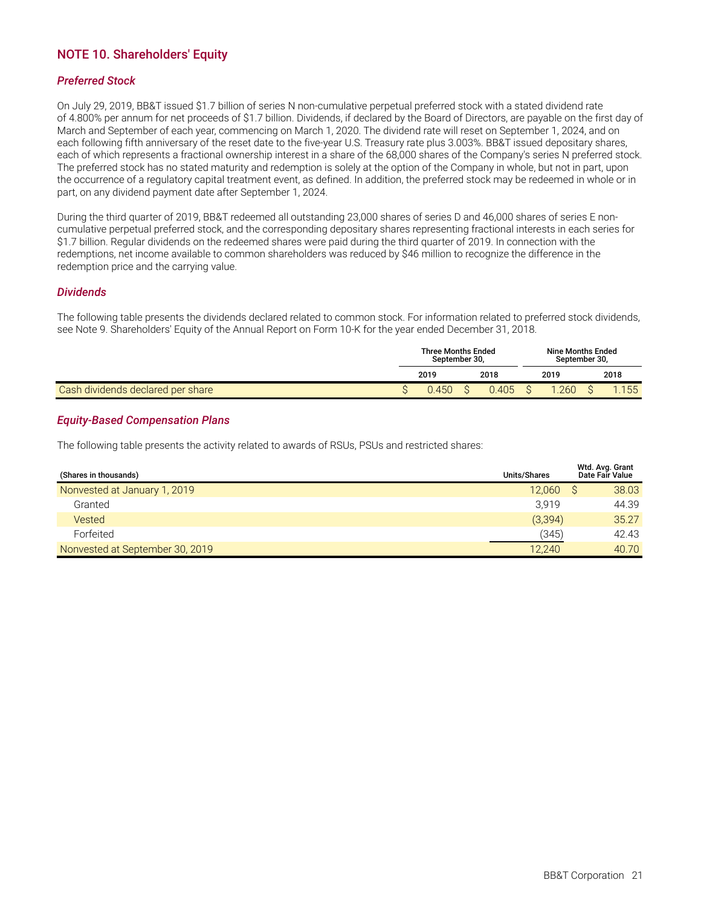## NOTE 10. Shareholders' Equity

### *Preferred Stock*

On July 29, 2019, BB&T issued $1.7 billion of series N non-cumulative perpetual preferred stock with a stated dividend rate of 4.800% per annum for net proceeds of $1.7 billion. Dividends, if declared by the Board of Directors, are payable on the first day of March and September of each year, commencing on March 1, 2020. The dividend rate will reset on September 1, 2024, and on each following fifth anniversary of the reset date to the five-year U.S. Treasury rate plus 3.003%. BB&T issued depositary shares, each of which represents a fractional ownership interest in a share of the 68,000 shares of the Company's series N preferred stock. The preferred stock has no stated maturity and redemption is solely at the option of the Company in whole, but not in part, upon the occurrence of a regulatory capital treatment event, as defined. In addition, the preferred stock may be redeemed in whole or in part, on any dividend payment date after September 1, 2024.

During the third quarter of 2019, BB&T redeemed all outstanding 23,000 shares of series D and 46,000 shares of series E non-cumulative perpetual preferred stock, and the corresponding depositary shares representing fractional interests in each series for $1.7 billion. Regular dividends on the redeemed shares were paid during the third quarter of 2019. In connection with the redemptions, net income available to common shareholders was reduced by $46 million to recognize the difference in the redemption price and the carrying value.

### *Dividends*

The following table presents the dividends declared related to common stock. For information related to preferred stock dividends, see Note 9. Shareholders' Equity of the Annual Report on Form 10-K for the year ended December 31, 2018.

| | Three Months Ended September 30, | | Nine Months Ended September 30, | |
|---|---|---|---|---|
| | 2019 | 2018 | 2019 | 2018 |
| Cash dividends declared per share | $ 0.450 | $ 0.405 | $ 1.260 | $ 1.155 |

### *Equity-Based Compensation Plans*

The following table presents the activity related to awards of RSUs, PSUs and restricted shares:

| (Shares in thousands) | Units/Shares | Wtd. Avg. Grant Date Fair Value |
|---|---|---|
| Nonvested at January 1, 2019 | 12,060 | $ 38.03 |
| Granted | 3,919 | 44.39 |
| Vested | (3,394) | 35.27 |
| Forfeited | (345) | 42.43 |
| Nonvested at September 30, 2019 | 12,240 | 40.70 |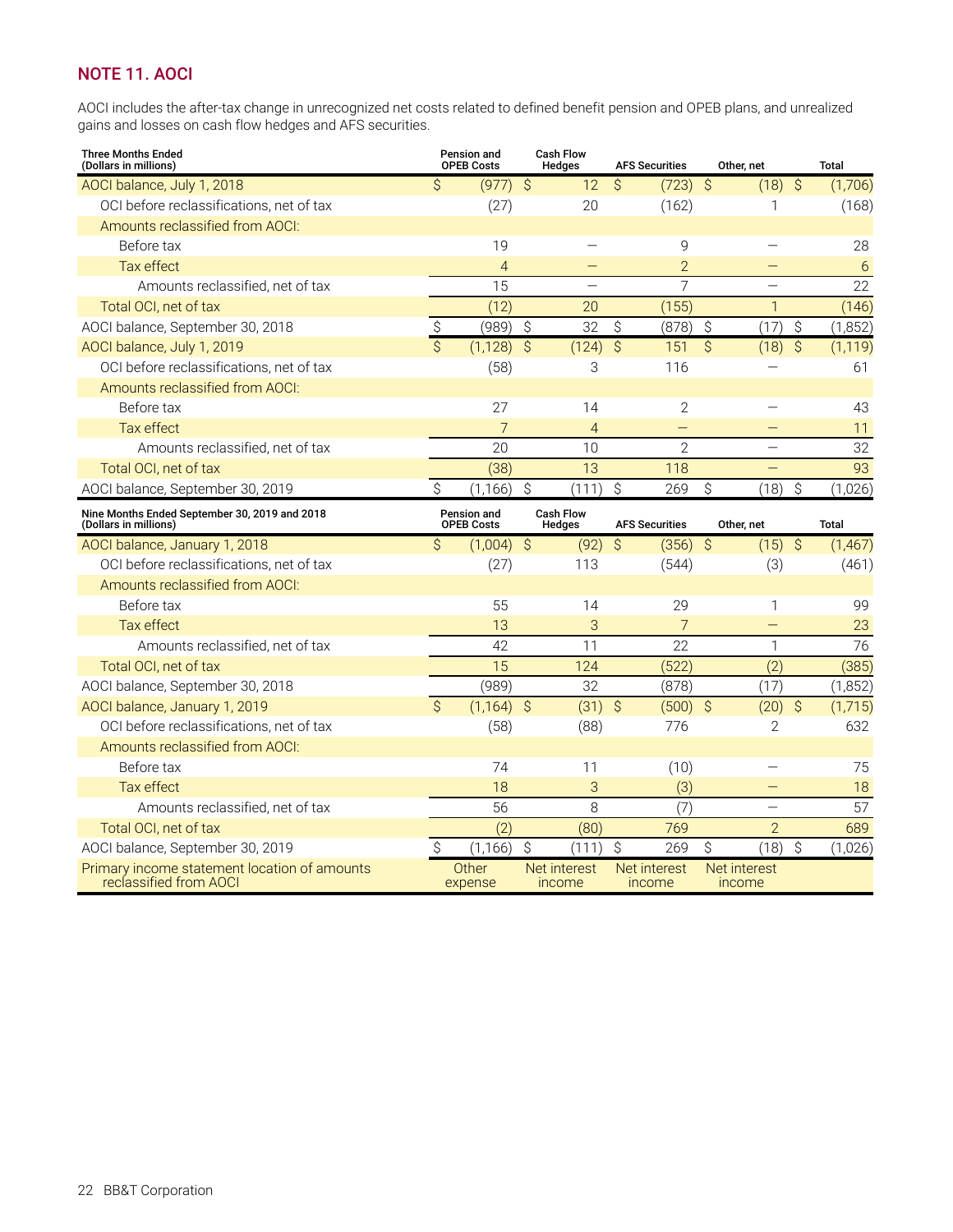## NOTE 11. AOCI

AOCI includes the after-tax change in unrecognized net costs related to defined benefit pension and OPEB plans, and unrealized gains and losses on cash flow hedges and AFS securities.

| Three Months Ended (Dollars in millions) | Pension and OPEB Costs | Cash Flow Hedges | AFS Securities | Other, net | Total |
|---|---|---|---|---|---|
| AOCI balance, July 1, 2018 | $ (977) | $ 12 | $ (723) | $ (18) | $ (1,706) |
| OCI before reclassifications, net of tax | (27) | 20 | (162) | 1 | (168) |
| Amounts reclassified from AOCI: | | | | | |
| Before tax | 19 | — | 9 | — | 28 |
| Tax effect | 4 | — | 2 | — | 6 |
| Amounts reclassified, net of tax | 15 | — | 7 | — | 22 |
| Total OCI, net of tax | (12) | 20 | (155) | 1 | (146) |
| AOCI balance, September 30, 2018 | $ (989) | $ 32 | $ (878) | $ (17) | $ (1,852) |
| AOCI balance, July 1, 2019 | $ (1,128) | $ (124) | $ 151 | $ (18) | $ (1,119) |
| OCI before reclassifications, net of tax | (58) | 3 | 116 | — | 61 |
| Amounts reclassified from AOCI: | | | | | |
| Before tax | 27 | 14 | 2 | — | 43 |
| Tax effect | 7 | 4 | — | — | 11 |
| Amounts reclassified, net of tax | 20 | 10 | 2 | — | 32 |
| Total OCI, net of tax | (38) | 13 | 118 | — | 93 |
| AOCI balance, September 30, 2019 | $ (1,166) | $ (111) | $ 269 | $ (18) | $ (1,026) |

| Nine Months Ended September 30, 2019 and 2018 (Dollars in millions) | Pension and OPEB Costs | Cash Flow Hedges | AFS Securities | Other, net | Total |
|---|---|---|---|---|---|
| AOCI balance, January 1, 2018 | $ (1,004) | $ (92) | $ (356) | $ (15) | $ (1,467) |
| OCI before reclassifications, net of tax | (27) | 113 | (544) | (3) | (461) |
| Amounts reclassified from AOCI: | | | | | |
| Before tax | 55 | 14 | 29 | 1 | 99 |
| Tax effect | 13 | 3 | 7 | — | 23 |
| Amounts reclassified, net of tax | 42 | 11 | 22 | 1 | 76 |
| Total OCI, net of tax | 15 | 124 | (522) | (2) | (385) |
| AOCI balance, September 30, 2018 | (989) | 32 | (878) | (17) | (1,852) |
| AOCI balance, January 1, 2019 | $ (1,164) | $ (31) | $ (500) | $ (20) | $ (1,715) |
| OCI before reclassifications, net of tax | (58) | (88) | 776 | 2 | 632 |
| Amounts reclassified from AOCI: | | | | | |
| Before tax | 74 | 11 | (10) | — | 75 |
| Tax effect | 18 | 3 | (3) | — | 18 |
| Amounts reclassified, net of tax | 56 | 8 | (7) | — | 57 |
| Total OCI, net of tax | (2) | (80) | 769 | 2 | 689 |
| AOCI balance, September 30, 2019 | $ (1,166) | $ (111) | $ 269 | $ (18) | $ (1,026) |
| Primary income statement location of amounts reclassified from AOCI | Other expense | Net interest income | Net interest income | Net interest income | |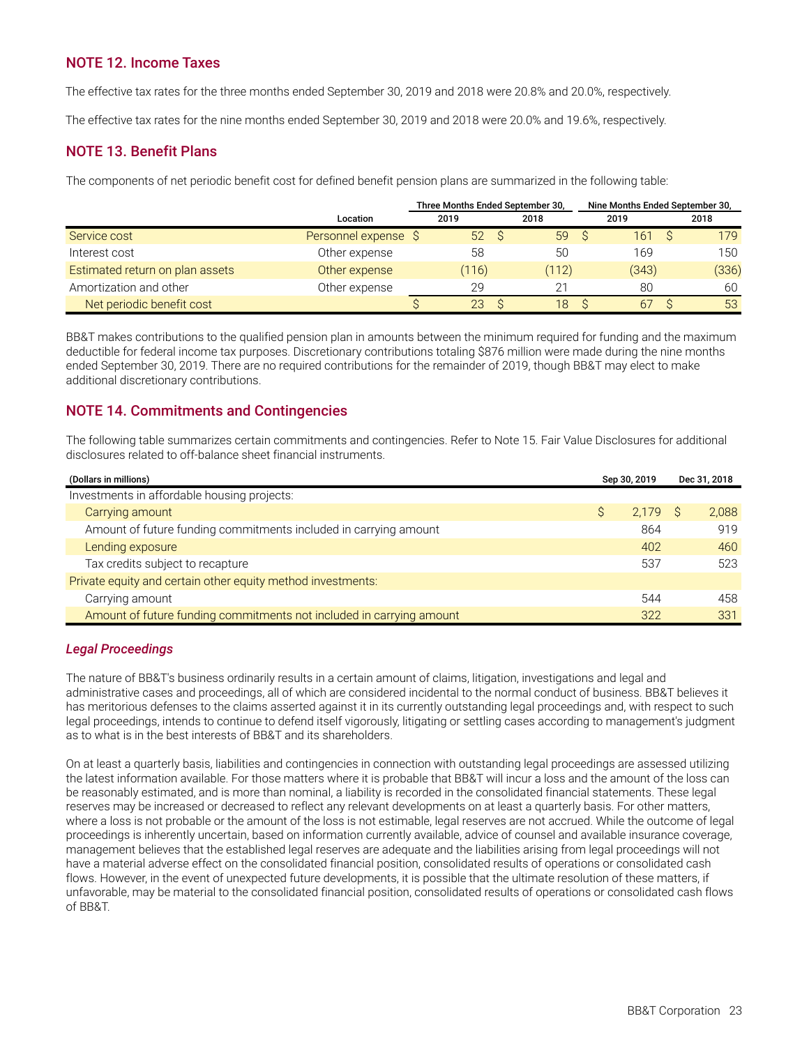## NOTE 12. Income Taxes

The effective tax rates for the three months ended September 30, 2019 and 2018 were 20.8% and 20.0%, respectively.

The effective tax rates for the nine months ended September 30, 2019 and 2018 were 20.0% and 19.6%, respectively.

## NOTE 13. Benefit Plans

The components of net periodic benefit cost for defined benefit pension plans are summarized in the following table:

| | Location | Three Months Ended September 30, | | Nine Months Ended September 30, | |
|---|---|---|---|---|---|
| | | 2019 | 2018 | 2019 | 2018 |
| Service cost | Personnel expense | $ 52 | $ 59 | $ 161 | $ 179 |
| Interest cost | Other expense | 58 | 50 | 169 | 150 |
| Estimated return on plan assets | Other expense | (116) | (112) | (343) | (336) |
| Amortization and other | Other expense | 29 | 21 | 80 | 60 |
| Net periodic benefit cost | | $ 23 | $ 18 | $ 67 | $ 53 |

BB&T makes contributions to the qualified pension plan in amounts between the minimum required for funding and the maximum deductible for federal income tax purposes. Discretionary contributions totaling $876 million were made during the nine months ended September 30, 2019. There are no required contributions for the remainder of 2019, though BB&T may elect to make additional discretionary contributions.

## NOTE 14. Commitments and Contingencies

The following table summarizes certain commitments and contingencies. Refer to Note 15. Fair Value Disclosures for additional disclosures related to off-balance sheet financial instruments.

| (Dollars in millions) | Sep 30, 2019 | Dec 31, 2018 |
|---|---|---|
| Investments in affordable housing projects: | | |
| Carrying amount | $ 2,179 | $ 2,088 |
| Amount of future funding commitments included in carrying amount | 864 | 919 |
| Lending exposure | 402 | 460 |
| Tax credits subject to recapture | 537 | 523 |
| Private equity and certain other equity method investments: | | |
| Carrying amount | 544 | 458 |
| Amount of future funding commitments not included in carrying amount | 322 | 331 |

### *Legal Proceedings*

The nature of BB&T's business ordinarily results in a certain amount of claims, litigation, investigations and legal and administrative cases and proceedings, all of which are considered incidental to the normal conduct of business. BB&T believes it has meritorious defenses to the claims asserted against it in its currently outstanding legal proceedings and, with respect to such legal proceedings, intends to continue to defend itself vigorously, litigating or settling cases according to management's judgment as to what is in the best interests of BB&T and its shareholders.

On at least a quarterly basis, liabilities and contingencies in connection with outstanding legal proceedings are assessed utilizing the latest information available. For those matters where it is probable that BB&T will incur a loss and the amount of the loss can be reasonably estimated, and is more than nominal, a liability is recorded in the consolidated financial statements. These legal reserves may be increased or decreased to reflect any relevant developments on at least a quarterly basis. For other matters, where a loss is not probable or the amount of the loss is not estimable, legal reserves are not accrued. While the outcome of legal proceedings is inherently uncertain, based on information currently available, advice of counsel and available insurance coverage, management believes that the established legal reserves are adequate and the liabilities arising from legal proceedings will not have a material adverse effect on the consolidated financial position, consolidated results of operations or consolidated cash flows. However, in the event of unexpected future developments, it is possible that the ultimate resolution of these matters, if unfavorable, may be material to the consolidated financial position, consolidated results of operations or consolidated cash flows of BB&T.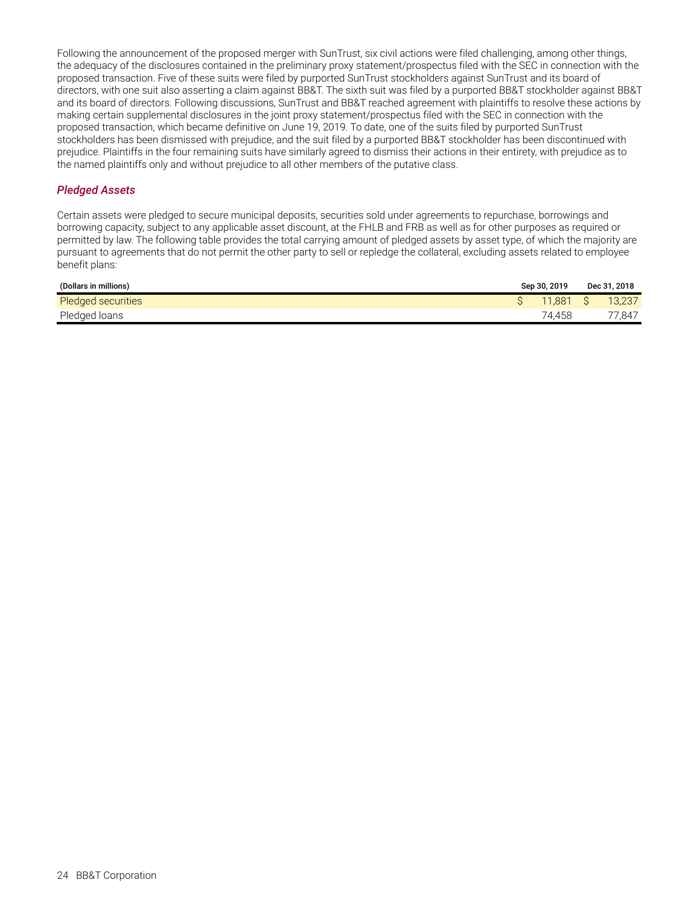Following the announcement of the proposed merger with SunTrust, six civil actions were filed challenging, among other things, the adequacy of the disclosures contained in the preliminary proxy statement/prospectus filed with the SEC in connection with the proposed transaction. Five of these suits were filed by purported SunTrust stockholders against SunTrust and its board of directors, with one suit also asserting a claim against BB&T. The sixth suit was filed by a purported BB&T stockholder against BB&T and its board of directors. Following discussions, SunTrust and BB&T reached agreement with plaintiffs to resolve these actions by making certain supplemental disclosures in the joint proxy statement/prospectus filed with the SEC in connection with the proposed transaction, which became definitive on June 19, 2019. To date, one of the suits filed by purported SunTrust stockholders has been dismissed with prejudice, and the suit filed by a purported BB&T stockholder has been discontinued with prejudice. Plaintiffs in the four remaining suits have similarly agreed to dismiss their actions in their entirety, with prejudice as to the named plaintiffs only and without prejudice to all other members of the putative class.

### *Pledged Assets*

Certain assets were pledged to secure municipal deposits, securities sold under agreements to repurchase, borrowings and borrowing capacity, subject to any applicable asset discount, at the FHLB and FRB as well as for other purposes as required or permitted by law. The following table provides the total carrying amount of pledged assets by asset type, of which the majority are pursuant to agreements that do not permit the other party to sell or repledge the collateral, excluding assets related to employee benefit plans:

| (Dollars in millions) | Sep 30, 2019 | Dec 31, 2018 |
|---|---|---|
| Pledged securities | $ 11,881 | $ 13,237 |
| Pledged loans | 74,458 | 77,847 |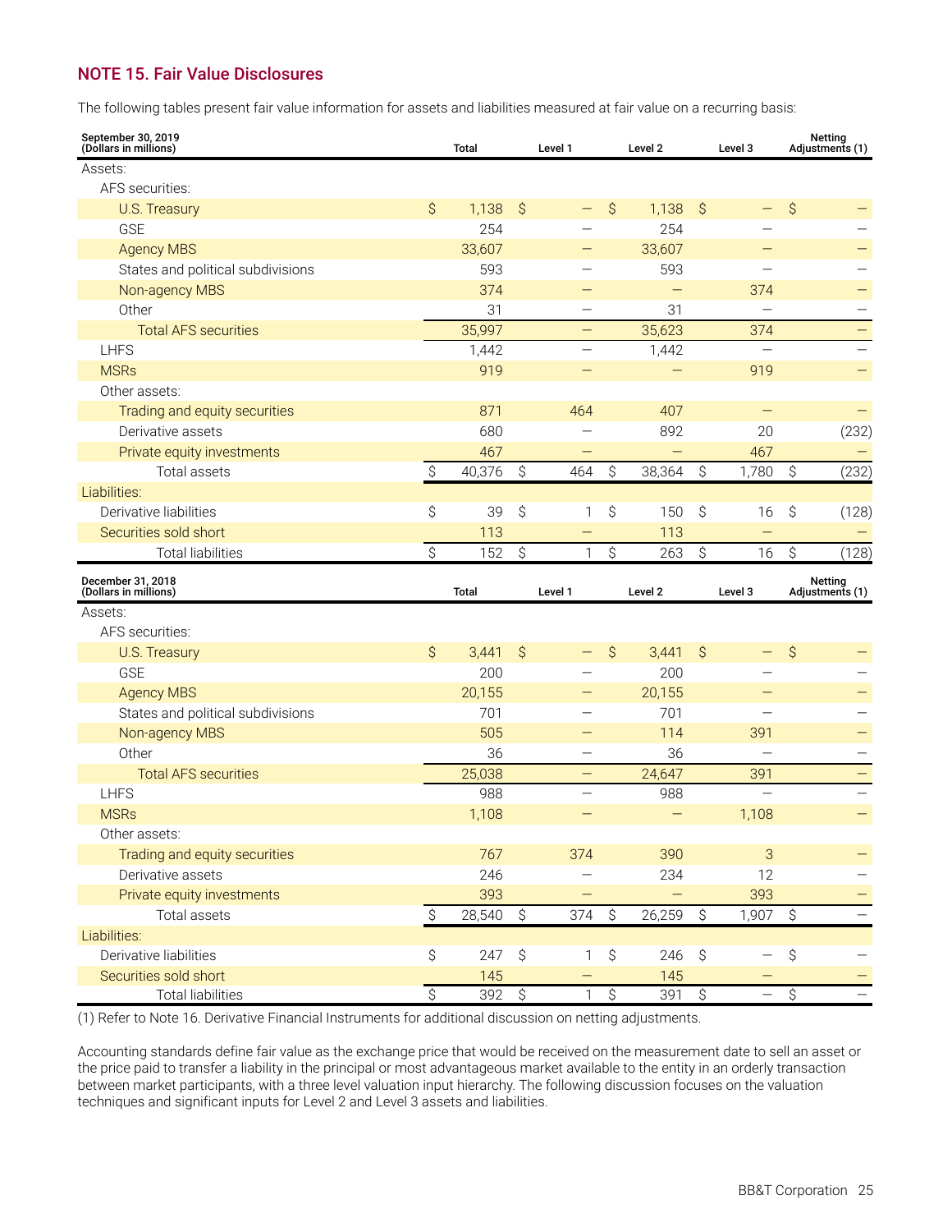## NOTE 15. Fair Value Disclosures

The following tables present fair value information for assets and liabilities measured at fair value on a recurring basis:

| September 30, 2019 (Dollars in millions) | Total | Level 1 | Level 2 | Level 3 | Netting Adjustments (1) |
|---|---|---|---|---|---|
| Assets: | | | | | |
| AFS securities: | | | | | |
| U.S. Treasury | $ 1,138 | $ — | $ 1,138 | $ — | $ — |
| GSE | 254 | — | 254 | — | — |
| Agency MBS | 33,607 | — | 33,607 | — | — |
| States and political subdivisions | 593 | — | 593 | — | — |
| Non-agency MBS | 374 | — | — | 374 | — |
| Other | 31 | — | 31 | — | — |
| Total AFS securities | 35,997 | — | 35,623 | 374 | — |
| LHFS | 1,442 | — | 1,442 | — | — |
| MSRs | 919 | — | — | 919 | — |
| Other assets: | | | | | |
| Trading and equity securities | 871 | 464 | 407 | — | — |
| Derivative assets | 680 | — | 892 | 20 | (232) |
| Private equity investments | 467 | — | — | 467 | — |
| Total assets | $ 40,376 | $ 464 | $ 38,364 | $ 1,780 | $ (232) |
| Liabilities: | | | | | |
| Derivative liabilities | $ 39 | $ 1 | $ 150 | $ 16 | $ (128) |
| Securities sold short | 113 | — | 113 | — | — |
| Total liabilities | $ 152 | $ 1 | $ 263 | $ 16 | $ (128) |

| December 31, 2018 (Dollars in millions) | Total | Level 1 | Level 2 | Level 3 | Netting Adjustments (1) |
|---|---|---|---|---|---|
| Assets: | | | | | |
| AFS securities: | | | | | |
| U.S. Treasury | $ 3,441 | $ — | $ 3,441 | $ — | $ — |
| GSE | 200 | — | 200 | — | — |
| Agency MBS | 20,155 | — | 20,155 | — | — |
| States and political subdivisions | 701 | — | 701 | — | — |
| Non-agency MBS | 505 | — | 114 | 391 | — |
| Other | 36 | — | 36 | — | — |
| Total AFS securities | 25,038 | — | 24,647 | 391 | — |
| LHFS | 988 | — | 988 | — | — |
| MSRs | 1,108 | — | — | 1,108 | — |
| Other assets: | | | | | |
| Trading and equity securities | 767 | 374 | 390 | 3 | — |
| Derivative assets | 246 | — | 234 | 12 | — |
| Private equity investments | 393 | — | — | 393 | — |
| Total assets | $ 28,540 | $ 374 | $ 26,259 | $ 1,907 | $ — |
| Liabilities: | | | | | |
| Derivative liabilities | $ 247 | $ 1 | $ 246 | $ — | $ — |
| Securities sold short | 145 | — | 145 | — | — |
| Total liabilities | $ 392 | $ 1 | $ 391 | $ — | $ — |

(1) Refer to Note 16. Derivative Financial Instruments for additional discussion on netting adjustments.

Accounting standards define fair value as the exchange price that would be received on the measurement date to sell an asset or the price paid to transfer a liability in the principal or most advantageous market available to the entity in an orderly transaction between market participants, with a three level valuation input hierarchy. The following discussion focuses on the valuation techniques and significant inputs for Level 2 and Level 3 assets and liabilities.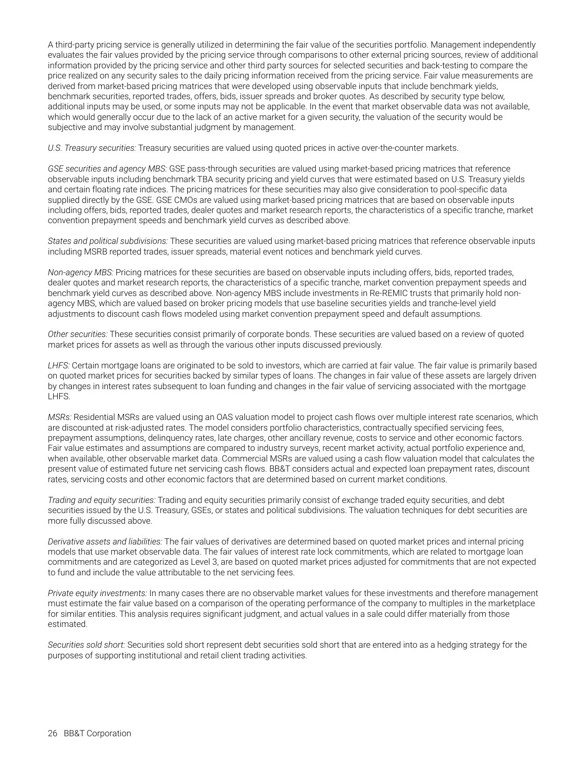A third-party pricing service is generally utilized in determining the fair value of the securities portfolio. Management independently evaluates the fair values provided by the pricing service through comparisons to other external pricing sources, review of additional information provided by the pricing service and other third party sources for selected securities and back-testing to compare the price realized on any security sales to the daily pricing information received from the pricing service. Fair value measurements are derived from market-based pricing matrices that were developed using observable inputs that include benchmark yields, benchmark securities, reported trades, offers, bids, issuer spreads and broker quotes. As described by security type below, additional inputs may be used, or some inputs may not be applicable. In the event that market observable data was not available, which would generally occur due to the lack of an active market for a given security, the valuation of the security would be subjective and may involve substantial judgment by management.

*U.S. Treasury securities:* Treasury securities are valued using quoted prices in active over-the-counter markets.

*GSE securities and agency MBS:* GSE pass-through securities are valued using market-based pricing matrices that reference observable inputs including benchmark TBA security pricing and yield curves that were estimated based on U.S. Treasury yields and certain floating rate indices. The pricing matrices for these securities may also give consideration to pool-specific data supplied directly by the GSE. GSE CMOs are valued using market-based pricing matrices that are based on observable inputs including offers, bids, reported trades, dealer quotes and market research reports, the characteristics of a specific tranche, market convention prepayment speeds and benchmark yield curves as described above.

*States and political subdivisions:* These securities are valued using market-based pricing matrices that reference observable inputs including MSRB reported trades, issuer spreads, material event notices and benchmark yield curves.

*Non-agency MBS:* Pricing matrices for these securities are based on observable inputs including offers, bids, reported trades, dealer quotes and market research reports, the characteristics of a specific tranche, market convention prepayment speeds and benchmark yield curves as described above. Non-agency MBS include investments in Re-REMIC trusts that primarily hold non-agency MBS, which are valued based on broker pricing models that use baseline securities yields and tranche-level yield adjustments to discount cash flows modeled using market convention prepayment speed and default assumptions.

*Other securities:* These securities consist primarily of corporate bonds. These securities are valued based on a review of quoted market prices for assets as well as through the various other inputs discussed previously.

*LHFS:* Certain mortgage loans are originated to be sold to investors, which are carried at fair value. The fair value is primarily based on quoted market prices for securities backed by similar types of loans. The changes in fair value of these assets are largely driven by changes in interest rates subsequent to loan funding and changes in the fair value of servicing associated with the mortgage LHFS.

*MSRs:* Residential MSRs are valued using an OAS valuation model to project cash flows over multiple interest rate scenarios, which are discounted at risk-adjusted rates. The model considers portfolio characteristics, contractually specified servicing fees, prepayment assumptions, delinquency rates, late charges, other ancillary revenue, costs to service and other economic factors. Fair value estimates and assumptions are compared to industry surveys, recent market activity, actual portfolio experience and, when available, other observable market data. Commercial MSRs are valued using a cash flow valuation model that calculates the present value of estimated future net servicing cash flows. BB&T considers actual and expected loan prepayment rates, discount rates, servicing costs and other economic factors that are determined based on current market conditions.

*Trading and equity securities:* Trading and equity securities primarily consist of exchange traded equity securities, and debt securities issued by the U.S. Treasury, GSEs, or states and political subdivisions. The valuation techniques for debt securities are more fully discussed above.

*Derivative assets and liabilities:* The fair values of derivatives are determined based on quoted market prices and internal pricing models that use market observable data. The fair values of interest rate lock commitments, which are related to mortgage loan commitments and are categorized as Level 3, are based on quoted market prices adjusted for commitments that are not expected to fund and include the value attributable to the net servicing fees.

*Private equity investments:* In many cases there are no observable market values for these investments and therefore management must estimate the fair value based on a comparison of the operating performance of the company to multiples in the marketplace for similar entities. This analysis requires significant judgment, and actual values in a sale could differ materially from those estimated.

*Securities sold short:* Securities sold short represent debt securities sold short that are entered into as a hedging strategy for the purposes of supporting institutional and retail client trading activities.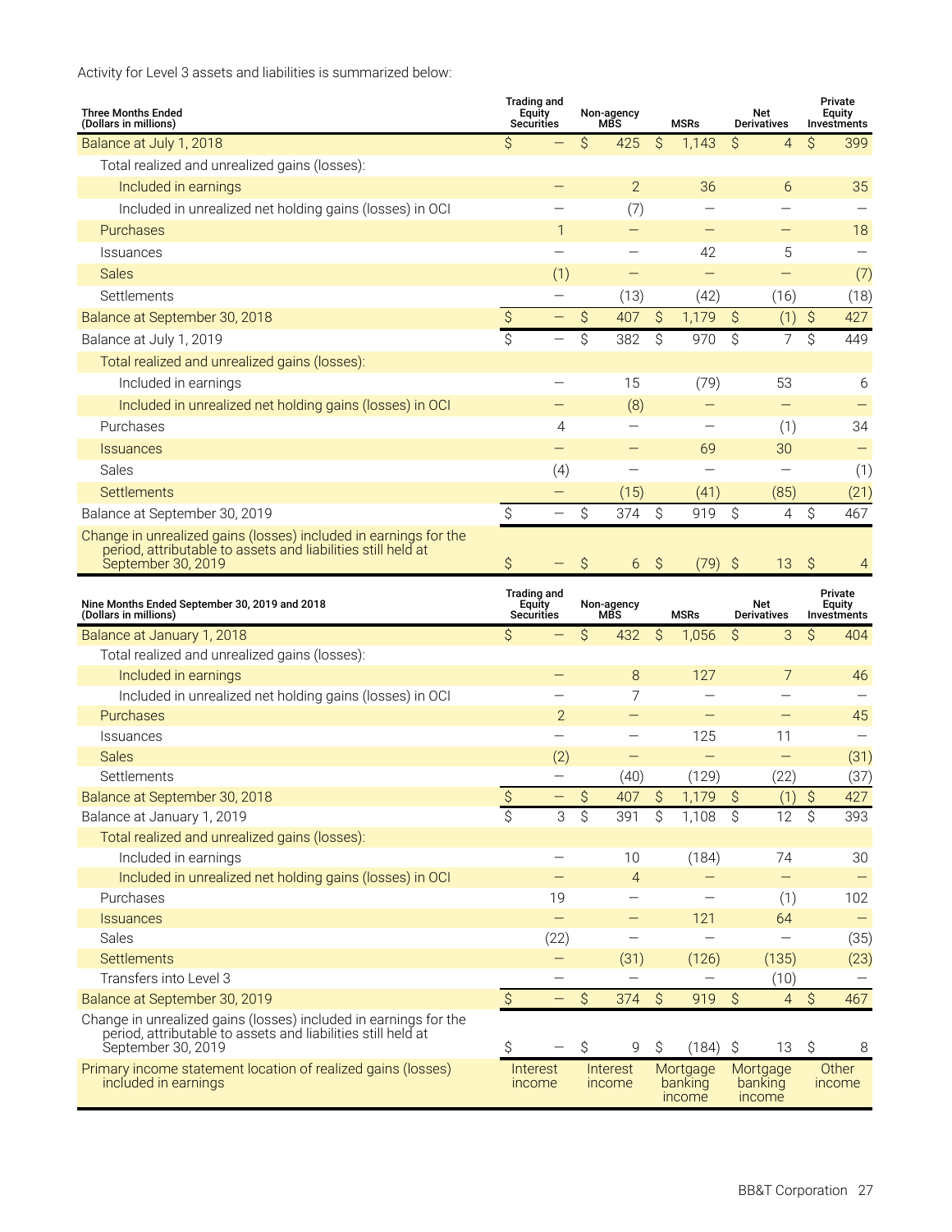Activity for Level 3 assets and liabilities is summarized below:

| Three Months Ended (Dollars in millions) | Trading and Equity Securities | Non-agency MBS | MSRs | Net Derivatives | Private Equity Investments |
|---|---|---|---|---|---|
| Balance at July 1, 2018 | $ — | $ 425 | $ 1,143 | $ 4 | $ 399 |
| Total realized and unrealized gains (losses): | | | | | |
| Included in earnings | — | 2 | 36 | 6 | 35 |
| Included in unrealized net holding gains (losses) in OCI | — | (7) | — | — | — |
| Purchases | 1 | — | — | — | 18 |
| Issuances | — | — | 42 | 5 | — |
| Sales | (1) | — | — | — | (7) |
| Settlements | — | (13) | (42) | (16) | (18) |
| Balance at September 30, 2018 | $ — | $ 407 | $ 1,179 | $ (1) | $ 427 |
| Balance at July 1, 2019 | $ — | $ 382 | $ 970 | $ 7 | $ 449 |
| Total realized and unrealized gains (losses): | | | | | |
| Included in earnings | — | 15 | (79) | 53 | 6 |
| Included in unrealized net holding gains (losses) in OCI | — | (8) | — | — | — |
| Purchases | 4 | — | — | (1) | 34 |
| Issuances | — | — | 69 | 30 | — |
| Sales | (4) | — | — | — | (1) |
| Settlements | — | (15) | (41) | (85) | (21) |
| Balance at September 30, 2019 | $ — | $ 374 | $ 919 | $ 4 | $ 467 |
| Change in unrealized gains (losses) included in earnings for the period, attributable to assets and liabilities still held at September 30, 2019 | $ — | $ 6 | $ (79) | $ 13 | $ 4 |

| Nine Months Ended September 30, 2019 and 2018 (Dollars in millions) | Trading and Equity Securities | Non-agency MBS | MSRs | Net Derivatives | Private Equity Investments |
|---|---|---|---|---|---|
| Balance at January 1, 2018 | $ — | $ 432 | $ 1,056 | $ 3 | $ 404 |
| Total realized and unrealized gains (losses): | | | | | |
| Included in earnings | — | 8 | 127 | 7 | 46 |
| Included in unrealized net holding gains (losses) in OCI | — | 7 | — | — | — |
| Purchases | 2 | — | — | — | 45 |
| Issuances | — | — | 125 | 11 | — |
| Sales | (2) | — | — | — | (31) |
| Settlements | — | (40) | (129) | (22) | (37) |
| Balance at September 30, 2018 | $ — | $ 407 | $ 1,179 | $ (1) | $ 427 |
| Balance at January 1, 2019 | $ 3 | $ 391 | $ 1,108 | $ 12 | $ 393 |
| Total realized and unrealized gains (losses): | | | | | |
| Included in earnings | — | 10 | (184) | 74 | 30 |
| Included in unrealized net holding gains (losses) in OCI | — | 4 | — | — | — |
| Purchases | 19 | — | — | (1) | 102 |
| Issuances | — | — | 121 | 64 | — |
| Sales | (22) | — | — | — | (35) |
| Settlements | — | (31) | (126) | (135) | (23) |
| Transfers into Level 3 | — | — | — | (10) | — |
| Balance at September 30, 2019 | $ — | $ 374 | $ 919 | $ 4 | $ 467 |
| Change in unrealized gains (losses) included in earnings for the period, attributable to assets and liabilities still held at September 30, 2019 | $ — | $ 9 | $ (184) | $ 13 | $ 8 |
| Primary income statement location of realized gains (losses) included in earnings | Interest income | Interest income | Mortgage banking income | Mortgage banking income | Other income |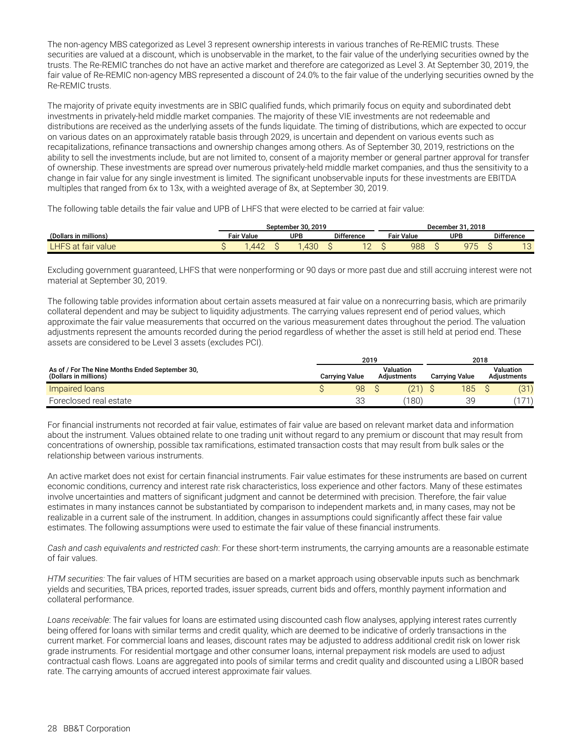The non-agency MBS categorized as Level 3 represent ownership interests in various tranches of Re-REMIC trusts. These securities are valued at a discount, which is unobservable in the market, to the fair value of the underlying securities owned by the trusts. The Re-REMIC tranches do not have an active market and therefore are categorized as Level 3. At September 30, 2019, the fair value of Re-REMIC non-agency MBS represented a discount of 24.0% to the fair value of the underlying securities owned by the Re-REMIC trusts.

The majority of private equity investments are in SBIC qualified funds, which primarily focus on equity and subordinated debt investments in privately-held middle market companies. The majority of these VIE investments are not redeemable and distributions are received as the underlying assets of the funds liquidate. The timing of distributions, which are expected to occur on various dates on an approximately ratable basis through 2029, is uncertain and dependent on various events such as recapitalizations, refinance transactions and ownership changes among others. As of September 30, 2019, restrictions on the ability to sell the investments include, but are not limited to, consent of a majority member or general partner approval for transfer of ownership. These investments are spread over numerous privately-held middle market companies, and thus the sensitivity to a change in fair value for any single investment is limited. The significant unobservable inputs for these investments are EBITDA multiples that ranged from 6x to 13x, with a weighted average of 8x, at September 30, 2019.

The following table details the fair value and UPB of LHFS that were elected to be carried at fair value:

| | September 30, 2019 | | | December 31, 2018 | | |
|---|---|---|---|---|---|---|
| (Dollars in millions) | Fair Value | UPB | Difference | Fair Value | UPB | Difference |
| LHFS at fair value | $ 1,442 | $ 1,430 | $ 12 | $ 988 | $ 975 | $ 13 |

Excluding government guaranteed, LHFS that were nonperforming or 90 days or more past due and still accruing interest were not material at September 30, 2019.

The following table provides information about certain assets measured at fair value on a nonrecurring basis, which are primarily collateral dependent and may be subject to liquidity adjustments. The carrying values represent end of period values, which approximate the fair value measurements that occurred on the various measurement dates throughout the period. The valuation adjustments represent the amounts recorded during the period regardless of whether the asset is still held at period end. These assets are considered to be Level 3 assets (excludes PCI).

| | 2019 | | 2018 | |
|---|---|---|---|---|
| As of / For The Nine Months Ended September 30, (Dollars in millions) | Carrying Value | Valuation Adjustments | Carrying Value | Valuation Adjustments |
| Impaired loans | $ 98 | $ (21) | $ 185 | $ (31) |
| Foreclosed real estate | 33 | (180) | 39 | (171) |

For financial instruments not recorded at fair value, estimates of fair value are based on relevant market data and information about the instrument. Values obtained relate to one trading unit without regard to any premium or discount that may result from concentrations of ownership, possible tax ramifications, estimated transaction costs that may result from bulk sales or the relationship between various instruments.

An active market does not exist for certain financial instruments. Fair value estimates for these instruments are based on current economic conditions, currency and interest rate risk characteristics, loss experience and other factors. Many of these estimates involve uncertainties and matters of significant judgment and cannot be determined with precision. Therefore, the fair value estimates in many instances cannot be substantiated by comparison to independent markets and, in many cases, may not be realizable in a current sale of the instrument. In addition, changes in assumptions could significantly affect these fair value estimates. The following assumptions were used to estimate the fair value of these financial instruments.

*Cash and cash equivalents and restricted cash*: For these short-term instruments, the carrying amounts are a reasonable estimate of fair values.

*HTM securities:* The fair values of HTM securities are based on a market approach using observable inputs such as benchmark yields and securities, TBA prices, reported trades, issuer spreads, current bids and offers, monthly payment information and collateral performance.

*Loans receivable*: The fair values for loans are estimated using discounted cash flow analyses, applying interest rates currently being offered for loans with similar terms and credit quality, which are deemed to be indicative of orderly transactions in the current market. For commercial loans and leases, discount rates may be adjusted to address additional credit risk on lower risk grade instruments. For residential mortgage and other consumer loans, internal prepayment risk models are used to adjust contractual cash flows. Loans are aggregated into pools of similar terms and credit quality and discounted using a LIBOR based rate. The carrying amounts of accrued interest approximate fair values.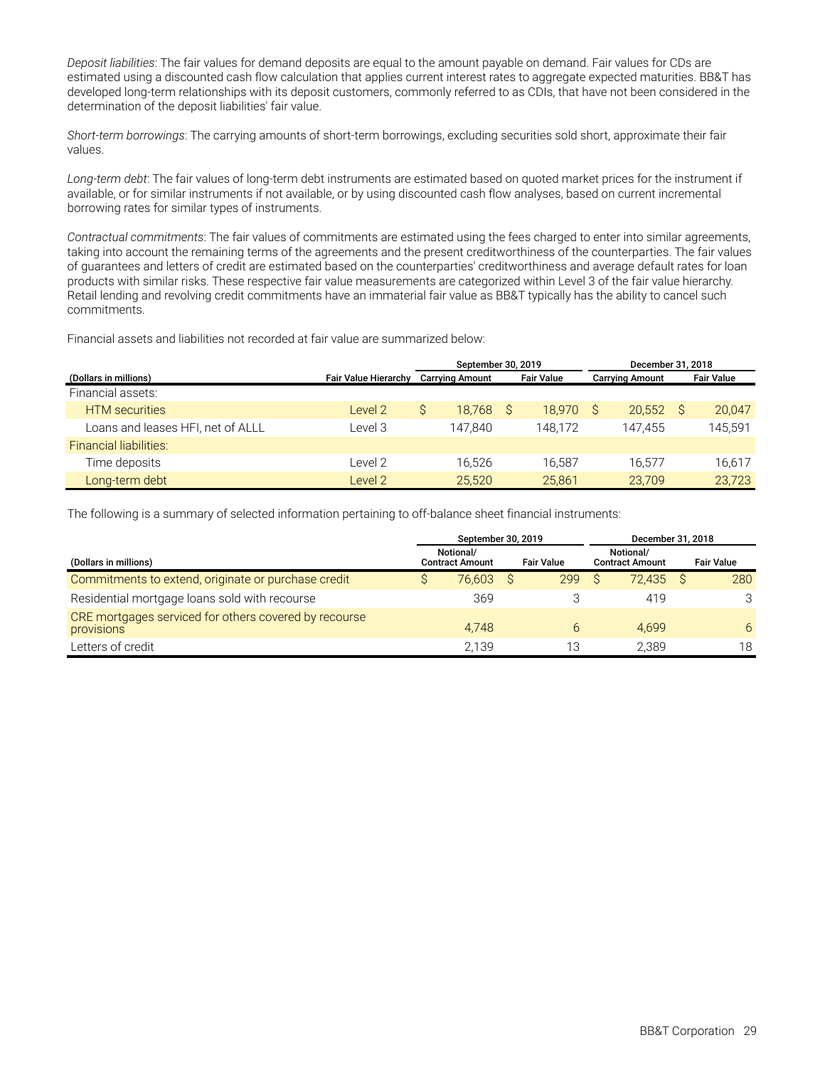*Deposit liabilities*: The fair values for demand deposits are equal to the amount payable on demand. Fair values for CDs are estimated using a discounted cash flow calculation that applies current interest rates to aggregate expected maturities. BB&T has developed long-term relationships with its deposit customers, commonly referred to as CDIs, that have not been considered in the determination of the deposit liabilities' fair value.

*Short-term borrowings*: The carrying amounts of short-term borrowings, excluding securities sold short, approximate their fair values.

*Long-term debt*: The fair values of long-term debt instruments are estimated based on quoted market prices for the instrument if available, or for similar instruments if not available, or by using discounted cash flow analyses, based on current incremental borrowing rates for similar types of instruments.

*Contractual commitments*: The fair values of commitments are estimated using the fees charged to enter into similar agreements, taking into account the remaining terms of the agreements and the present creditworthiness of the counterparties. The fair values of guarantees and letters of credit are estimated based on the counterparties' creditworthiness and average default rates for loan products with similar risks. These respective fair value measurements are categorized within Level 3 of the fair value hierarchy. Retail lending and revolving credit commitments have an immaterial fair value as BB&T typically has the ability to cancel such commitments.

Financial assets and liabilities not recorded at fair value are summarized below:

| | | September 30, 2019 | | December 31, 2018 | |
|---|---|---|---|---|---|
| (Dollars in millions) | Fair Value Hierarchy | Carrying Amount | Fair Value | Carrying Amount | Fair Value |
| Financial assets: | | | | | |
| HTM securities | Level 2 | $ 18,768 | $ 18,970 | $ 20,552 | $ 20,047 |
| Loans and leases HFI, net of ALLL | Level 3 | 147,840 | 148,172 | 147,455 | 145,591 |
| Financial liabilities: | | | | | |
| Time deposits | Level 2 | 16,526 | 16,587 | 16,577 | 16,617 |
| Long-term debt | Level 2 | 25,520 | 25,861 | 23,709 | 23,723 |

The following is a summary of selected information pertaining to off-balance sheet financial instruments:

| | September 30, 2019 | | December 31, 2018 | |
|---|---|---|---|---|
| (Dollars in millions) | Notional/ Contract Amount | Fair Value | Notional/ Contract Amount | Fair Value |
| Commitments to extend, originate or purchase credit | $ 76,603 | $ 299 | $ 72,435 | $ 280 |
| Residential mortgage loans sold with recourse | 369 | 3 | 419 | 3 |
| CRE mortgages serviced for others covered by recourse provisions | 4,748 | 6 | 4,699 | 6 |
| Letters of credit | 2,139 | 13 | 2,389 | 18 |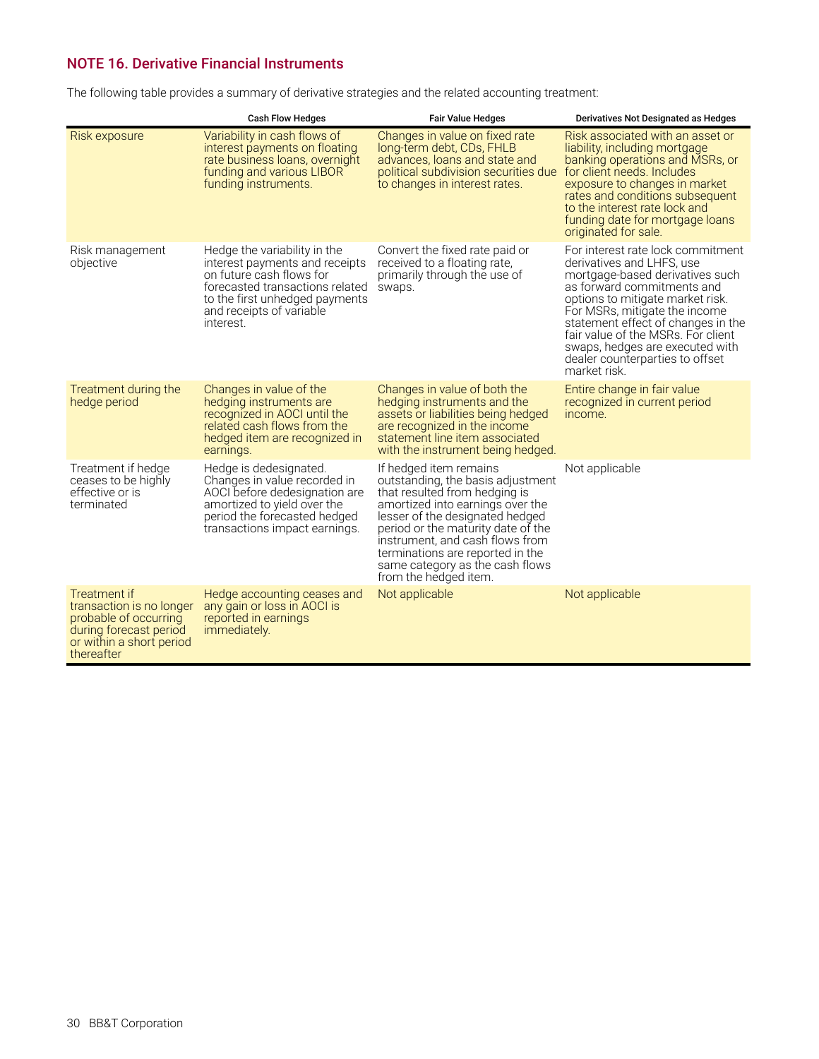## NOTE 16. Derivative Financial Instruments

The following table provides a summary of derivative strategies and the related accounting treatment:

| | Cash Flow Hedges | Fair Value Hedges | Derivatives Not Designated as Hedges |
|---|---|---|---|
| Risk exposure | Variability in cash flows of interest payments on floating rate business loans, overnight funding and various LIBOR funding instruments. | Changes in value on fixed rate long-term debt, CDs, FHLB advances, loans and state and political subdivision securities due to changes in interest rates. | Risk associated with an asset or liability, including mortgage banking operations and MSRs, or for client needs. Includes exposure to changes in market rates and conditions subsequent to the interest rate lock and funding date for mortgage loans originated for sale. |
| Risk management objective | Hedge the variability in the interest payments and receipts on future cash flows for forecasted transactions related to the first unhedged payments and receipts of variable interest. | Convert the fixed rate paid or received to a floating rate, primarily through the use of swaps. | For interest rate lock commitment derivatives and LHFS, use mortgage-based derivatives such as forward commitments and options to mitigate market risk. For MSRs, mitigate the income statement effect of changes in the fair value of the MSRs. For client swaps, hedges are executed with dealer counterparties to offset market risk. |
| Treatment during the hedge period | Changes in value of the hedging instruments are recognized in AOCI until the related cash flows from the hedged item are recognized in earnings. | Changes in value of both the hedging instruments and the assets or liabilities being hedged are recognized in the income statement line item associated with the instrument being hedged. | Entire change in fair value recognized in current period income. |
| Treatment if hedge ceases to be highly effective or is terminated | Hedge is dedesignated. Changes in value recorded in AOCI before dedesignation are amortized to yield over the period the forecasted hedged transactions impact earnings. | If hedged item remains outstanding, the basis adjustment that resulted from hedging is amortized into earnings over the lesser of the designated hedged period or the maturity date of the instrument, and cash flows from terminations are reported in the same category as the cash flows from the hedged item. | Not applicable |
| Treatment if transaction is no longer probable of occurring during forecast period or within a short period thereafter | Hedge accounting ceases and any gain or loss in AOCI is reported in earnings immediately. | Not applicable | Not applicable |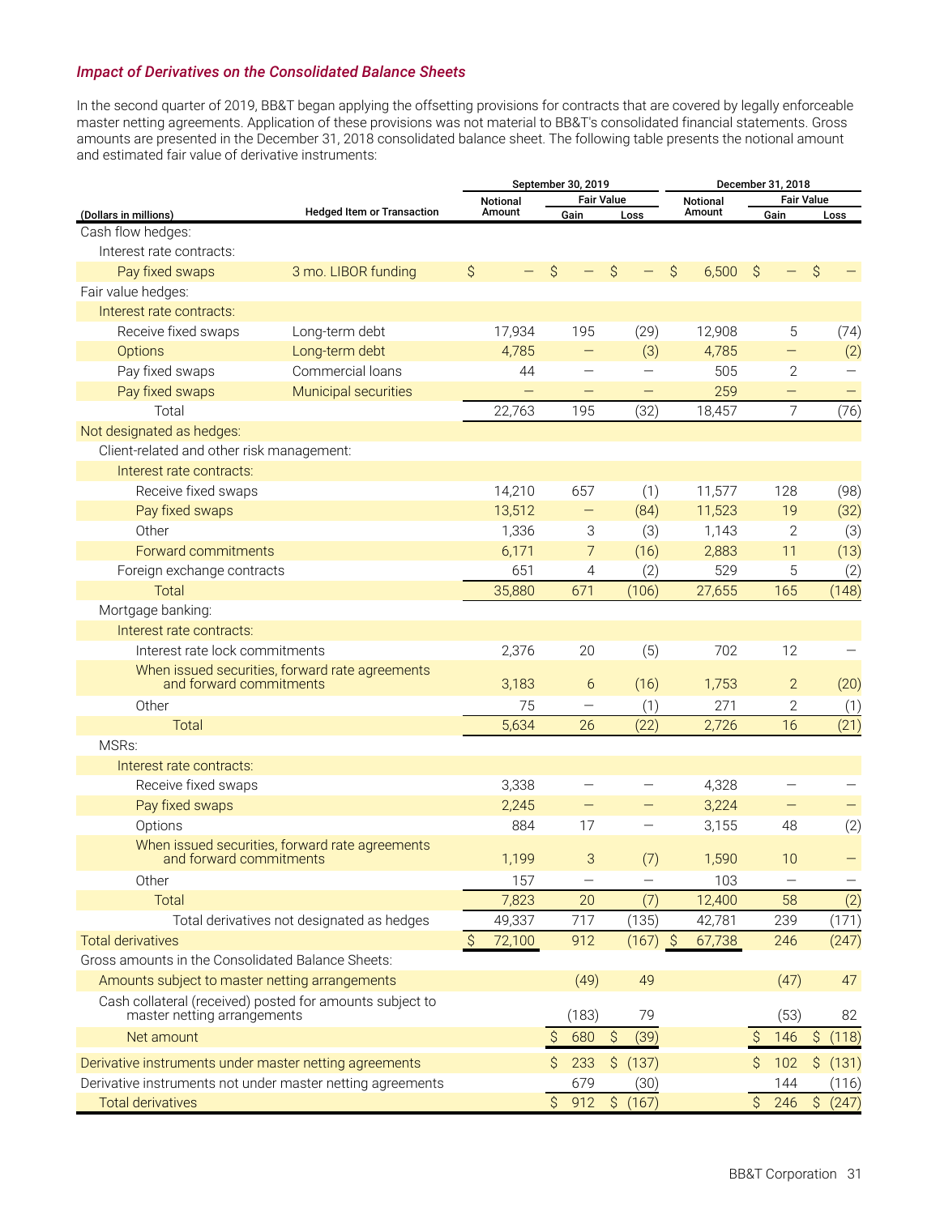### *Impact of Derivatives on the Consolidated Balance Sheets*

In the second quarter of 2019, BB&T began applying the offsetting provisions for contracts that are covered by legally enforceable master netting agreements. Application of these provisions was not material to BB&T's consolidated financial statements. Gross amounts are presented in the December 31, 2018 consolidated balance sheet. The following table presents the notional amount and estimated fair value of derivative instruments:

| | | September 30, 2019 | | | December 31, 2018 | | |
|---|---|---|---|---|---|---|---|
| | | Notional Amount | Fair Value | | Notional Amount | Fair Value | |
| (Dollars in millions) | Hedged Item or Transaction | | Gain | Loss | | Gain | Loss |
| Cash flow hedges: | | | | | | | |
| Interest rate contracts: | | | | | | | |
| Pay fixed swaps | 3 mo. LIBOR funding | $ — | $ — | $ — | $ 6,500 | $ — | $ — |
| Fair value hedges: | | | | | | | |
| Interest rate contracts: | | | | | | | |
| Receive fixed swaps | Long-term debt | 17,934 | 195 | (29) | 12,908 | 5 | (74) |
| Options | Long-term debt | 4,785 | — | (3) | 4,785 | — | (2) |
| Pay fixed swaps | Commercial loans | 44 | — | — | 505 | 2 | — |
| Pay fixed swaps | Municipal securities | — | — | — | 259 | — | — |
| Total | | 22,763 | 195 | (32) | 18,457 | 7 | (76) |
| Not designated as hedges: | | | | | | | |
| Client-related and other risk management: | | | | | | | |
| Interest rate contracts: | | | | | | | |
| Receive fixed swaps | | 14,210 | 657 | (1) | 11,577 | 128 | (98) |
| Pay fixed swaps | | 13,512 | — | (84) | 11,523 | 19 | (32) |
| Other | | 1,336 | 3 | (3) | 1,143 | 2 | (3) |
| Forward commitments | | 6,171 | 7 | (16) | 2,883 | 11 | (13) |
| Foreign exchange contracts | | 651 | 4 | (2) | 529 | 5 | (2) |
| Total | | 35,880 | 671 | (106) | 27,655 | 165 | (148) |
| Mortgage banking: | | | | | | | |
| Interest rate contracts: | | | | | | | |
| Interest rate lock commitments | | 2,376 | 20 | (5) | 702 | 12 | — |
| When issued securities, forward rate agreements and forward commitments | | 3,183 | 6 | (16) | 1,753 | 2 | (20) |
| Other | | 75 | — | (1) | 271 | 2 | (1) |
| Total | | 5,634 | 26 | (22) | 2,726 | 16 | (21) |
| MSRs: | | | | | | | |
| Interest rate contracts: | | | | | | | |
| Receive fixed swaps | | 3,338 | — | — | 4,328 | — | — |
| Pay fixed swaps | | 2,245 | — | — | 3,224 | — | — |
| Options | | 884 | 17 | — | 3,155 | 48 | (2) |
| When issued securities, forward rate agreements and forward commitments | | 1,199 | 3 | (7) | 1,590 | 10 | — |
| Other | | 157 | — | — | 103 | — | — |
| Total | | 7,823 | 20 | (7) | 12,400 | 58 | (2) |
| Total derivatives not designated as hedges | | 49,337 | 717 | (135) | 42,781 | 239 | (171) |
| Total derivatives | | $ 72,100 | 912 | (167) | $ 67,738 | 246 | (247) |
| Gross amounts in the Consolidated Balance Sheets: | | | | | | | |
| Amounts subject to master netting arrangements | | | (49) | 49 | | (47) | 47 |
| Cash collateral (received) posted for amounts subject to master netting arrangements | | | (183) | 79 | | (53) | 82 |
| Net amount | | | $ 680 | $ (39) | | $ 146 | $ (118) |
| Derivative instruments under master netting agreements | | | $ 233 | $ (137) | | $ 102 | $ (131) |
| Derivative instruments not under master netting agreements | | | 679 | (30) | | 144 | (116) |
| Total derivatives | | | $ 912 | $ (167) | | $ 246 | $ (247) |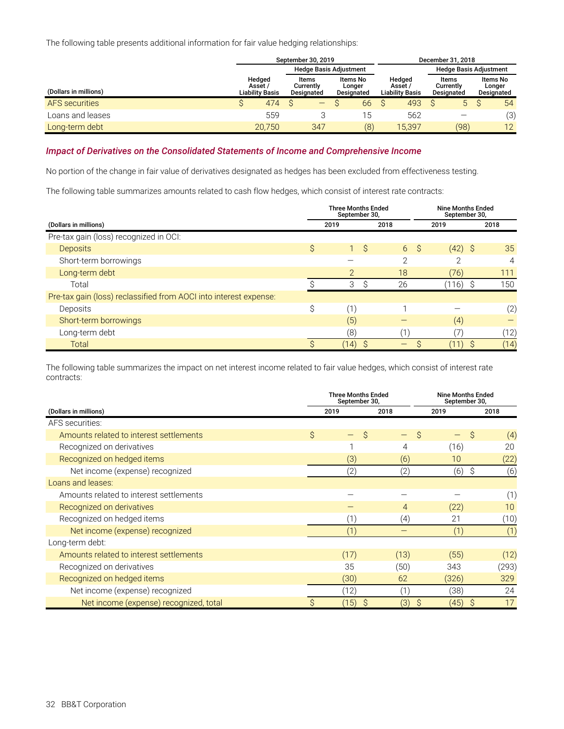The following table presents additional information for fair value hedging relationships:

| | September 30, 2019 | | | December 31, 2018 | | |
|---|---|---|---|---|---|---|
| | | Hedge Basis Adjustment | | | Hedge Basis Adjustment | |
| (Dollars in millions) | Hedged Asset / Liability Basis | Items Currently Designated | Items No Longer Designated | Hedged Asset / Liability Basis | Items Currently Designated | Items No Longer Designated |
| AFS securities | $ 474 | $ — | $ 66 | $ 493 | $ 5 | $ 54 |
| Loans and leases | 559 | 3 | 15 | 562 | — | (3) |
| Long-term debt | 20,750 | 347 | (8) | 15,397 | (98) | 12 |

### *Impact of Derivatives on the Consolidated Statements of Income and Comprehensive Income*

No portion of the change in fair value of derivatives designated as hedges has been excluded from effectiveness testing.

The following table summarizes amounts related to cash flow hedges, which consist of interest rate contracts:

| | Three Months Ended September 30, | | Nine Months Ended September 30, | |
|---|---|---|---|---|
| (Dollars in millions) | 2019 | 2018 | 2019 | 2018 |
| Pre-tax gain (loss) recognized in OCI: | | | | |
| Deposits | $ 1 | $ 6 | $ (42) | $ 35 |
| Short-term borrowings | — | 2 | 2 | 4 |
| Long-term debt | 2 | 18 | (76) | 111 |
| Total | $ 3 | $ 26 | $ (116) | $ 150 |
| Pre-tax gain (loss) reclassified from AOCI into interest expense: | | | | |
| Deposits | $ (1) | 1 | — | (2) |
| Short-term borrowings | (5) | — | (4) | — |
| Long-term debt | (8) | (1) | (7) | (12) |
| Total | $ (14) | $ — | $ (11) | $ (14) |

The following table summarizes the impact on net interest income related to fair value hedges, which consist of interest rate contracts:

| | Three Months Ended September 30, | | Nine Months Ended September 30, | |
|---|---|---|---|---|
| (Dollars in millions) | 2019 | 2018 | 2019 | 2018 |
| AFS securities: | | | | |
| Amounts related to interest settlements | $ — | $ — | $ — | $ (4) |
| Recognized on derivatives | 1 | 4 | (16) | 20 |
| Recognized on hedged items | (3) | (6) | 10 | (22) |
| Net income (expense) recognized | (2) | (2) | (6) | $ (6) |
| Loans and leases: | | | | |
| Amounts related to interest settlements | — | — | — | (1) |
| Recognized on derivatives | — | 4 | (22) | 10 |
| Recognized on hedged items | (1) | (4) | 21 | (10) |
| Net income (expense) recognized | (1) | — | (1) | (1) |
| Long-term debt: | | | | |
| Amounts related to interest settlements | (17) | (13) | (55) | (12) |
| Recognized on derivatives | 35 | (50) | 343 | (293) |
| Recognized on hedged items | (30) | 62 | (326) | 329 |
| Net income (expense) recognized | (12) | (1) | (38) | 24 |
| Net income (expense) recognized, total | $ (15) | $ (3) | $ (45) | $ 17 |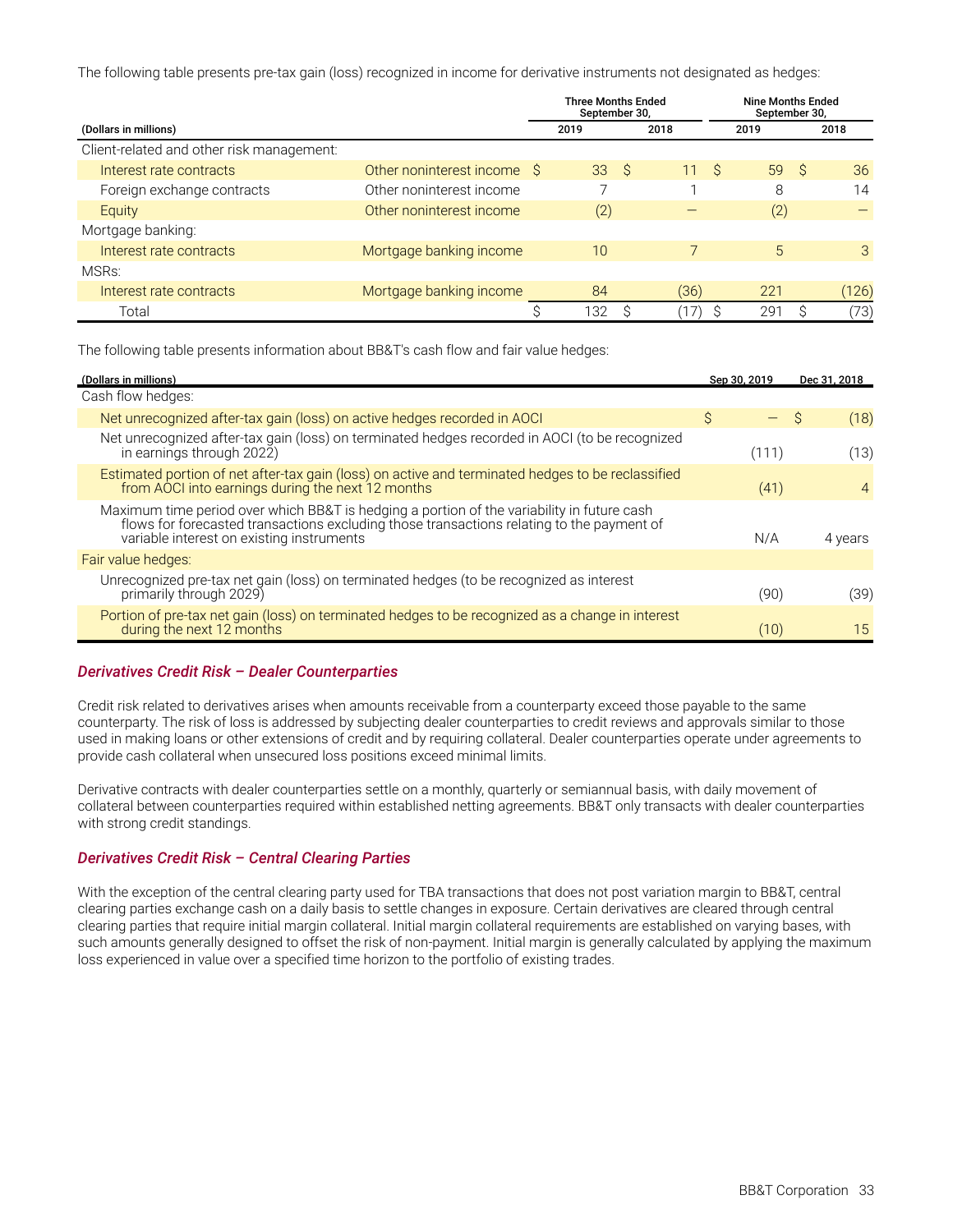The following table presents pre-tax gain (loss) recognized in income for derivative instruments not designated as hedges:

| (Dollars in millions) | | Three Months Ended September 30, 2019 | Three Months Ended September 30, 2018 | Nine Months Ended September 30, 2019 | Nine Months Ended September 30, 2018 |
|---|---|---|---|---|---|
| Client-related and other risk management: | | | | | |
| Interest rate contracts | Other noninterest income | $ 33 | $ 11 | $ 59 | $ 36 |
| Foreign exchange contracts | Other noninterest income | 7 | 1 | 8 | 14 |
| Equity | Other noninterest income | (2) | — | (2) | — |
| Mortgage banking: | | | | | |
| Interest rate contracts | Mortgage banking income | 10 | 7 | 5 | 3 |
| MSRs: | | | | | |
| Interest rate contracts | Mortgage banking income | 84 | (36) | 221 | (126) |
| Total | | $ 132 | $ (17) | $ 291 | $ (73) |

The following table presents information about BB&T's cash flow and fair value hedges:

| (Dollars in millions) | Sep 30, 2019 | Dec 31, 2018 |
|---|---|---|
| Cash flow hedges: | | |
| Net unrecognized after-tax gain (loss) on active hedges recorded in AOCI | $ — | $ (18) |
| Net unrecognized after-tax gain (loss) on terminated hedges recorded in AOCI (to be recognized in earnings through 2022) | (111) | (13) |
| Estimated portion of net after-tax gain (loss) on active and terminated hedges to be reclassified from AOCI into earnings during the next 12 months | (41) | 4 |
| Maximum time period over which BB&T is hedging a portion of the variability in future cash flows for forecasted transactions excluding those transactions relating to the payment of variable interest on existing instruments | N/A | 4 years |
| Fair value hedges: | | |
| Unrecognized pre-tax net gain (loss) on terminated hedges (to be recognized as interest primarily through 2029) | (90) | (39) |
| Portion of pre-tax net gain (loss) on terminated hedges to be recognized as a change in interest during the next 12 months | (10) | 15 |

### *Derivatives Credit Risk – Dealer Counterparties*

Credit risk related to derivatives arises when amounts receivable from a counterparty exceed those payable to the same counterparty. The risk of loss is addressed by subjecting dealer counterparties to credit reviews and approvals similar to those used in making loans or other extensions of credit and by requiring collateral. Dealer counterparties operate under agreements to provide cash collateral when unsecured loss positions exceed minimal limits.

Derivative contracts with dealer counterparties settle on a monthly, quarterly or semiannual basis, with daily movement of collateral between counterparties required within established netting agreements. BB&T only transacts with dealer counterparties with strong credit standings.

### *Derivatives Credit Risk – Central Clearing Parties*

With the exception of the central clearing party used for TBA transactions that does not post variation margin to BB&T, central clearing parties exchange cash on a daily basis to settle changes in exposure. Certain derivatives are cleared through central clearing parties that require initial margin collateral. Initial margin collateral requirements are established on varying bases, with such amounts generally designed to offset the risk of non-payment. Initial margin is generally calculated by applying the maximum loss experienced in value over a specified time horizon to the portfolio of existing trades.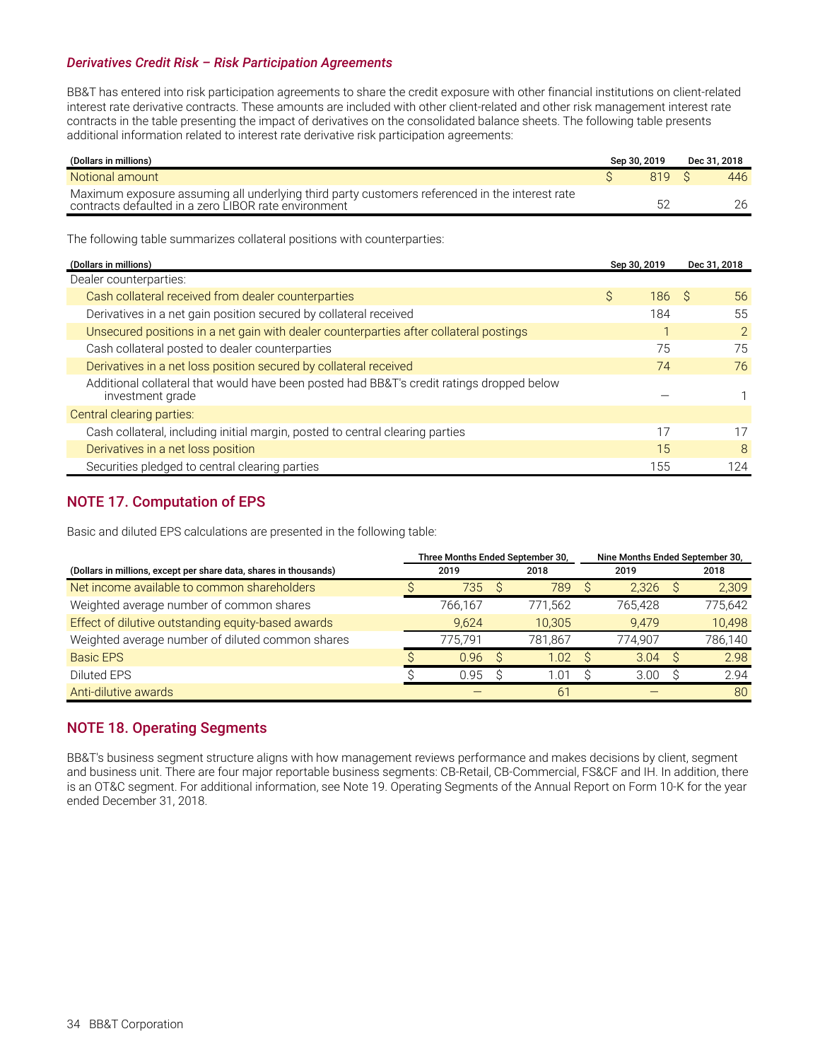### *Derivatives Credit Risk – Risk Participation Agreements*

BB&T has entered into risk participation agreements to share the credit exposure with other financial institutions on client-related interest rate derivative contracts. These amounts are included with other client-related and other risk management interest rate contracts in the table presenting the impact of derivatives on the consolidated balance sheets. The following table presents additional information related to interest rate derivative risk participation agreements:

| (Dollars in millions) | Sep 30, 2019 | Dec 31, 2018 |
|---|---|---|
| Notional amount | $ 819 | $ 446 |
| Maximum exposure assuming all underlying third party customers referenced in the interest rate contracts defaulted in a zero LIBOR rate environment | 52 | 26 |

The following table summarizes collateral positions with counterparties:

| (Dollars in millions) | Sep 30, 2019 | Dec 31, 2018 |
|---|---|---|
| Dealer counterparties: | | |
| Cash collateral received from dealer counterparties | $ 186 | $ 56 |
| Derivatives in a net gain position secured by collateral received | 184 | 55 |
| Unsecured positions in a net gain with dealer counterparties after collateral postings | 1 | 2 |
| Cash collateral posted to dealer counterparties | 75 | 75 |
| Derivatives in a net loss position secured by collateral received | 74 | 76 |
| Additional collateral that would have been posted had BB&T's credit ratings dropped below investment grade | — | 1 |
| Central clearing parties: | | |
| Cash collateral, including initial margin, posted to central clearing parties | 17 | 17 |
| Derivatives in a net loss position | 15 | 8 |
| Securities pledged to central clearing parties | 155 | 124 |

## NOTE 17. Computation of EPS

Basic and diluted EPS calculations are presented in the following table:

| | Three Months Ended September 30, | | Nine Months Ended September 30, | |
|---|---|---|---|---|
| (Dollars in millions, except per share data, shares in thousands) | 2019 | 2018 | 2019 | 2018 |
| Net income available to common shareholders | $ 735 | $ 789 | $ 2,326 | $ 2,309 |
| Weighted average number of common shares | 766,167 | 771,562 | 765,428 | 775,642 |
| Effect of dilutive outstanding equity-based awards | 9,624 | 10,305 | 9,479 | 10,498 |
| Weighted average number of diluted common shares | 775,791 | 781,867 | 774,907 | 786,140 |
| Basic EPS | $ 0.96 | $ 1.02 | $ 3.04 | $ 2.98 |
| Diluted EPS | $ 0.95 | $ 1.01 | $ 3.00 | $ 2.94 |
| Anti-dilutive awards | — | 61 | — | 80 |

## NOTE 18. Operating Segments

BB&T's business segment structure aligns with how management reviews performance and makes decisions by client, segment and business unit. There are four major reportable business segments: CB-Retail, CB-Commercial, FS&CF and IH. In addition, there is an OT&C segment. For additional information, see Note 19. Operating Segments of the Annual Report on Form 10-K for the year ended December 31, 2018.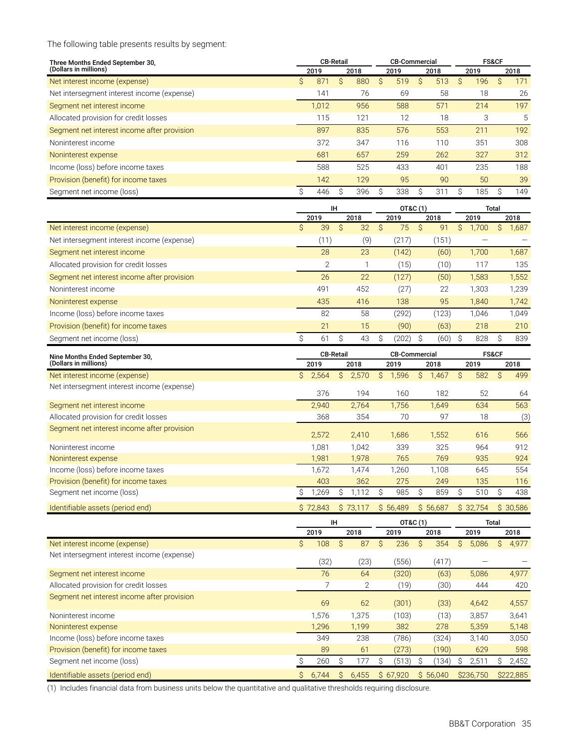The following table presents results by segment:

| Three Months Ended September 30, (Dollars in millions) | CB-Retail | | CB-Commercial | | FS&CF | |
|---|---|---|---|---|---|---|
| | 2019 | 2018 | 2019 | 2018 | 2019 | 2018 |
| Net interest income (expense) | $ 871 | $ 880 | $ 519 | $ 513 | $ 196 | $ 171 |
| Net intersegment interest income (expense) | 141 | 76 | 69 | 58 | 18 | 26 |
| Segment net interest income | 1,012 | 956 | 588 | 571 | 214 | 197 |
| Allocated provision for credit losses | 115 | 121 | 12 | 18 | 3 | 5 |
| Segment net interest income after provision | 897 | 835 | 576 | 553 | 211 | 192 |
| Noninterest income | 372 | 347 | 116 | 110 | 351 | 308 |
| Noninterest expense | 681 | 657 | 259 | 262 | 327 | 312 |
| Income (loss) before income taxes | 588 | 525 | 433 | 401 | 235 | 188 |
| Provision (benefit) for income taxes | 142 | 129 | 95 | 90 | 50 | 39 |
| Segment net income (loss) | $ 446 | $ 396 | $ 338 | $ 311 | $ 185 | $ 149 |

| | IH | | OT&C (1) | | Total | |
|---|---|---|---|---|---|---|
| | 2019 | 2018 | 2019 | 2018 | 2019 | 2018 |
| Net interest income (expense) | $ 39 | $ 32 | $ 75 | $ 91 | $ 1,700 | $ 1,687 |
| Net intersegment interest income (expense) | (11) | (9) | (217) | (151) | — | — |
| Segment net interest income | 28 | 23 | (142) | (60) | 1,700 | 1,687 |
| Allocated provision for credit losses | 2 | 1 | (15) | (10) | 117 | 135 |
| Segment net interest income after provision | 26 | 22 | (127) | (50) | 1,583 | 1,552 |
| Noninterest income | 491 | 452 | (27) | 22 | 1,303 | 1,239 |
| Noninterest expense | 435 | 416 | 138 | 95 | 1,840 | 1,742 |
| Income (loss) before income taxes | 82 | 58 | (292) | (123) | 1,046 | 1,049 |
| Provision (benefit) for income taxes | 21 | 15 | (90) | (63) | 218 | 210 |
| Segment net income (loss) | $ 61 | $ 43 | $ (202) | $ (60) | $ 828 | $ 839 |

| Nine Months Ended September 30, (Dollars in millions) | CB-Retail | | CB-Commercial | | FS&CF | |
|---|---|---|---|---|---|---|
| | 2019 | 2018 | 2019 | 2018 | 2019 | 2018 |
| Net interest income (expense) | $ 2,564 | $ 2,570 | $ 1,596 | $ 1,467 | $ 582 | $ 499 |
| Net intersegment interest income (expense) | 376 | 194 | 160 | 182 | 52 | 64 |
| Segment net interest income | 2,940 | 2,764 | 1,756 | 1,649 | 634 | 563 |
| Allocated provision for credit losses | 368 | 354 | 70 | 97 | 18 | (3) |
| Segment net interest income after provision | 2,572 | 2,410 | 1,686 | 1,552 | 616 | 566 |
| Noninterest income | 1,081 | 1,042 | 339 | 325 | 964 | 912 |
| Noninterest expense | 1,981 | 1,978 | 765 | 769 | 935 | 924 |
| Income (loss) before income taxes | 1,672 | 1,474 | 1,260 | 1,108 | 645 | 554 |
| Provision (benefit) for income taxes | 403 | 362 | 275 | 249 | 135 | 116 |
| Segment net income (loss) | $ 1,269 | $ 1,112 | $ 985 | $ 859 | $ 510 | $ 438 |
| Identifiable assets (period end) | $ 72,843 | $ 73,117 | $ 56,489 | $ 56,687 | $ 32,754 | $ 30,586 |

| | IH | | OT&C (1) | | Total | |
|---|---|---|---|---|---|---|
| | 2019 | 2018 | 2019 | 2018 | 2019 | 2018 |
| Net interest income (expense) | $ 108 | $ 87 | $ 236 | $ 354 | $ 5,086 | $ 4,977 |
| Net intersegment interest income (expense) | (32) | (23) | (556) | (417) | — | — |
| Segment net interest income | 76 | 64 | (320) | (63) | 5,086 | 4,977 |
| Allocated provision for credit losses | 7 | 2 | (19) | (30) | 444 | 420 |
| Segment net interest income after provision | 69 | 62 | (301) | (33) | 4,642 | 4,557 |
| Noninterest income | 1,576 | 1,375 | (103) | (13) | 3,857 | 3,641 |
| Noninterest expense | 1,296 | 1,199 | 382 | 278 | 5,359 | 5,148 |
| Income (loss) before income taxes | 349 | 238 | (786) | (324) | 3,140 | 3,050 |
| Provision (benefit) for income taxes | 89 | 61 | (273) | (190) | 629 | 598 |
| Segment net income (loss) | $ 260 | $ 177 | $ (513) | $ (134) | $ 2,511 | $ 2,452 |
| Identifiable assets (period end) | $ 6,744 | $ 6,455 | $ 67,920 | $ 56,040 | $236,750 | $222,885 |

(1) Includes financial data from business units below the quantitative and qualitative thresholds requiring disclosure.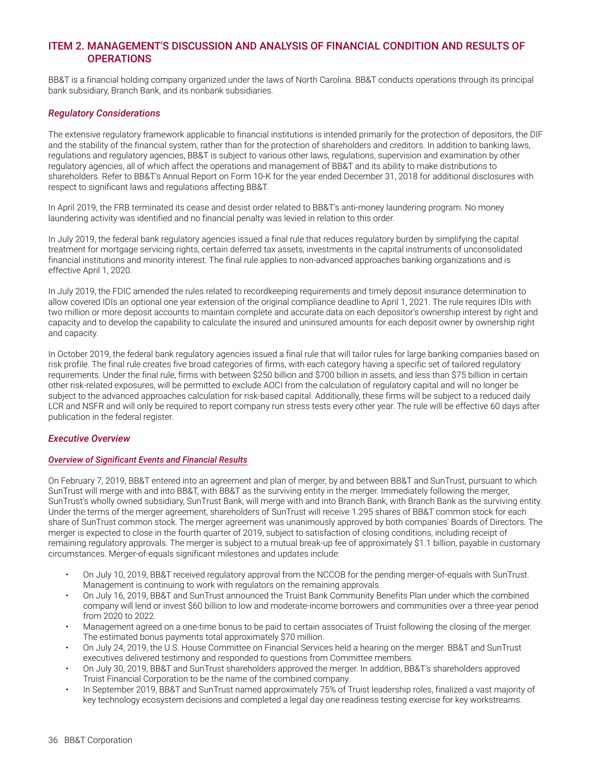# ITEM 2. MANAGEMENT'S DISCUSSION AND ANALYSIS OF FINANCIAL CONDITION AND RESULTS OF OPERATIONS

BB&T is a financial holding company organized under the laws of North Carolina. BB&T conducts operations through its principal bank subsidiary, Branch Bank, and its nonbank subsidiaries.

## *Regulatory Considerations*

The extensive regulatory framework applicable to financial institutions is intended primarily for the protection of depositors, the DIF and the stability of the financial system, rather than for the protection of shareholders and creditors. In addition to banking laws, regulations and regulatory agencies, BB&T is subject to various other laws, regulations, supervision and examination by other regulatory agencies, all of which affect the operations and management of BB&T and its ability to make distributions to shareholders. Refer to BB&T's Annual Report on Form 10-K for the year ended December 31, 2018 for additional disclosures with respect to significant laws and regulations affecting BB&T.

In April 2019, the FRB terminated its cease and desist order related to BB&T's anti-money laundering program. No money laundering activity was identified and no financial penalty was levied in relation to this order.

In July 2019, the federal bank regulatory agencies issued a final rule that reduces regulatory burden by simplifying the capital treatment for mortgage servicing rights, certain deferred tax assets, investments in the capital instruments of unconsolidated financial institutions and minority interest. The final rule applies to non-advanced approaches banking organizations and is effective April 1, 2020.

In July 2019, the FDIC amended the rules related to recordkeeping requirements and timely deposit insurance determination to allow covered IDIs an optional one year extension of the original compliance deadline to April 1, 2021. The rule requires IDIs with two million or more deposit accounts to maintain complete and accurate data on each depositor's ownership interest by right and capacity and to develop the capability to calculate the insured and uninsured amounts for each deposit owner by ownership right and capacity.

In October 2019, the federal bank regulatory agencies issued a final rule that will tailor rules for large banking companies based on risk profile. The final rule creates five broad categories of firms, with each category having a specific set of tailored regulatory requirements. Under the final rule, firms with between $250 billion and $700 billion in assets, and less than $75 billion in certain other risk-related exposures, will be permitted to exclude AOCI from the calculation of regulatory capital and will no longer be subject to the advanced approaches calculation for risk-based capital. Additionally, these firms will be subject to a reduced daily LCR and NSFR and will only be required to report company run stress tests every other year. The rule will be effective 60 days after publication in the federal register.

## *Executive Overview*

### *Overview of Significant Events and Financial Results*

On February 7, 2019, BB&T entered into an agreement and plan of merger, by and between BB&T and SunTrust, pursuant to which SunTrust will merge with and into BB&T, with BB&T as the surviving entity in the merger. Immediately following the merger, SunTrust's wholly owned subsidiary, SunTrust Bank, will merge with and into Branch Bank, with Branch Bank as the surviving entity. Under the terms of the merger agreement, shareholders of SunTrust will receive 1.295 shares of BB&T common stock for each share of SunTrust common stock. The merger agreement was unanimously approved by both companies' Boards of Directors. The merger is expected to close in the fourth quarter of 2019, subject to satisfaction of closing conditions, including receipt of remaining regulatory approvals. The merger is subject to a mutual break-up fee of approximately $1.1 billion, payable in customary circumstances. Merger-of-equals significant milestones and updates include:

- On July 10, 2019, BB&T received regulatory approval from the NCCOB for the pending merger-of-equals with SunTrust. Management is continuing to work with regulators on the remaining approvals.
- On July 16, 2019, BB&T and SunTrust announced the Truist Bank Community Benefits Plan under which the combined company will lend or invest $60 billion to low and moderate-income borrowers and communities over a three-year period from 2020 to 2022.
- Management agreed on a one-time bonus to be paid to certain associates of Truist following the closing of the merger. The estimated bonus payments total approximately $70 million.
- On July 24, 2019, the U.S. House Committee on Financial Services held a hearing on the merger. BB&T and SunTrust executives delivered testimony and responded to questions from Committee members.
- On July 30, 2019, BB&T and SunTrust shareholders approved the merger. In addition, BB&T's shareholders approved Truist Financial Corporation to be the name of the combined company.
- In September 2019, BB&T and SunTrust named approximately 75% of Truist leadership roles, finalized a vast majority of key technology ecosystem decisions and completed a legal day one readiness testing exercise for key workstreams.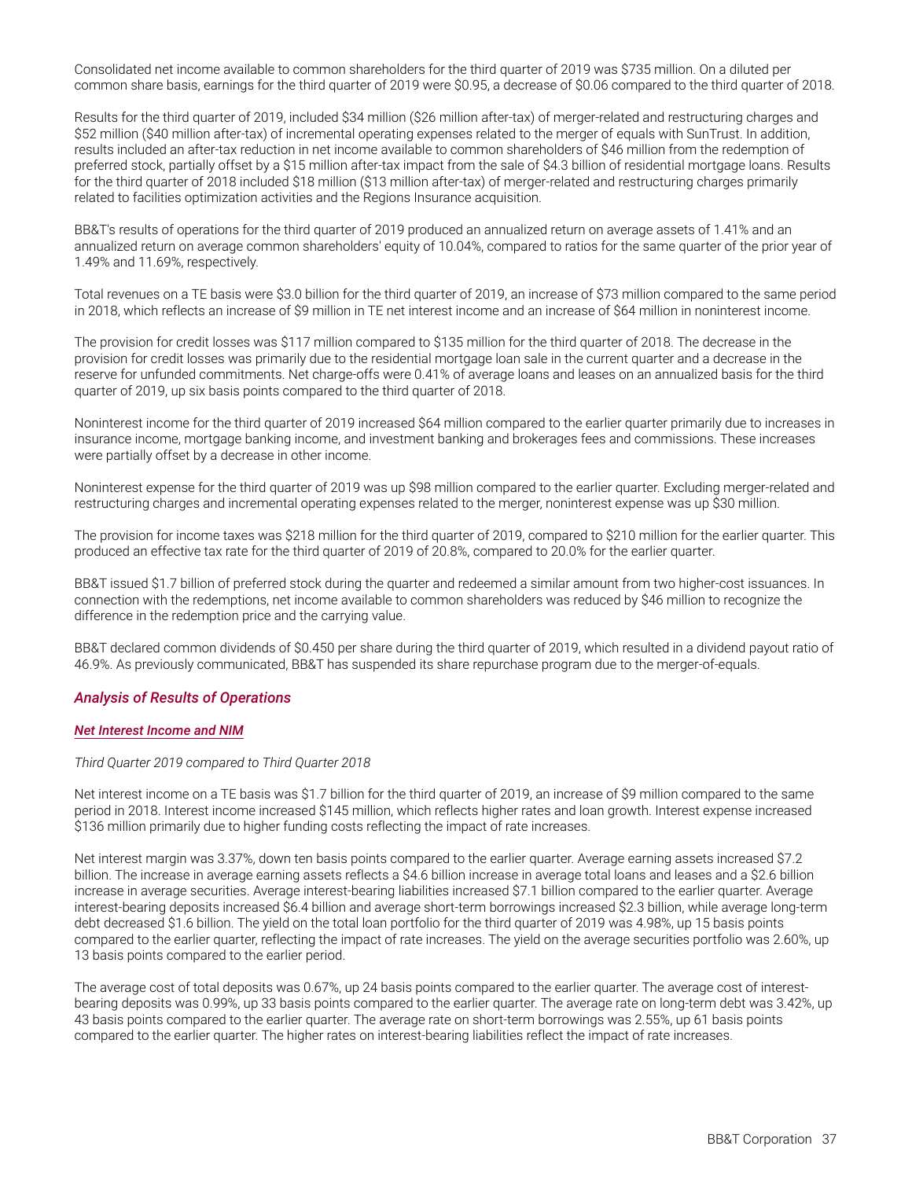Consolidated net income available to common shareholders for the third quarter of 2019 was $735 million. On a diluted per common share basis, earnings for the third quarter of 2019 were $0.95, a decrease of $0.06 compared to the third quarter of 2018.

Results for the third quarter of 2019, included $34 million ($26 million after-tax) of merger-related and restructuring charges and $52 million ($40 million after-tax) of incremental operating expenses related to the merger of equals with SunTrust. In addition, results included an after-tax reduction in net income available to common shareholders of $46 million from the redemption of preferred stock, partially offset by a $15 million after-tax impact from the sale of $4.3 billion of residential mortgage loans. Results for the third quarter of 2018 included $18 million ($13 million after-tax) of merger-related and restructuring charges primarily related to facilities optimization activities and the Regions Insurance acquisition.

BB&T's results of operations for the third quarter of 2019 produced an annualized return on average assets of 1.41% and an annualized return on average common shareholders' equity of 10.04%, compared to ratios for the same quarter of the prior year of 1.49% and 11.69%, respectively.

Total revenues on a TE basis were $3.0 billion for the third quarter of 2019, an increase of $73 million compared to the same period in 2018, which reflects an increase of $9 million in TE net interest income and an increase of $64 million in noninterest income.

The provision for credit losses was $117 million compared to $135 million for the third quarter of 2018. The decrease in the provision for credit losses was primarily due to the residential mortgage loan sale in the current quarter and a decrease in the reserve for unfunded commitments. Net charge-offs were 0.41% of average loans and leases on an annualized basis for the third quarter of 2019, up six basis points compared to the third quarter of 2018.

Noninterest income for the third quarter of 2019 increased $64 million compared to the earlier quarter primarily due to increases in insurance income, mortgage banking income, and investment banking and brokerages fees and commissions. These increases were partially offset by a decrease in other income.

Noninterest expense for the third quarter of 2019 was up $98 million compared to the earlier quarter. Excluding merger-related and restructuring charges and incremental operating expenses related to the merger, noninterest expense was up $30 million.

The provision for income taxes was $218 million for the third quarter of 2019, compared to $210 million for the earlier quarter. This produced an effective tax rate for the third quarter of 2019 of 20.8%, compared to 20.0% for the earlier quarter.

BB&T issued $1.7 billion of preferred stock during the quarter and redeemed a similar amount from two higher-cost issuances. In connection with the redemptions, net income available to common shareholders was reduced by $46 million to recognize the difference in the redemption price and the carrying value.

BB&T declared common dividends of $0.450 per share during the third quarter of 2019, which resulted in a dividend payout ratio of 46.9%. As previously communicated, BB&T has suspended its share repurchase program due to the merger-of-equals.

## *Analysis of Results of Operations*

### *Net Interest Income and NIM*

*Third Quarter 2019 compared to Third Quarter 2018*

Net interest income on a TE basis was $1.7 billion for the third quarter of 2019, an increase of $9 million compared to the same period in 2018. Interest income increased $145 million, which reflects higher rates and loan growth. Interest expense increased $136 million primarily due to higher funding costs reflecting the impact of rate increases.

Net interest margin was 3.37%, down ten basis points compared to the earlier quarter. Average earning assets increased $7.2 billion. The increase in average earning assets reflects a $4.6 billion increase in average total loans and leases and a $2.6 billion increase in average securities. Average interest-bearing liabilities increased $7.1 billion compared to the earlier quarter. Average interest-bearing deposits increased $6.4 billion and average short-term borrowings increased $2.3 billion, while average long-term debt decreased $1.6 billion. The yield on the total loan portfolio for the third quarter of 2019 was 4.98%, up 15 basis points compared to the earlier quarter, reflecting the impact of rate increases. The yield on the average securities portfolio was 2.60%, up 13 basis points compared to the earlier period.

The average cost of total deposits was 0.67%, up 24 basis points compared to the earlier quarter. The average cost of interest-bearing deposits was 0.99%, up 33 basis points compared to the earlier quarter. The average rate on long-term debt was 3.42%, up 43 basis points compared to the earlier quarter. The average rate on short-term borrowings was 2.55%, up 61 basis points compared to the earlier quarter. The higher rates on interest-bearing liabilities reflect the impact of rate increases.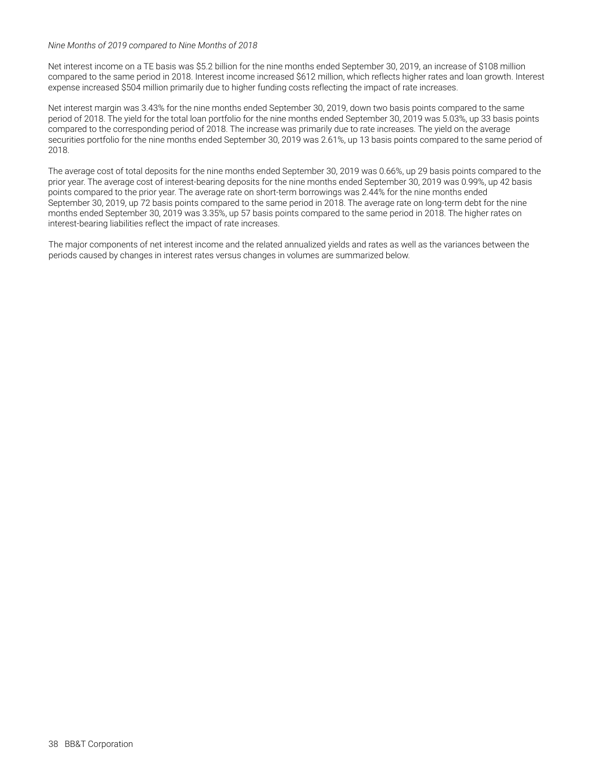*Nine Months of 2019 compared to Nine Months of 2018*

Net interest income on a TE basis was $5.2 billion for the nine months ended September 30, 2019, an increase of $108 million compared to the same period in 2018. Interest income increased $612 million, which reflects higher rates and loan growth. Interest expense increased $504 million primarily due to higher funding costs reflecting the impact of rate increases.

Net interest margin was 3.43% for the nine months ended September 30, 2019, down two basis points compared to the same period of 2018. The yield for the total loan portfolio for the nine months ended September 30, 2019 was 5.03%, up 33 basis points compared to the corresponding period of 2018. The increase was primarily due to rate increases. The yield on the average securities portfolio for the nine months ended September 30, 2019 was 2.61%, up 13 basis points compared to the same period of 2018.

The average cost of total deposits for the nine months ended September 30, 2019 was 0.66%, up 29 basis points compared to the prior year. The average cost of interest-bearing deposits for the nine months ended September 30, 2019 was 0.99%, up 42 basis points compared to the prior year. The average rate on short-term borrowings was 2.44% for the nine months ended September 30, 2019, up 72 basis points compared to the same period in 2018. The average rate on long-term debt for the nine months ended September 30, 2019 was 3.35%, up 57 basis points compared to the same period in 2018. The higher rates on interest-bearing liabilities reflect the impact of rate increases.

The major components of net interest income and the related annualized yields and rates as well as the variances between the periods caused by changes in interest rates versus changes in volumes are summarized below.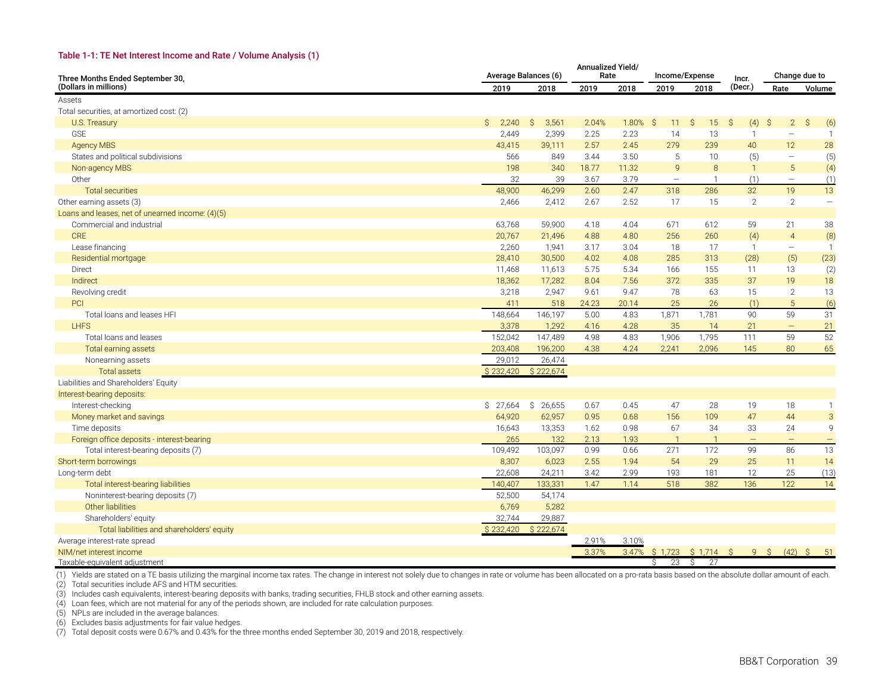**Table 1-1: TE Net Interest Income and Rate / Volume Analysis (1)**

| Three Months Ended September 30, (Dollars in millions) | Average Balances (6) | | Annualized Yield/ Rate | | Income/Expense | | Incr. (Decr.) | Change due to | |
|---|---|---|---|---|---|---|---|---|---|
| | 2019 | 2018 | 2019 | 2018 | 2019 | 2018 | | Rate | Volume |
| Assets | | | | | | | | | |
| Total securities, at amortized cost: (2) | | | | | | | | | |
| U.S. Treasury | $ 2,240 | $ 3,561 | 2.04% | 1.80% | $ 11 | $ 15 | $ (4) | $ 2 | $ (6) |
| GSE | 2,449 | 2,399 | 2.25 | 2.23 | 14 | 13 | 1 | — | 1 |
| Agency MBS | 43,415 | 39,111 | 2.57 | 2.45 | 279 | 239 | 40 | 12 | 28 |
| States and political subdivisions | 566 | 849 | 3.44 | 3.50 | 5 | 10 | (5) | — | (5) |
| Non-agency MBS | 198 | 340 | 18.77 | 11.32 | 9 | 8 | 1 | 5 | (4) |
| Other | 32 | 39 | 3.67 | 3.79 | — | 1 | (1) | — | (1) |
| Total securities | 48,900 | 46,299 | 2.60 | 2.47 | 318 | 286 | 32 | 19 | 13 |
| Other earning assets (3) | 2,466 | 2,412 | 2.67 | 2.52 | 17 | 15 | 2 | 2 | — |
| Loans and leases, net of unearned income: (4)(5) | | | | | | | | | |
| Commercial and industrial | 63,768 | 59,900 | 4.18 | 4.04 | 671 | 612 | 59 | 21 | 38 |
| CRE | 20,767 | 21,496 | 4.88 | 4.80 | 256 | 260 | (4) | 4 | (8) |
| Lease financing | 2,260 | 1,941 | 3.17 | 3.04 | 18 | 17 | 1 | — | 1 |
| Residential mortgage | 28,410 | 30,500 | 4.02 | 4.08 | 285 | 313 | (28) | (5) | (23) |
| Direct | 11,468 | 11,613 | 5.75 | 5.34 | 166 | 155 | 11 | 13 | (2) |
| Indirect | 18,362 | 17,282 | 8.04 | 7.56 | 372 | 335 | 37 | 19 | 18 |
| Revolving credit | 3,218 | 2,947 | 9.61 | 9.47 | 78 | 63 | 15 | 2 | 13 |
| PCI | 411 | 518 | 24.23 | 20.14 | 25 | 26 | (1) | 5 | (6) |
| Total loans and leases HFI | 148,664 | 146,197 | 5.00 | 4.83 | 1,871 | 1,781 | 90 | 59 | 31 |
| LHFS | 3,378 | 1,292 | 4.16 | 4.28 | 35 | 14 | 21 | — | 21 |
| Total loans and leases | 152,042 | 147,489 | 4.98 | 4.83 | 1,906 | 1,795 | 111 | 59 | 52 |
| Total earning assets | 203,408 | 196,200 | 4.38 | 4.24 | 2,241 | 2,096 | 145 | 80 | 65 |
| Nonearning assets | 29,012 | 26,474 | | | | | | | |
| Total assets | $ 232,420 | $ 222,674 | | | | | | | |
| Liabilities and Shareholders' Equity | | | | | | | | | |
| Interest-bearing deposits: | | | | | | | | | |
| Interest-checking | $ 27,664 | $ 26,655 | 0.67 | 0.45 | 47 | 28 | 19 | 18 | 1 |
| Money market and savings | 64,920 | 62,957 | 0.95 | 0.68 | 156 | 109 | 47 | 44 | 3 |
| Time deposits | 16,643 | 13,353 | 1.62 | 0.98 | 67 | 34 | 33 | 24 | 9 |
| Foreign office deposits - interest-bearing | 265 | 132 | 2.13 | 1.93 | 1 | 1 | — | — | — |
| Total interest-bearing deposits (7) | 109,492 | 103,097 | 0.99 | 0.66 | 271 | 172 | 99 | 86 | 13 |
| Short-term borrowings | 8,307 | 6,023 | 2.55 | 1.94 | 54 | 29 | 25 | 11 | 14 |
| Long-term debt | 22,608 | 24,211 | 3.42 | 2.99 | 193 | 181 | 12 | 25 | (13) |
| Total interest-bearing liabilities | 140,407 | 133,331 | 1.47 | 1.14 | 518 | 382 | 136 | 122 | 14 |
| Noninterest-bearing deposits (7) | 52,500 | 54,174 | | | | | | | |
| Other liabilities | 6,769 | 5,282 | | | | | | | |
| Shareholders' equity | 32,744 | 29,887 | | | | | | | |
| Total liabilities and shareholders' equity | $ 232,420 | $ 222,674 | | | | | | | |
| Average interest-rate spread | | | 2.91% | 3.10% | | | | | |
| NIM/net interest income | | | 3.37% | 3.47% | $ 1,723 | $ 1,714 | $ 9 | $ (42) | $ 51 |
| Taxable-equivalent adjustment | | | | | $ 23 | $ 27 | | | |

(1) Yields are stated on a TE basis utilizing the marginal income tax rates. The change in interest not solely due to changes in rate or volume has been allocated on a pro-rata basis based on the absolute dollar amount of each.
(2) Total securities include AFS and HTM securities.
(3) Includes cash equivalents, interest-bearing deposits with banks, trading securities, FHLB stock and other earning assets.
(4) Loan fees, which are not material for any of the periods shown, are included for rate calculation purposes.
(5) NPLs are included in the average balances.
(6) Excludes basis adjustments for fair value hedges.
(7) Total deposit costs were 0.67% and 0.43% for the three months ended September 30, 2019 and 2018, respectively.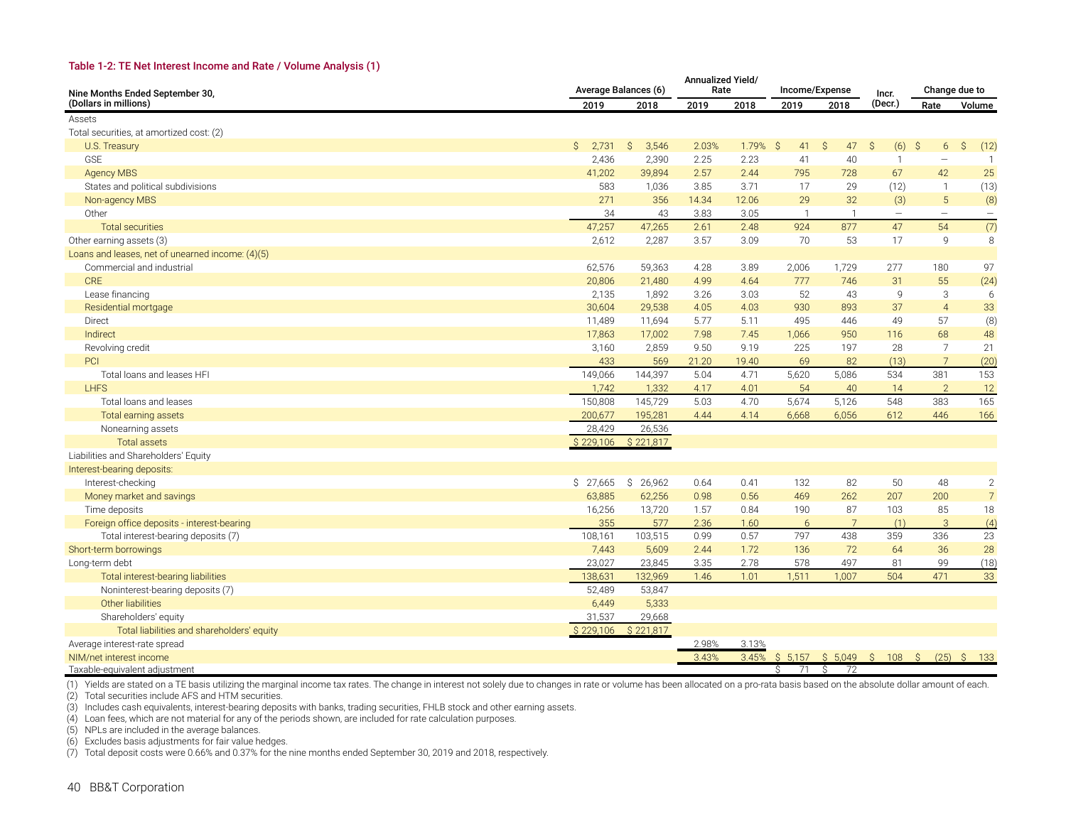**Table 1-2: TE Net Interest Income and Rate / Volume Analysis (1)**

| Nine Months Ended September 30, (Dollars in millions) | Average Balances (6) | | Annualized Yield/ Rate | | Income/Expense | | Incr. (Decr.) | Change due to | |
|---|---|---|---|---|---|---|---|---|---|
| | 2019 | 2018 | 2019 | 2018 | 2019 | 2018 | | Rate | Volume |
| Assets | | | | | | | | | |
| Total securities, at amortized cost: (2) | | | | | | | | | |
| U.S. Treasury | $ 2,731 | $ 3,546 | 2.03% | 1.79% | $ 41 | $ 47 | $ (6) | $ 6 | $ (12) |
| GSE | 2,436 | 2,390 | 2.25 | 2.23 | 41 | 40 | 1 | — | 1 |
| Agency MBS | 41,202 | 39,894 | 2.57 | 2.44 | 795 | 728 | 67 | 42 | 25 |
| States and political subdivisions | 583 | 1,036 | 3.85 | 3.71 | 17 | 29 | (12) | 1 | (13) |
| Non-agency MBS | 271 | 356 | 14.34 | 12.06 | 29 | 32 | (3) | 5 | (8) |
| Other | 34 | 43 | 3.83 | 3.05 | 1 | 1 | — | — | — |
| Total securities | 47,257 | 47,265 | 2.61 | 2.48 | 924 | 877 | 47 | 54 | (7) |
| Other earning assets (3) | 2,612 | 2,287 | 3.57 | 3.09 | 70 | 53 | 17 | 9 | 8 |
| Loans and leases, net of unearned income: (4)(5) | | | | | | | | | |
| Commercial and industrial | 62,576 | 59,363 | 4.28 | 3.89 | 2,006 | 1,729 | 277 | 180 | 97 |
| CRE | 20,806 | 21,480 | 4.99 | 4.64 | 777 | 746 | 31 | 55 | (24) |
| Lease financing | 2,135 | 1,892 | 3.26 | 3.03 | 52 | 43 | 9 | 3 | 6 |
| Residential mortgage | 30,604 | 29,538 | 4.05 | 4.03 | 930 | 893 | 37 | 4 | 33 |
| Direct | 11,489 | 11,694 | 5.77 | 5.11 | 495 | 446 | 49 | 57 | (8) |
| Indirect | 17,863 | 17,002 | 7.98 | 7.45 | 1,066 | 950 | 116 | 68 | 48 |
| Revolving credit | 3,160 | 2,859 | 9.50 | 9.19 | 225 | 197 | 28 | 7 | 21 |
| PCI | 433 | 569 | 21.20 | 19.40 | 69 | 82 | (13) | 7 | (20) |
| Total loans and leases HFI | 149,066 | 144,397 | 5.04 | 4.71 | 5,620 | 5,086 | 534 | 381 | 153 |
| LHFS | 1,742 | 1,332 | 4.17 | 4.01 | 54 | 40 | 14 | 2 | 12 |
| Total loans and leases | 150,808 | 145,729 | 5.03 | 4.70 | 5,674 | 5,126 | 548 | 383 | 165 |
| Total earning assets | 200,677 | 195,281 | 4.44 | 4.14 | 6,668 | 6,056 | 612 | 446 | 166 |
| Nonearning assets | 28,429 | 26,536 | | | | | | | |
| Total assets | $ 229,106 | $ 221,817 | | | | | | | |
| Liabilities and Shareholders' Equity | | | | | | | | | |
| Interest-bearing deposits: | | | | | | | | | |
| Interest-checking | $ 27,665 | $ 26,962 | 0.64 | 0.41 | 132 | 82 | 50 | 48 | 2 |
| Money market and savings | 63,885 | 62,256 | 0.98 | 0.56 | 469 | 262 | 207 | 200 | 7 |
| Time deposits | 16,256 | 13,720 | 1.57 | 0.84 | 190 | 87 | 103 | 85 | 18 |
| Foreign office deposits - interest-bearing | 355 | 577 | 2.36 | 1.60 | 6 | 7 | (1) | 3 | (4) |
| Total interest-bearing deposits (7) | 108,161 | 103,515 | 0.99 | 0.57 | 797 | 438 | 359 | 336 | 23 |
| Short-term borrowings | 7,443 | 5,609 | 2.44 | 1.72 | 136 | 72 | 64 | 36 | 28 |
| Long-term debt | 23,027 | 23,845 | 3.35 | 2.78 | 578 | 497 | 81 | 99 | (18) |
| Total interest-bearing liabilities | 138,631 | 132,969 | 1.46 | 1.01 | 1,511 | 1,007 | 504 | 471 | 33 |
| Noninterest-bearing deposits (7) | 52,489 | 53,847 | | | | | | | |
| Other liabilities | 6,449 | 5,333 | | | | | | | |
| Shareholders' equity | 31,537 | 29,668 | | | | | | | |
| Total liabilities and shareholders' equity | $ 229,106 | $ 221,817 | | | | | | | |
| Average interest-rate spread | | | 2.98% | 3.13% | | | | | |
| NIM/net interest income | | | 3.43% | 3.45% | $ 5,157 | $ 5,049 | $ 108 | $ (25) | $ 133 |
| Taxable-equivalent adjustment | | | | | $ 71 | $ 72 | | | |

(1) Yields are stated on a TE basis utilizing the marginal income tax rates. The change in interest not solely due to changes in rate or volume has been allocated on a pro-rata basis based on the absolute dollar amount of each.
(2) Total securities include AFS and HTM securities.
(3) Includes cash equivalents, interest-bearing deposits with banks, trading securities, FHLB stock and other earning assets.
(4) Loan fees, which are not material for any of the periods shown, are included for rate calculation purposes.
(5) NPLs are included in the average balances.
(6) Excludes basis adjustments for fair value hedges.
(7) Total deposit costs were 0.66% and 0.37% for the nine months ended September 30, 2019 and 2018, respectively.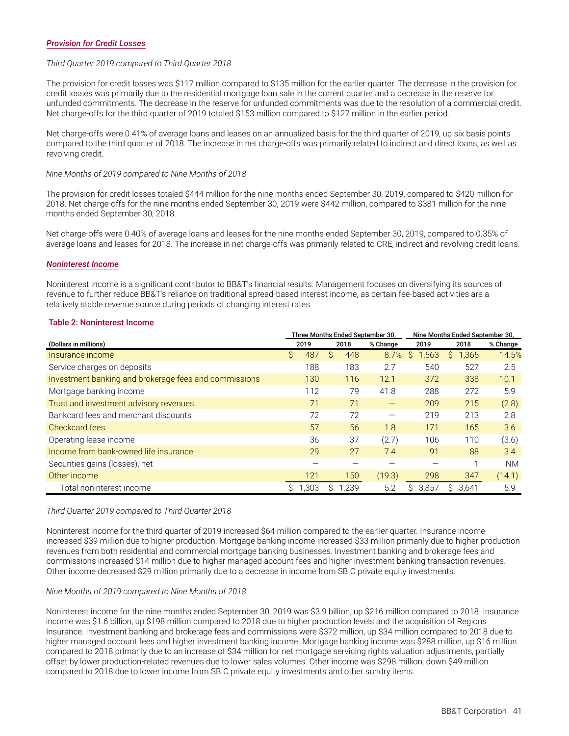***Provision for Credit Losses***

*Third Quarter 2019 compared to Third Quarter 2018*

The provision for credit losses was $117 million compared to $135 million for the earlier quarter. The decrease in the provision for credit losses was primarily due to the residential mortgage loan sale in the current quarter and a decrease in the reserve for unfunded commitments. The decrease in the reserve for unfunded commitments was due to the resolution of a commercial credit. Net charge-offs for the third quarter of 2019 totaled $153 million compared to $127 million in the earlier period.

Net charge-offs were 0.41% of average loans and leases on an annualized basis for the third quarter of 2019, up six basis points compared to the third quarter of 2018. The increase in net charge-offs was primarily related to indirect and direct loans, as well as revolving credit.

*Nine Months of 2019 compared to Nine Months of 2018*

The provision for credit losses totaled $444 million for the nine months ended September 30, 2019, compared to $420 million for 2018. Net charge-offs for the nine months ended September 30, 2019 were $442 million, compared to $381 million for the nine months ended September 30, 2018.

Net charge-offs were 0.40% of average loans and leases for the nine months ended September 30, 2019, compared to 0.35% of average loans and leases for 2018. The increase in net charge-offs was primarily related to CRE, indirect and revolving credit loans.

***Noninterest Income***

Noninterest income is a significant contributor to BB&T's financial results. Management focuses on diversifying its sources of revenue to further reduce BB&T's reliance on traditional spread-based interest income, as certain fee-based activities are a relatively stable revenue source during periods of changing interest rates.

**Table 2: Noninterest Income**

| (Dollars in millions) | Three Months Ended September 30, 2019 | Three Months Ended September 30, 2018 | % Change | Nine Months Ended September 30, 2019 | Nine Months Ended September 30, 2018 | % Change |
|---|---|---|---|---|---|---|
| Insurance income | $ 487 | $ 448 | 8.7% | $ 1,563 | $ 1,365 | 14.5% |
| Service charges on deposits | 188 | 183 | 2.7 | 540 | 527 | 2.5 |
| Investment banking and brokerage fees and commissions | 130 | 116 | 12.1 | 372 | 338 | 10.1 |
| Mortgage banking income | 112 | 79 | 41.8 | 288 | 272 | 5.9 |
| Trust and investment advisory revenues | 71 | 71 | — | 209 | 215 | (2.8) |
| Bankcard fees and merchant discounts | 72 | 72 | — | 219 | 213 | 2.8 |
| Checkcard fees | 57 | 56 | 1.8 | 171 | 165 | 3.6 |
| Operating lease income | 36 | 37 | (2.7) | 106 | 110 | (3.6) |
| Income from bank-owned life insurance | 29 | 27 | 7.4 | 91 | 88 | 3.4 |
| Securities gains (losses), net | — | — | — | — | 1 | NM |
| Other income | 121 | 150 | (19.3) | 298 | 347 | (14.1) |
| Total noninterest income | $ 1,303 | $ 1,239 | 5.2 | $ 3,857 | $ 3,641 | 5.9 |

*Third Quarter 2019 compared to Third Quarter 2018*

Noninterest income for the third quarter of 2019 increased $64 million compared to the earlier quarter. Insurance income increased $39 million due to higher production. Mortgage banking income increased $33 million primarily due to higher production revenues from both residential and commercial mortgage banking businesses. Investment banking and brokerage fees and commissions increased $14 million due to higher managed account fees and higher investment banking transaction revenues. Other income decreased $29 million primarily due to a decrease in income from SBIC private equity investments.

*Nine Months of 2019 compared to Nine Months of 2018*

Noninterest income for the nine months ended September 30, 2019 was $3.9 billion, up $216 million compared to 2018. Insurance income was $1.6 billion, up $198 million compared to 2018 due to higher production levels and the acquisition of Regions Insurance. Investment banking and brokerage fees and commissions were $372 million, up $34 million compared to 2018 due to higher managed account fees and higher investment banking income. Mortgage banking income was $288 million, up $16 million compared to 2018 primarily due to an increase of $34 million for net mortgage servicing rights valuation adjustments, partially offset by lower production-related revenues due to lower sales volumes. Other income was $298 million, down $49 million compared to 2018 due to lower income from SBIC private equity investments and other sundry items.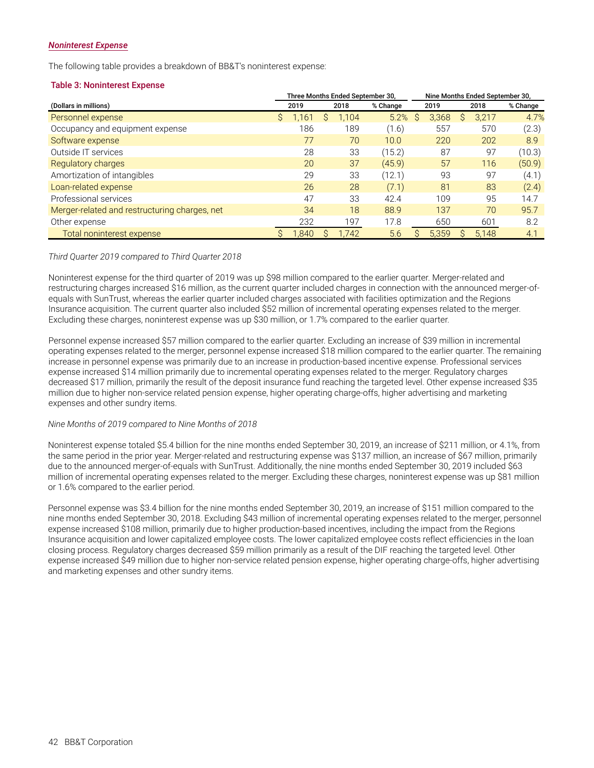### *Noninterest Expense*

The following table provides a breakdown of BB&T's noninterest expense:

**Table 3: Noninterest Expense**

| (Dollars in millions) | Three Months Ended September 30, | | | Nine Months Ended September 30, | | |
|---|---|---|---|---|---|---|
| | 2019 | 2018 | % Change | 2019 | 2018 | % Change |
| Personnel expense | $ 1,161 | $ 1,104 | 5.2% | $ 3,368 | $ 3,217 | 4.7% |
| Occupancy and equipment expense | 186 | 189 | (1.6) | 557 | 570 | (2.3) |
| Software expense | 77 | 70 | 10.0 | 220 | 202 | 8.9 |
| Outside IT services | 28 | 33 | (15.2) | 87 | 97 | (10.3) |
| Regulatory charges | 20 | 37 | (45.9) | 57 | 116 | (50.9) |
| Amortization of intangibles | 29 | 33 | (12.1) | 93 | 97 | (4.1) |
| Loan-related expense | 26 | 28 | (7.1) | 81 | 83 | (2.4) |
| Professional services | 47 | 33 | 42.4 | 109 | 95 | 14.7 |
| Merger-related and restructuring charges, net | 34 | 18 | 88.9 | 137 | 70 | 95.7 |
| Other expense | 232 | 197 | 17.8 | 650 | 601 | 8.2 |
| Total noninterest expense | $ 1,840 | $ 1,742 | 5.6 | $ 5,359 | $ 5,148 | 4.1 |

*Third Quarter 2019 compared to Third Quarter 2018*

Noninterest expense for the third quarter of 2019 was up $98 million compared to the earlier quarter. Merger-related and restructuring charges increased $16 million, as the current quarter included charges in connection with the announced merger-of-equals with SunTrust, whereas the earlier quarter included charges associated with facilities optimization and the Regions Insurance acquisition. The current quarter also included $52 million of incremental operating expenses related to the merger. Excluding these charges, noninterest expense was up $30 million, or 1.7% compared to the earlier quarter.

Personnel expense increased $57 million compared to the earlier quarter. Excluding an increase of $39 million in incremental operating expenses related to the merger, personnel expense increased $18 million compared to the earlier quarter. The remaining increase in personnel expense was primarily due to an increase in production-based incentive expense. Professional services expense increased $14 million primarily due to incremental operating expenses related to the merger. Regulatory charges decreased $17 million, primarily the result of the deposit insurance fund reaching the targeted level. Other expense increased $35 million due to higher non-service related pension expense, higher operating charge-offs, higher advertising and marketing expenses and other sundry items.

*Nine Months of 2019 compared to Nine Months of 2018*

Noninterest expense totaled $5.4 billion for the nine months ended September 30, 2019, an increase of $211 million, or 4.1%, from the same period in the prior year. Merger-related and restructuring expense was $137 million, an increase of $67 million, primarily due to the announced merger-of-equals with SunTrust. Additionally, the nine months ended September 30, 2019 included $63 million of incremental operating expenses related to the merger. Excluding these charges, noninterest expense was up $81 million or 1.6% compared to the earlier period.

Personnel expense was $3.4 billion for the nine months ended September 30, 2019, an increase of $151 million compared to the nine months ended September 30, 2018. Excluding $43 million of incremental operating expenses related to the merger, personnel expense increased $108 million, primarily due to higher production-based incentives, including the impact from the Regions Insurance acquisition and lower capitalized employee costs. The lower capitalized employee costs reflect efficiencies in the loan closing process. Regulatory charges decreased $59 million primarily as a result of the DIF reaching the targeted level. Other expense increased $49 million due to higher non-service related pension expense, higher operating charge-offs, higher advertising and marketing expenses and other sundry items.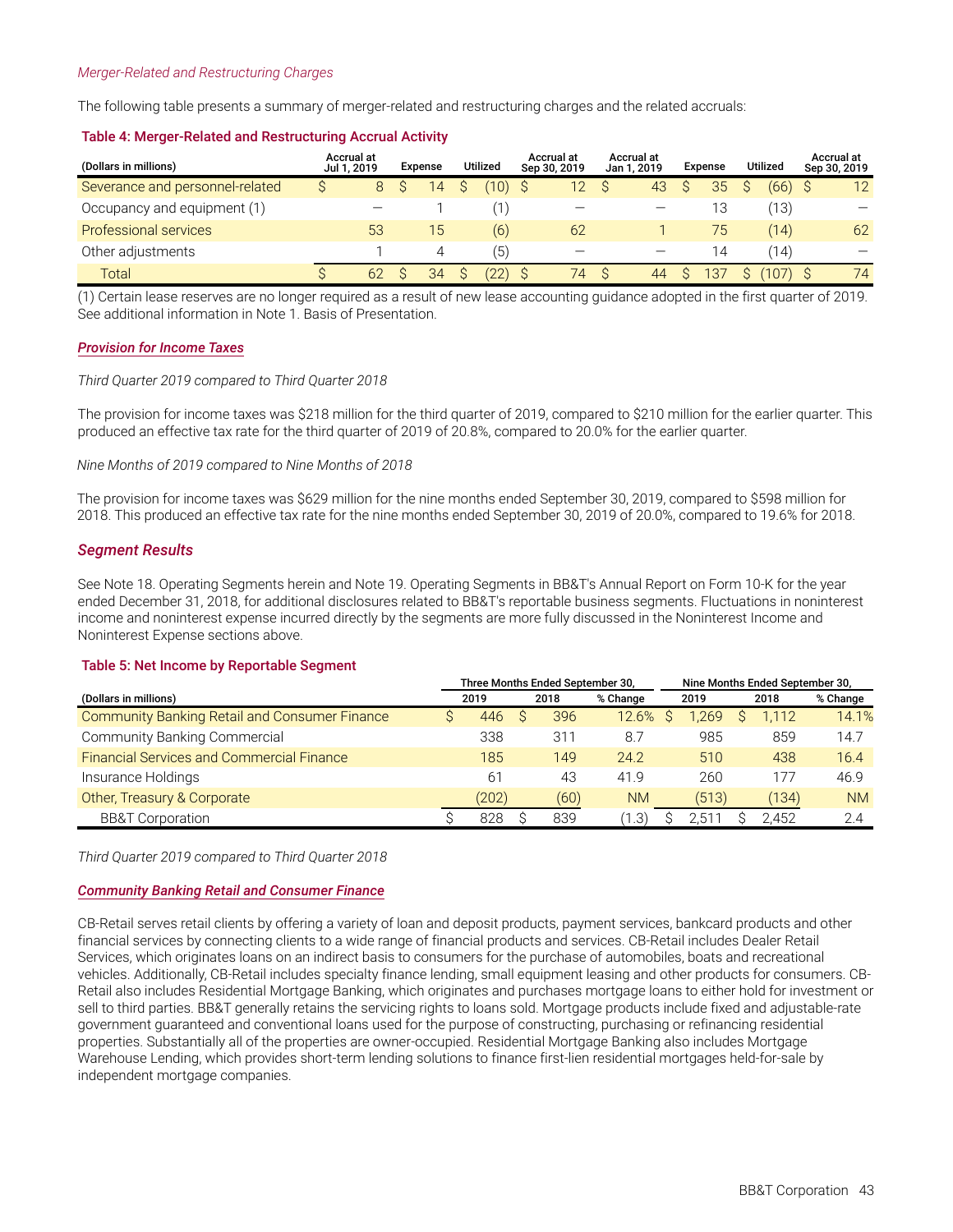*Merger-Related and Restructuring Charges*

The following table presents a summary of merger-related and restructuring charges and the related accruals:

**Table 4: Merger-Related and Restructuring Accrual Activity**

| (Dollars in millions) | Accrual at Jul 1, 2019 | Expense | Utilized | Accrual at Sep 30, 2019 | Accrual at Jan 1, 2019 | Expense | Utilized | Accrual at Sep 30, 2019 |
|---|---|---|---|---|---|---|---|---|
| Severance and personnel-related | $ 8 | $ 14 | $ (10) | $ 12 | $ 43 | $ 35 | $ (66) | $ 12 |
| Occupancy and equipment (1) | — | 1 | (1) | — | — | 13 | (13) | — |
| Professional services | 53 | 15 | (6) | 62 | 1 | 75 | (14) | 62 |
| Other adjustments | 1 | 4 | (5) | — | — | 14 | (14) | — |
| Total | $ 62 | $ 34 | $ (22) | $ 74 | $ 44 | $ 137 | $ (107) | $ 74 |

(1) Certain lease reserves are no longer required as a result of new lease accounting guidance adopted in the first quarter of 2019. See additional information in Note 1. Basis of Presentation.

### Provision for Income Taxes

*Third Quarter 2019 compared to Third Quarter 2018*

The provision for income taxes was $218 million for the third quarter of 2019, compared to $210 million for the earlier quarter. This produced an effective tax rate for the third quarter of 2019 of 20.8%, compared to 20.0% for the earlier quarter.

*Nine Months of 2019 compared to Nine Months of 2018*

The provision for income taxes was $629 million for the nine months ended September 30, 2019, compared to $598 million for 2018. This produced an effective tax rate for the nine months ended September 30, 2019 of 20.0%, compared to 19.6% for 2018.

## Segment Results

See Note 18. Operating Segments herein and Note 19. Operating Segments in BB&T's Annual Report on Form 10-K for the year ended December 31, 2018, for additional disclosures related to BB&T's reportable business segments. Fluctuations in noninterest income and noninterest expense incurred directly by the segments are more fully discussed in the Noninterest Income and Noninterest Expense sections above.

**Table 5: Net Income by Reportable Segment**

| | Three Months Ended September 30, | | | Nine Months Ended September 30, | | |
|---|---|---|---|---|---|---|
| (Dollars in millions) | 2019 | 2018 | % Change | 2019 | 2018 | % Change |
| Community Banking Retail and Consumer Finance | $ 446 | $ 396 | 12.6% | $ 1,269 | $ 1,112 | 14.1% |
| Community Banking Commercial | 338 | 311 | 8.7 | 985 | 859 | 14.7 |
| Financial Services and Commercial Finance | 185 | 149 | 24.2 | 510 | 438 | 16.4 |
| Insurance Holdings | 61 | 43 | 41.9 | 260 | 177 | 46.9 |
| Other, Treasury & Corporate | (202) | (60) | NM | (513) | (134) | NM |
| BB&T Corporation | $ 828 | $ 839 | (1.3) | $ 2,511 | $ 2,452 | 2.4 |

*Third Quarter 2019 compared to Third Quarter 2018*

### Community Banking Retail and Consumer Finance

CB-Retail serves retail clients by offering a variety of loan and deposit products, payment services, bankcard products and other financial services by connecting clients to a wide range of financial products and services. CB-Retail includes Dealer Retail Services, which originates loans on an indirect basis to consumers for the purchase of automobiles, boats and recreational vehicles. Additionally, CB-Retail includes specialty finance lending, small equipment leasing and other products for consumers. CB-Retail also includes Residential Mortgage Banking, which originates and purchases mortgage loans to either hold for investment or sell to third parties. BB&T generally retains the servicing rights to loans sold. Mortgage products include fixed and adjustable-rate government guaranteed and conventional loans used for the purpose of constructing, purchasing or refinancing residential properties. Substantially all of the properties are owner-occupied. Residential Mortgage Banking also includes Mortgage Warehouse Lending, which provides short-term lending solutions to finance first-lien residential mortgages held-for-sale by independent mortgage companies.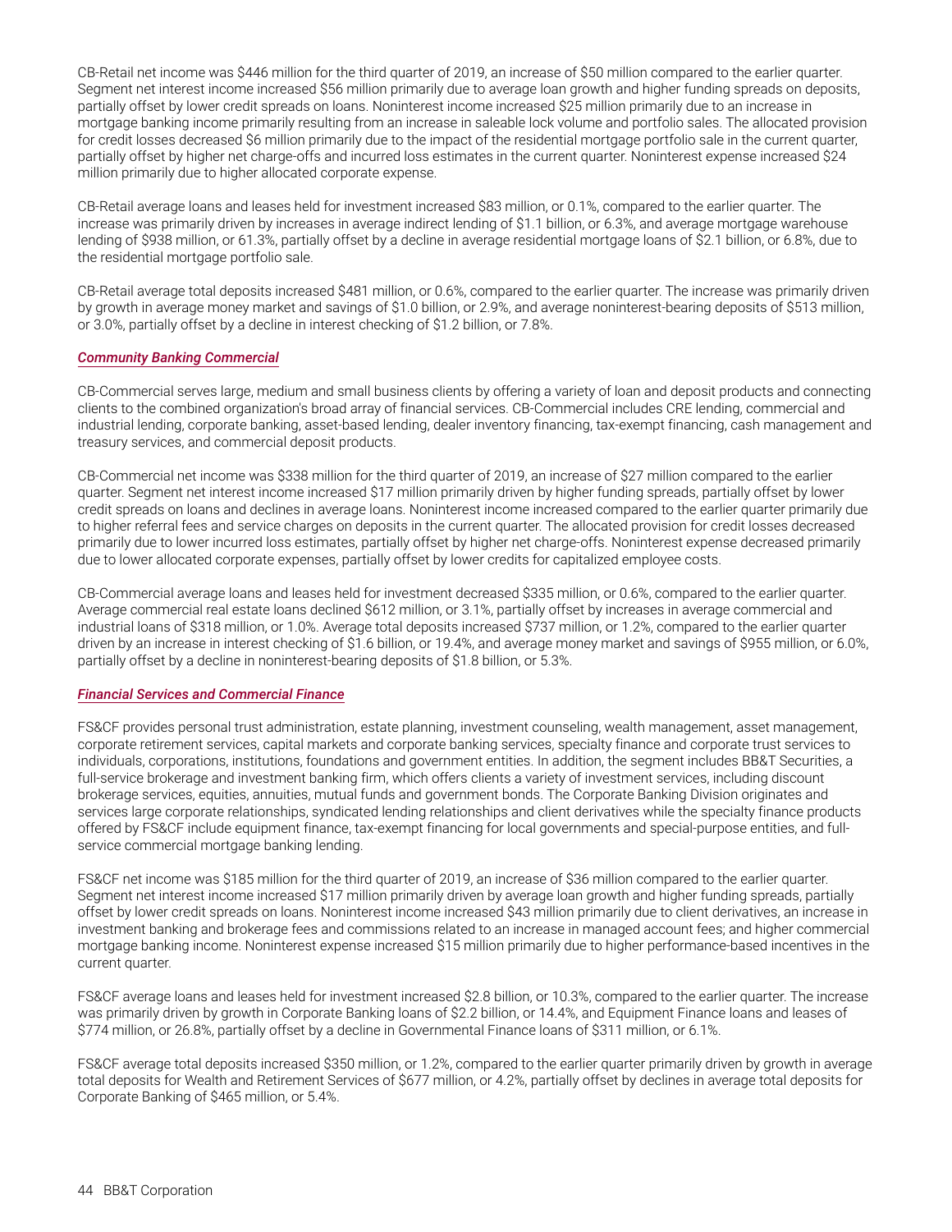CB-Retail net income was $446 million for the third quarter of 2019, an increase of $50 million compared to the earlier quarter. Segment net interest income increased $56 million primarily due to average loan growth and higher funding spreads on deposits, partially offset by lower credit spreads on loans. Noninterest income increased $25 million primarily due to an increase in mortgage banking income primarily resulting from an increase in saleable lock volume and portfolio sales. The allocated provision for credit losses decreased $6 million primarily due to the impact of the residential mortgage portfolio sale in the current quarter, partially offset by higher net charge-offs and incurred loss estimates in the current quarter. Noninterest expense increased $24 million primarily due to higher allocated corporate expense.

CB-Retail average loans and leases held for investment increased $83 million, or 0.1%, compared to the earlier quarter. The increase was primarily driven by increases in average indirect lending of $1.1 billion, or 6.3%, and average mortgage warehouse lending of $938 million, or 61.3%, partially offset by a decline in average residential mortgage loans of $2.1 billion, or 6.8%, due to the residential mortgage portfolio sale.

CB-Retail average total deposits increased $481 million, or 0.6%, compared to the earlier quarter. The increase was primarily driven by growth in average money market and savings of $1.0 billion, or 2.9%, and average noninterest-bearing deposits of $513 million, or 3.0%, partially offset by a decline in interest checking of $1.2 billion, or 7.8%.

### *Community Banking Commercial*

CB-Commercial serves large, medium and small business clients by offering a variety of loan and deposit products and connecting clients to the combined organization's broad array of financial services. CB-Commercial includes CRE lending, commercial and industrial lending, corporate banking, asset-based lending, dealer inventory financing, tax-exempt financing, cash management and treasury services, and commercial deposit products.

CB-Commercial net income was $338 million for the third quarter of 2019, an increase of $27 million compared to the earlier quarter. Segment net interest income increased $17 million primarily driven by higher funding spreads, partially offset by lower credit spreads on loans and declines in average loans. Noninterest income increased compared to the earlier quarter primarily due to higher referral fees and service charges on deposits in the current quarter. The allocated provision for credit losses decreased primarily due to lower incurred loss estimates, partially offset by higher net charge-offs. Noninterest expense decreased primarily due to lower allocated corporate expenses, partially offset by lower credits for capitalized employee costs.

CB-Commercial average loans and leases held for investment decreased $335 million, or 0.6%, compared to the earlier quarter. Average commercial real estate loans declined $612 million, or 3.1%, partially offset by increases in average commercial and industrial loans of $318 million, or 1.0%. Average total deposits increased $737 million, or 1.2%, compared to the earlier quarter driven by an increase in interest checking of $1.6 billion, or 19.4%, and average money market and savings of $955 million, or 6.0%, partially offset by a decline in noninterest-bearing deposits of $1.8 billion, or 5.3%.

### *Financial Services and Commercial Finance*

FS&CF provides personal trust administration, estate planning, investment counseling, wealth management, asset management, corporate retirement services, capital markets and corporate banking services, specialty finance and corporate trust services to individuals, corporations, institutions, foundations and government entities. In addition, the segment includes BB&T Securities, a full-service brokerage and investment banking firm, which offers clients a variety of investment services, including discount brokerage services, equities, annuities, mutual funds and government bonds. The Corporate Banking Division originates and services large corporate relationships, syndicated lending relationships and client derivatives while the specialty finance products offered by FS&CF include equipment finance, tax-exempt financing for local governments and special-purpose entities, and full-service commercial mortgage banking lending.

FS&CF net income was $185 million for the third quarter of 2019, an increase of $36 million compared to the earlier quarter. Segment net interest income increased $17 million primarily driven by average loan growth and higher funding spreads, partially offset by lower credit spreads on loans. Noninterest income increased $43 million primarily due to client derivatives, an increase in investment banking and brokerage fees and commissions related to an increase in managed account fees; and higher commercial mortgage banking income. Noninterest expense increased $15 million primarily due to higher performance-based incentives in the current quarter.

FS&CF average loans and leases held for investment increased $2.8 billion, or 10.3%, compared to the earlier quarter. The increase was primarily driven by growth in Corporate Banking loans of $2.2 billion, or 14.4%, and Equipment Finance loans and leases of $774 million, or 26.8%, partially offset by a decline in Governmental Finance loans of $311 million, or 6.1%.

FS&CF average total deposits increased $350 million, or 1.2%, compared to the earlier quarter primarily driven by growth in average total deposits for Wealth and Retirement Services of $677 million, or 4.2%, partially offset by declines in average total deposits for Corporate Banking of $465 million, or 5.4%.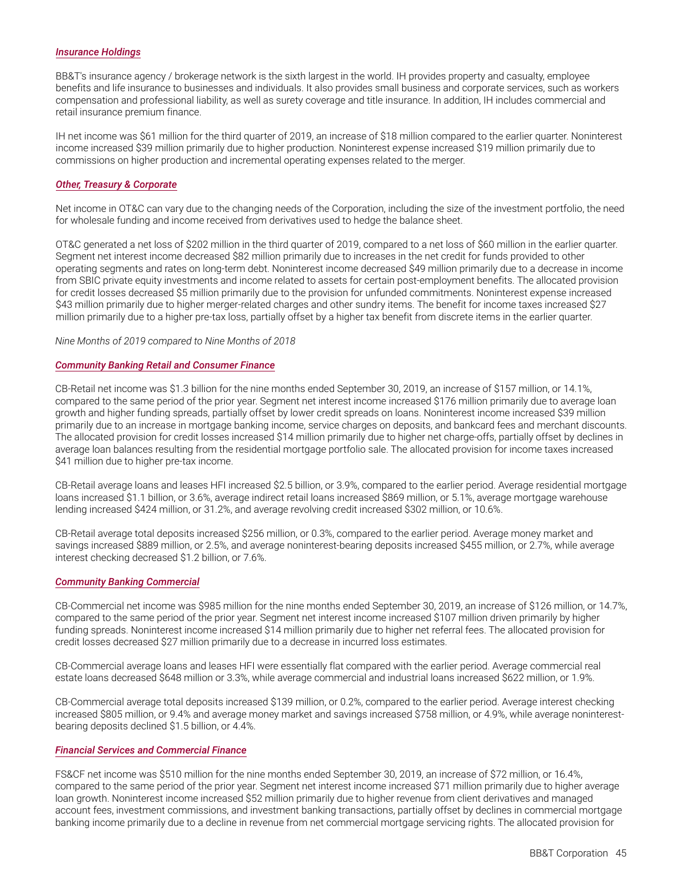***Insurance Holdings***

BB&T's insurance agency / brokerage network is the sixth largest in the world. IH provides property and casualty, employee benefits and life insurance to businesses and individuals. It also provides small business and corporate services, such as workers compensation and professional liability, as well as surety coverage and title insurance. In addition, IH includes commercial and retail insurance premium finance.

IH net income was $61 million for the third quarter of 2019, an increase of $18 million compared to the earlier quarter. Noninterest income increased $39 million primarily due to higher production. Noninterest expense increased $19 million primarily due to commissions on higher production and incremental operating expenses related to the merger.

***Other, Treasury & Corporate***

Net income in OT&C can vary due to the changing needs of the Corporation, including the size of the investment portfolio, the need for wholesale funding and income received from derivatives used to hedge the balance sheet.

OT&C generated a net loss of $202 million in the third quarter of 2019, compared to a net loss of $60 million in the earlier quarter. Segment net interest income decreased $82 million primarily due to increases in the net credit for funds provided to other operating segments and rates on long-term debt. Noninterest income decreased $49 million primarily due to a decrease in income from SBIC private equity investments and income related to assets for certain post-employment benefits. The allocated provision for credit losses decreased $5 million primarily due to the provision for unfunded commitments. Noninterest expense increased $43 million primarily due to higher merger-related charges and other sundry items. The benefit for income taxes increased $27 million primarily due to a higher pre-tax loss, partially offset by a higher tax benefit from discrete items in the earlier quarter.

*Nine Months of 2019 compared to Nine Months of 2018*

***Community Banking Retail and Consumer Finance***

CB-Retail net income was $1.3 billion for the nine months ended September 30, 2019, an increase of $157 million, or 14.1%, compared to the same period of the prior year. Segment net interest income increased $176 million primarily due to average loan growth and higher funding spreads, partially offset by lower credit spreads on loans. Noninterest income increased $39 million primarily due to an increase in mortgage banking income, service charges on deposits, and bankcard fees and merchant discounts. The allocated provision for credit losses increased $14 million primarily due to higher net charge-offs, partially offset by declines in average loan balances resulting from the residential mortgage portfolio sale. The allocated provision for income taxes increased $41 million due to higher pre-tax income.

CB-Retail average loans and leases HFI increased $2.5 billion, or 3.9%, compared to the earlier period. Average residential mortgage loans increased $1.1 billion, or 3.6%, average indirect retail loans increased $869 million, or 5.1%, average mortgage warehouse lending increased $424 million, or 31.2%, and average revolving credit increased $302 million, or 10.6%.

CB-Retail average total deposits increased $256 million, or 0.3%, compared to the earlier period. Average money market and savings increased $889 million, or 2.5%, and average noninterest-bearing deposits increased $455 million, or 2.7%, while average interest checking decreased $1.2 billion, or 7.6%.

***Community Banking Commercial***

CB-Commercial net income was $985 million for the nine months ended September 30, 2019, an increase of $126 million, or 14.7%, compared to the same period of the prior year. Segment net interest income increased $107 million driven primarily by higher funding spreads. Noninterest income increased $14 million primarily due to higher net referral fees. The allocated provision for credit losses decreased $27 million primarily due to a decrease in incurred loss estimates.

CB-Commercial average loans and leases HFI were essentially flat compared with the earlier period. Average commercial real estate loans decreased $648 million or 3.3%, while average commercial and industrial loans increased $622 million, or 1.9%.

CB-Commercial average total deposits increased $139 million, or 0.2%, compared to the earlier period. Average interest checking increased $805 million, or 9.4% and average money market and savings increased $758 million, or 4.9%, while average noninterest-bearing deposits declined $1.5 billion, or 4.4%.

***Financial Services and Commercial Finance***

FS&CF net income was $510 million for the nine months ended September 30, 2019, an increase of $72 million, or 16.4%, compared to the same period of the prior year. Segment net interest income increased $71 million primarily due to higher average loan growth. Noninterest income increased $52 million primarily due to higher revenue from client derivatives and managed account fees, investment commissions, and investment banking transactions, partially offset by declines in commercial mortgage banking income primarily due to a decline in revenue from net commercial mortgage servicing rights. The allocated provision for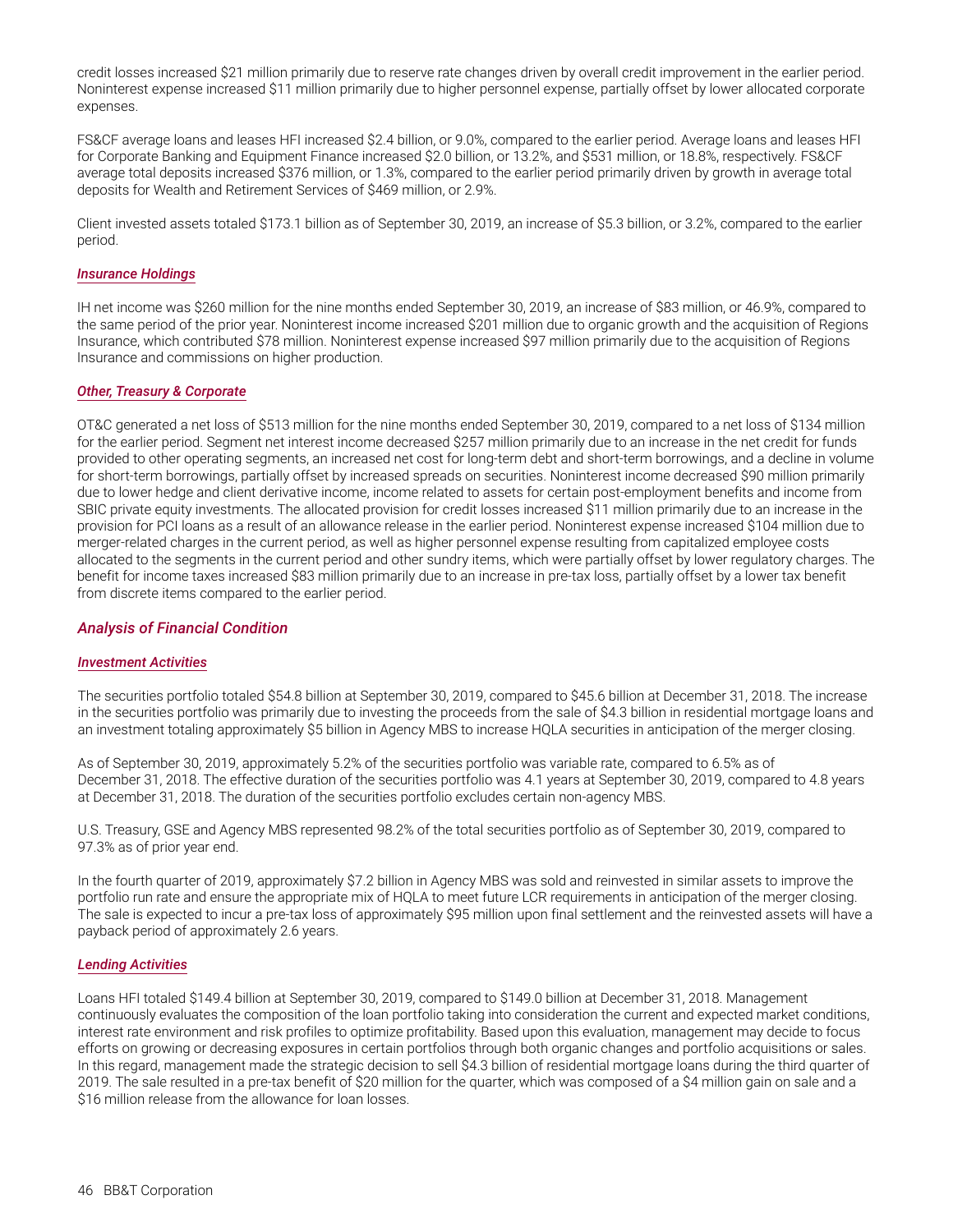credit losses increased $21 million primarily due to reserve rate changes driven by overall credit improvement in the earlier period. Noninterest expense increased $11 million primarily due to higher personnel expense, partially offset by lower allocated corporate expenses.

FS&CF average loans and leases HFI increased $2.4 billion, or 9.0%, compared to the earlier period. Average loans and leases HFI for Corporate Banking and Equipment Finance increased $2.0 billion, or 13.2%, and $531 million, or 18.8%, respectively. FS&CF average total deposits increased $376 million, or 1.3%, compared to the earlier period primarily driven by growth in average total deposits for Wealth and Retirement Services of $469 million, or 2.9%.

Client invested assets totaled $173.1 billion as of September 30, 2019, an increase of $5.3 billion, or 3.2%, compared to the earlier period.

#### *Insurance Holdings*

IH net income was $260 million for the nine months ended September 30, 2019, an increase of $83 million, or 46.9%, compared to the same period of the prior year. Noninterest income increased $201 million due to organic growth and the acquisition of Regions Insurance, which contributed $78 million. Noninterest expense increased $97 million primarily due to the acquisition of Regions Insurance and commissions on higher production.

#### *Other, Treasury & Corporate*

OT&C generated a net loss of $513 million for the nine months ended September 30, 2019, compared to a net loss of $134 million for the earlier period. Segment net interest income decreased $257 million primarily due to an increase in the net credit for funds provided to other operating segments, an increased net cost for long-term debt and short-term borrowings, and a decline in volume for short-term borrowings, partially offset by increased spreads on securities. Noninterest income decreased $90 million primarily due to lower hedge and client derivative income, income related to assets for certain post-employment benefits and income from SBIC private equity investments. The allocated provision for credit losses increased $11 million primarily due to an increase in the provision for PCI loans as a result of an allowance release in the earlier period. Noninterest expense increased $104 million due to merger-related charges in the current period, as well as higher personnel expense resulting from capitalized employee costs allocated to the segments in the current period and other sundry items, which were partially offset by lower regulatory charges. The benefit for income taxes increased $83 million primarily due to an increase in pre-tax loss, partially offset by a lower tax benefit from discrete items compared to the earlier period.

### *Analysis of Financial Condition*

#### *Investment Activities*

The securities portfolio totaled $54.8 billion at September 30, 2019, compared to $45.6 billion at December 31, 2018. The increase in the securities portfolio was primarily due to investing the proceeds from the sale of $4.3 billion in residential mortgage loans and an investment totaling approximately $5 billion in Agency MBS to increase HQLA securities in anticipation of the merger closing.

As of September 30, 2019, approximately 5.2% of the securities portfolio was variable rate, compared to 6.5% as of December 31, 2018. The effective duration of the securities portfolio was 4.1 years at September 30, 2019, compared to 4.8 years at December 31, 2018. The duration of the securities portfolio excludes certain non-agency MBS.

U.S. Treasury, GSE and Agency MBS represented 98.2% of the total securities portfolio as of September 30, 2019, compared to 97.3% as of prior year end.

In the fourth quarter of 2019, approximately $7.2 billion in Agency MBS was sold and reinvested in similar assets to improve the portfolio run rate and ensure the appropriate mix of HQLA to meet future LCR requirements in anticipation of the merger closing. The sale is expected to incur a pre-tax loss of approximately $95 million upon final settlement and the reinvested assets will have a payback period of approximately 2.6 years.

#### *Lending Activities*

Loans HFI totaled $149.4 billion at September 30, 2019, compared to $149.0 billion at December 31, 2018. Management continuously evaluates the composition of the loan portfolio taking into consideration the current and expected market conditions, interest rate environment and risk profiles to optimize profitability. Based upon this evaluation, management may decide to focus efforts on growing or decreasing exposures in certain portfolios through both organic changes and portfolio acquisitions or sales. In this regard, management made the strategic decision to sell $4.3 billion of residential mortgage loans during the third quarter of 2019. The sale resulted in a pre-tax benefit of $20 million for the quarter, which was composed of a $4 million gain on sale and a $16 million release from the allowance for loan losses.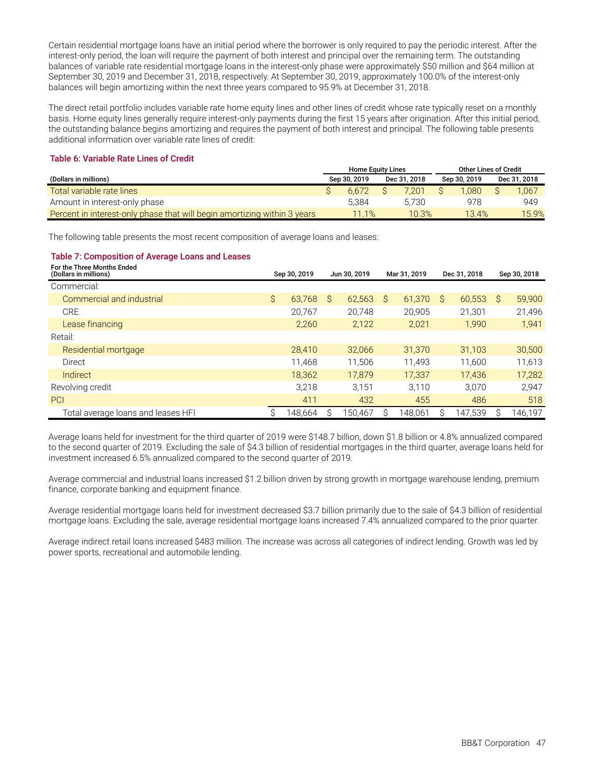Certain residential mortgage loans have an initial period where the borrower is only required to pay the periodic interest. After the interest-only period, the loan will require the payment of both interest and principal over the remaining term. The outstanding balances of variable rate residential mortgage loans in the interest-only phase were approximately $50 million and $64 million at September 30, 2019 and December 31, 2018, respectively. At September 30, 2019, approximately 100.0% of the interest-only balances will begin amortizing within the next three years compared to 95.9% at December 31, 2018.

The direct retail portfolio includes variable rate home equity lines and other lines of credit whose rate typically reset on a monthly basis. Home equity lines generally require interest-only payments during the first 15 years after origination. After this initial period, the outstanding balance begins amortizing and requires the payment of both interest and principal. The following table presents additional information over variable rate lines of credit:

### Table 6: Variable Rate Lines of Credit

| | Home Equity Lines | | Other Lines of Credit | |
|---|---|---|---|---|
| **(Dollars in millions)** | **Sep 30, 2019** | **Dec 31, 2018** | **Sep 30, 2019** | **Dec 31, 2018** |
| Total variable rate lines | $ 6,672 | $ 7,201 | $ 1,080 | $ 1,067 |
| Amount in interest-only phase | 5,384 | 5,730 | 978 | 949 |
| Percent in interest-only phase that will begin amortizing within 3 years | 11.1% | 10.3% | 13.4% | 15.9% |

The following table presents the most recent composition of average loans and leases:

### Table 7: Composition of Average Loans and Leases

| For the Three Months Ended (Dollars in millions) | Sep 30, 2019 | Jun 30, 2019 | Mar 31, 2019 | Dec 31, 2018 | Sep 30, 2018 |
|---|---|---|---|---|---|
| Commercial: | | | | | |
| Commercial and industrial | $ 63,768 | $ 62,563 | $ 61,370 | $ 60,553 | $ 59,900 |
| CRE | 20,767 | 20,748 | 20,905 | 21,301 | 21,496 |
| Lease financing | 2,260 | 2,122 | 2,021 | 1,990 | 1,941 |
| Retail: | | | | | |
| Residential mortgage | 28,410 | 32,066 | 31,370 | 31,103 | 30,500 |
| Direct | 11,468 | 11,506 | 11,493 | 11,600 | 11,613 |
| Indirect | 18,362 | 17,879 | 17,337 | 17,436 | 17,282 |
| Revolving credit | 3,218 | 3,151 | 3,110 | 3,070 | 2,947 |
| PCI | 411 | 432 | 455 | 486 | 518 |
| Total average loans and leases HFI | $ 148,664 | $ 150,467 | $ 148,061 | $ 147,539 | $ 146,197 |

Average loans held for investment for the third quarter of 2019 were $148.7 billion, down $1.8 billion or 4.8% annualized compared to the second quarter of 2019. Excluding the sale of $4.3 billion of residential mortgages in the third quarter, average loans held for investment increased 6.5% annualized compared to the second quarter of 2019.

Average commercial and industrial loans increased $1.2 billion driven by strong growth in mortgage warehouse lending, premium finance, corporate banking and equipment finance.

Average residential mortgage loans held for investment decreased $3.7 billion primarily due to the sale of $4.3 billion of residential mortgage loans. Excluding the sale, average residential mortgage loans increased 7.4% annualized compared to the prior quarter.

Average indirect retail loans increased $483 million. The increase was across all categories of indirect lending. Growth was led by power sports, recreational and automobile lending.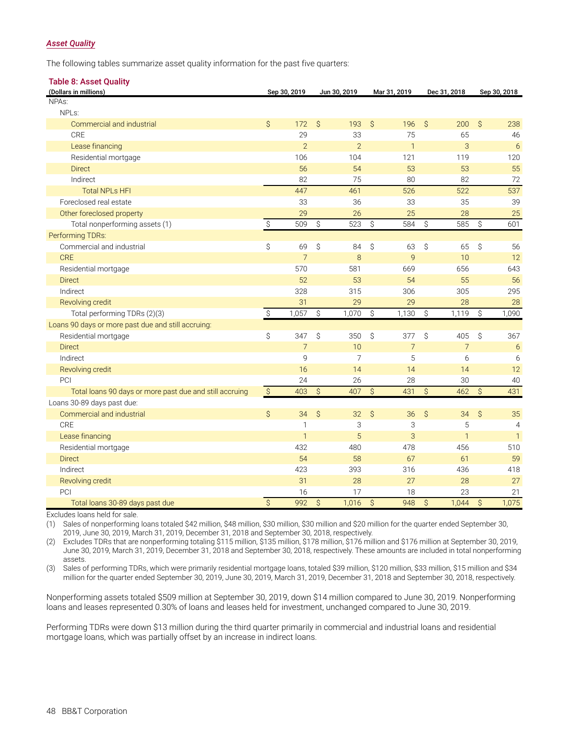### *Asset Quality*

The following tables summarize asset quality information for the past five quarters:

**Table 8: Asset Quality**

| (Dollars in millions) | Sep 30, 2019 | Jun 30, 2019 | Mar 31, 2019 | Dec 31, 2018 | Sep 30, 2018 |
|---|---|---|---|---|---|
| NPAs: | | | | | |
| NPLs: | | | | | |
| Commercial and industrial | $ 172 | $ 193 | $ 196 | $ 200 | $ 238 |
| CRE | 29 | 33 | 75 | 65 | 46 |
| Lease financing | 2 | 2 | 1 | 3 | 6 |
| Residential mortgage | 106 | 104 | 121 | 119 | 120 |
| Direct | 56 | 54 | 53 | 53 | 55 |
| Indirect | 82 | 75 | 80 | 82 | 72 |
| Total NPLs HFI | 447 | 461 | 526 | 522 | 537 |
| Foreclosed real estate | 33 | 36 | 33 | 35 | 39 |
| Other foreclosed property | 29 | 26 | 25 | 28 | 25 |
| Total nonperforming assets (1) | $ 509 | $ 523 | $ 584 | $ 585 | $ 601 |
| Performing TDRs: | | | | | |
| Commercial and industrial | $ 69 | $ 84 | $ 63 | $ 65 | $ 56 |
| CRE | 7 | 8 | 9 | 10 | 12 |
| Residential mortgage | 570 | 581 | 669 | 656 | 643 |
| Direct | 52 | 53 | 54 | 55 | 56 |
| Indirect | 328 | 315 | 306 | 305 | 295 |
| Revolving credit | 31 | 29 | 29 | 28 | 28 |
| Total performing TDRs (2)(3) | $ 1,057 | $ 1,070 | $ 1,130 | $ 1,119 | $ 1,090 |
| Loans 90 days or more past due and still accruing: | | | | | |
| Residential mortgage | $ 347 | $ 350 | $ 377 | $ 405 | $ 367 |
| Direct | 7 | 10 | 7 | 7 | 6 |
| Indirect | 9 | 7 | 5 | 6 | 6 |
| Revolving credit | 16 | 14 | 14 | 14 | 12 |
| PCI | 24 | 26 | 28 | 30 | 40 |
| Total loans 90 days or more past due and still accruing | $ 403 | $ 407 | $ 431 | $ 462 | $ 431 |
| Loans 30-89 days past due: | | | | | |
| Commercial and industrial | $ 34 | $ 32 | $ 36 | $ 34 | $ 35 |
| CRE | 1 | 3 | 3 | 5 | 4 |
| Lease financing | 1 | 5 | 3 | 1 | 1 |
| Residential mortgage | 432 | 480 | 478 | 456 | 510 |
| Direct | 54 | 58 | 67 | 61 | 59 |
| Indirect | 423 | 393 | 316 | 436 | 418 |
| Revolving credit | 31 | 28 | 27 | 28 | 27 |
| PCI | 16 | 17 | 18 | 23 | 21 |
| Total loans 30-89 days past due | $ 992 | $ 1,016 | $ 948 | $ 1,044 | $ 1,075 |

Excludes loans held for sale.

(1) Sales of nonperforming loans totaled $42 million, $48 million, $30 million, $30 million and $20 million for the quarter ended September 30, 2019, June 30, 2019, March 31, 2019, December 31, 2018 and September 30, 2018, respectively.

(2) Excludes TDRs that are nonperforming totaling $115 million, $135 million, $178 million, $176 million and $176 million at September 30, 2019, June 30, 2019, March 31, 2019, December 31, 2018 and September 30, 2018, respectively. These amounts are included in total nonperforming assets.

(3) Sales of performing TDRs, which were primarily residential mortgage loans, totaled $39 million, $120 million, $33 million, $15 million and $34 million for the quarter ended September 30, 2019, June 30, 2019, March 31, 2019, December 31, 2018 and September 30, 2018, respectively.

Nonperforming assets totaled $509 million at September 30, 2019, down $14 million compared to June 30, 2019. Nonperforming loans and leases represented 0.30% of loans and leases held for investment, unchanged compared to June 30, 2019.

Performing TDRs were down $13 million during the third quarter primarily in commercial and industrial loans and residential mortgage loans, which was partially offset by an increase in indirect loans.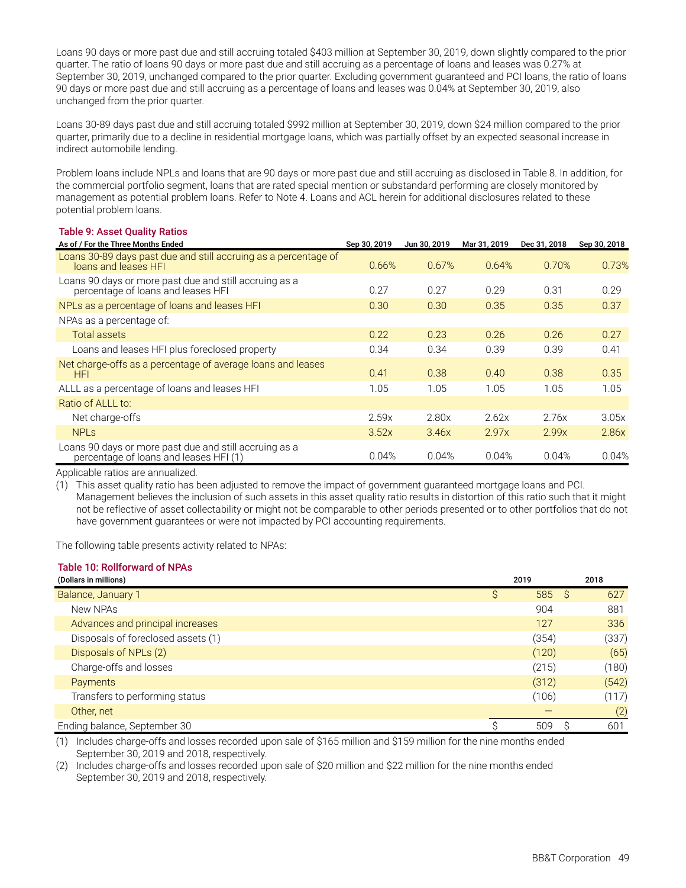Loans 90 days or more past due and still accruing totaled $403 million at September 30, 2019, down slightly compared to the prior quarter. The ratio of loans 90 days or more past due and still accruing as a percentage of loans and leases was 0.27% at September 30, 2019, unchanged compared to the prior quarter. Excluding government guaranteed and PCI loans, the ratio of loans 90 days or more past due and still accruing as a percentage of loans and leases was 0.04% at September 30, 2019, also unchanged from the prior quarter.

Loans 30-89 days past due and still accruing totaled $992 million at September 30, 2019, down $24 million compared to the prior quarter, primarily due to a decline in residential mortgage loans, which was partially offset by an expected seasonal increase in indirect automobile lending.

Problem loans include NPLs and loans that are 90 days or more past due and still accruing as disclosed in Table 8. In addition, for the commercial portfolio segment, loans that are rated special mention or substandard performing are closely monitored by management as potential problem loans. Refer to Note 4. Loans and ACL herein for additional disclosures related to these potential problem loans.

**Table 9: Asset Quality Ratios**

| As of / For the Three Months Ended | Sep 30, 2019 | Jun 30, 2019 | Mar 31, 2019 | Dec 31, 2018 | Sep 30, 2018 |
|---|---|---|---|---|---|
| Loans 30-89 days past due and still accruing as a percentage of loans and leases HFI | 0.66% | 0.67% | 0.64% | 0.70% | 0.73% |
| Loans 90 days or more past due and still accruing as a percentage of loans and leases HFI | 0.27 | 0.27 | 0.29 | 0.31 | 0.29 |
| NPLs as a percentage of loans and leases HFI | 0.30 | 0.30 | 0.35 | 0.35 | 0.37 |
| NPAs as a percentage of: | | | | | |
| Total assets | 0.22 | 0.23 | 0.26 | 0.26 | 0.27 |
| Loans and leases HFI plus foreclosed property | 0.34 | 0.34 | 0.39 | 0.39 | 0.41 |
| Net charge-offs as a percentage of average loans and leases HFI | 0.41 | 0.38 | 0.40 | 0.38 | 0.35 |
| ALLL as a percentage of loans and leases HFI | 1.05 | 1.05 | 1.05 | 1.05 | 1.05 |
| Ratio of ALLL to: | | | | | |
| Net charge-offs | 2.59x | 2.80x | 2.62x | 2.76x | 3.05x |
| NPLs | 3.52x | 3.46x | 2.97x | 2.99x | 2.86x |
| Loans 90 days or more past due and still accruing as a percentage of loans and leases HFI (1) | 0.04% | 0.04% | 0.04% | 0.04% | 0.04% |

Applicable ratios are annualized.

(1) This asset quality ratio has been adjusted to remove the impact of government guaranteed mortgage loans and PCI. Management believes the inclusion of such assets in this asset quality ratio results in distortion of this ratio such that it might not be reflective of asset collectability or might not be comparable to other periods presented or to other portfolios that do not have government guarantees or were not impacted by PCI accounting requirements.

The following table presents activity related to NPAs:

**Table 10: Rollforward of NPAs**

| (Dollars in millions) | 2019 | 2018 |
|---|---|---|
| Balance, January 1 | $ 585 | $ 627 |
| New NPAs | 904 | 881 |
| Advances and principal increases | 127 | 336 |
| Disposals of foreclosed assets (1) | (354) | (337) |
| Disposals of NPLs (2) | (120) | (65) |
| Charge-offs and losses | (215) | (180) |
| Payments | (312) | (542) |
| Transfers to performing status | (106) | (117) |
| Other, net | — | (2) |
| Ending balance, September 30 | $ 509 | $ 601 |

(1) Includes charge-offs and losses recorded upon sale of $165 million and $159 million for the nine months ended September 30, 2019 and 2018, respectively.

(2) Includes charge-offs and losses recorded upon sale of $20 million and $22 million for the nine months ended September 30, 2019 and 2018, respectively.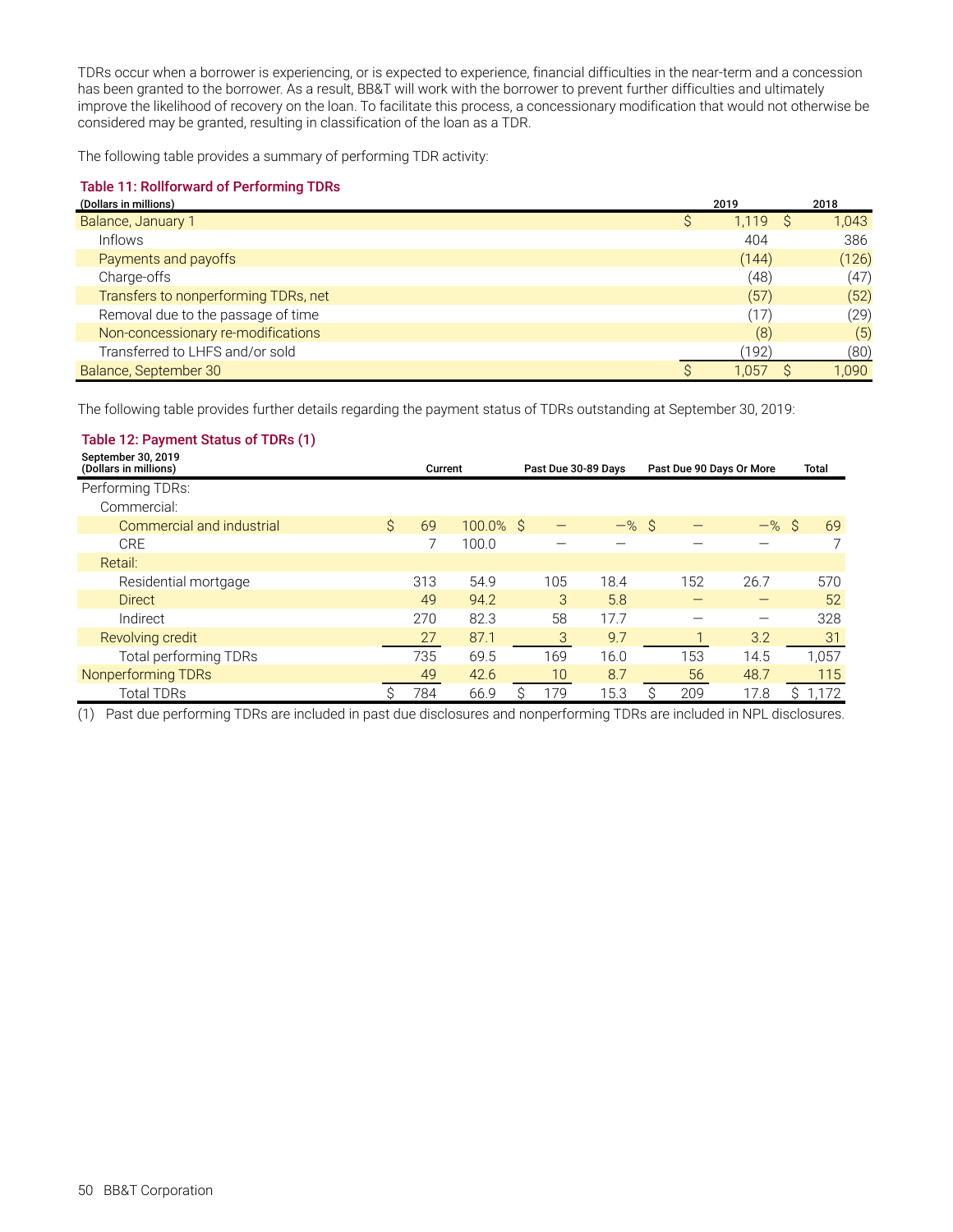TDRs occur when a borrower is experiencing, or is expected to experience, financial difficulties in the near-term and a concession has been granted to the borrower. As a result, BB&T will work with the borrower to prevent further difficulties and ultimately improve the likelihood of recovery on the loan. To facilitate this process, a concessionary modification that would not otherwise be considered may be granted, resulting in classification of the loan as a TDR.

The following table provides a summary of performing TDR activity:

**Table 11: Rollforward of Performing TDRs**

| (Dollars in millions) | 2019 | 2018 |
|---|---|---|
| Balance, January 1 | $ 1,119 | $ 1,043 |
| Inflows | 404 | 386 |
| Payments and payoffs | (144) | (126) |
| Charge-offs | (48) | (47) |
| Transfers to nonperforming TDRs, net | (57) | (52) |
| Removal due to the passage of time | (17) | (29) |
| Non-concessionary re-modifications | (8) | (5) |
| Transferred to LHFS and/or sold | (192) | (80) |
| Balance, September 30 | $ 1,057 | $ 1,090 |

The following table provides further details regarding the payment status of TDRs outstanding at September 30, 2019:

**Table 12: Payment Status of TDRs (1)**

| September 30, 2019 (Dollars in millions) | Current | | Past Due 30-89 Days | | Past Due 90 Days Or More | | Total |
|---|---|---|---|---|---|---|---|
| Performing TDRs: | | | | | | | |
| Commercial: | | | | | | | |
| Commercial and industrial | $ 69 | 100.0% | $ — | —% | $ — | —% | $ 69 |
| CRE | 7 | 100.0 | — | — | — | — | 7 |
| Retail: | | | | | | | |
| Residential mortgage | 313 | 54.9 | 105 | 18.4 | 152 | 26.7 | 570 |
| Direct | 49 | 94.2 | 3 | 5.8 | — | — | 52 |
| Indirect | 270 | 82.3 | 58 | 17.7 | — | — | 328 |
| Revolving credit | 27 | 87.1 | 3 | 9.7 | 1 | 3.2 | 31 |
| Total performing TDRs | 735 | 69.5 | 169 | 16.0 | 153 | 14.5 | 1,057 |
| Nonperforming TDRs | 49 | 42.6 | 10 | 8.7 | 56 | 48.7 | 115 |
| Total TDRs | $ 784 | 66.9 | $ 179 | 15.3 | $ 209 | 17.8 | $ 1,172 |

(1) Past due performing TDRs are included in past due disclosures and nonperforming TDRs are included in NPL disclosures.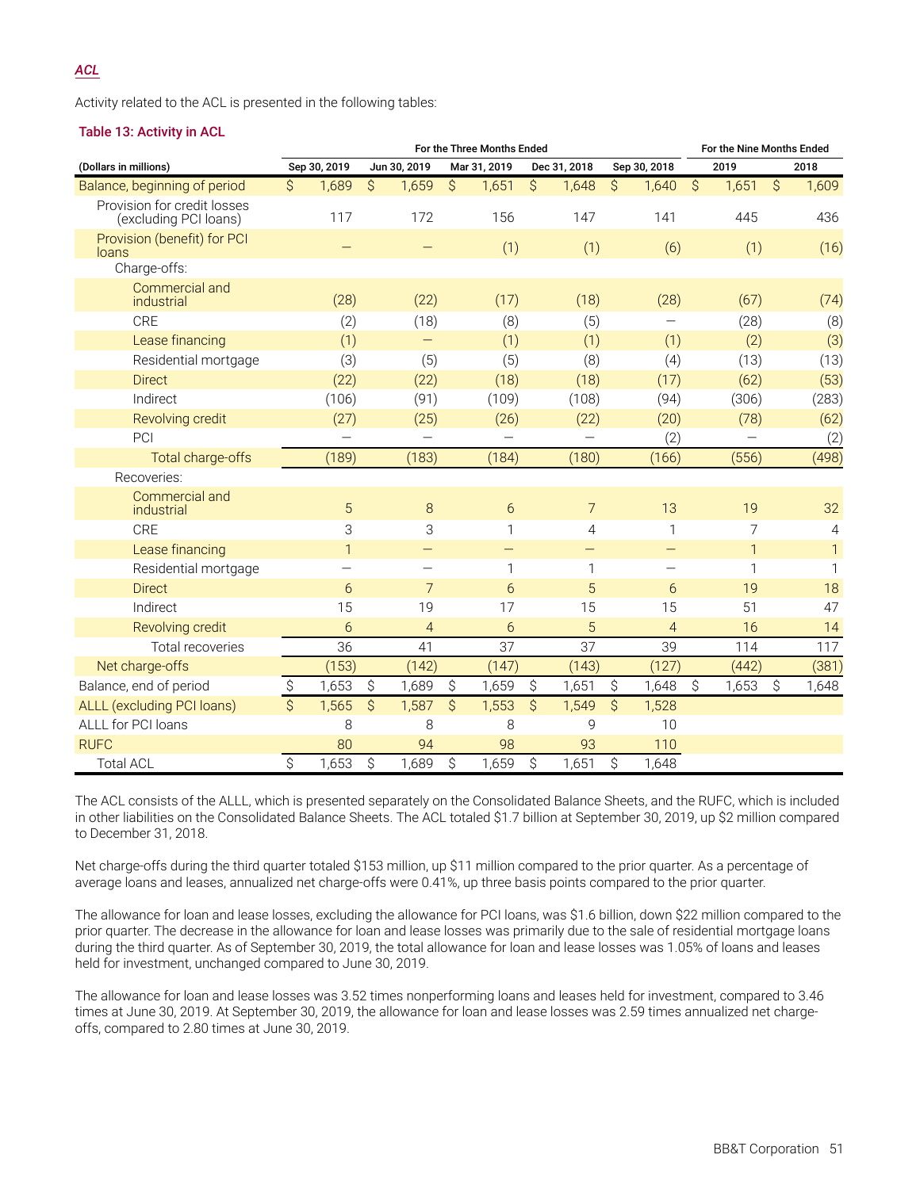### *ACL*

Activity related to the ACL is presented in the following tables:

**Table 13: Activity in ACL**

| (Dollars in millions) | For the Three Months Ended | | | | | For the Nine Months Ended | |
|---|---|---|---|---|---|---|---|
| | Sep 30, 2019 | Jun 30, 2019 | Mar 31, 2019 | Dec 31, 2018 | Sep 30, 2018 | 2019 | 2018 |
| Balance, beginning of period | $ 1,689 | $ 1,659 | $ 1,651 | $ 1,648 | $ 1,640 | $ 1,651 | $ 1,609 |
| Provision for credit losses (excluding PCI loans) | 117 | 172 | 156 | 147 | 141 | 445 | 436 |
| Provision (benefit) for PCI loans | — | — | (1) | (1) | (6) | (1) | (16) |
| Charge-offs: | | | | | | | |
| Commercial and industrial | (28) | (22) | (17) | (18) | (28) | (67) | (74) |
| CRE | (2) | (18) | (8) | (5) | — | (28) | (8) |
| Lease financing | (1) | — | (1) | (1) | (1) | (2) | (3) |
| Residential mortgage | (3) | (5) | (5) | (8) | (4) | (13) | (13) |
| Direct | (22) | (22) | (18) | (18) | (17) | (62) | (53) |
| Indirect | (106) | (91) | (109) | (108) | (94) | (306) | (283) |
| Revolving credit | (27) | (25) | (26) | (22) | (20) | (78) | (62) |
| PCI | — | — | — | — | (2) | — | (2) |
| Total charge-offs | (189) | (183) | (184) | (180) | (166) | (556) | (498) |
| Recoveries: | | | | | | | |
| Commercial and industrial | 5 | 8 | 6 | 7 | 13 | 19 | 32 |
| CRE | 3 | 3 | 1 | 4 | 1 | 7 | 4 |
| Lease financing | 1 | — | — | — | — | 1 | 1 |
| Residential mortgage | — | — | 1 | 1 | — | 1 | 1 |
| Direct | 6 | 7 | 6 | 5 | 6 | 19 | 18 |
| Indirect | 15 | 19 | 17 | 15 | 15 | 51 | 47 |
| Revolving credit | 6 | 4 | 6 | 5 | 4 | 16 | 14 |
| Total recoveries | 36 | 41 | 37 | 37 | 39 | 114 | 117 |
| Net charge-offs | (153) | (142) | (147) | (143) | (127) | (442) | (381) |
| Balance, end of period | $ 1,653 | $ 1,689 | $ 1,659 | $ 1,651 | $ 1,648 | $ 1,653 | $ 1,648 |
| ALLL (excluding PCI loans) | $ 1,565 | $ 1,587 | $ 1,553 | $ 1,549 | $ 1,528 | | |
| ALLL for PCI loans | 8 | 8 | 8 | 9 | 10 | | |
| RUFC | 80 | 94 | 98 | 93 | 110 | | |
| Total ACL | $ 1,653 | $ 1,689 | $ 1,659 | $ 1,651 | $ 1,648 | | |

The ACL consists of the ALLL, which is presented separately on the Consolidated Balance Sheets, and the RUFC, which is included in other liabilities on the Consolidated Balance Sheets. The ACL totaled $1.7 billion at September 30, 2019, up $2 million compared to December 31, 2018.

Net charge-offs during the third quarter totaled $153 million, up $11 million compared to the prior quarter. As a percentage of average loans and leases, annualized net charge-offs were 0.41%, up three basis points compared to the prior quarter.

The allowance for loan and lease losses, excluding the allowance for PCI loans, was $1.6 billion, down $22 million compared to the prior quarter. The decrease in the allowance for loan and lease losses was primarily due to the sale of residential mortgage loans during the third quarter. As of September 30, 2019, the total allowance for loan and lease losses was 1.05% of loans and leases held for investment, unchanged compared to June 30, 2019.

The allowance for loan and lease losses was 3.52 times nonperforming loans and leases held for investment, compared to 3.46 times at June 30, 2019. At September 30, 2019, the allowance for loan and lease losses was 2.59 times annualized net charge-offs, compared to 2.80 times at June 30, 2019.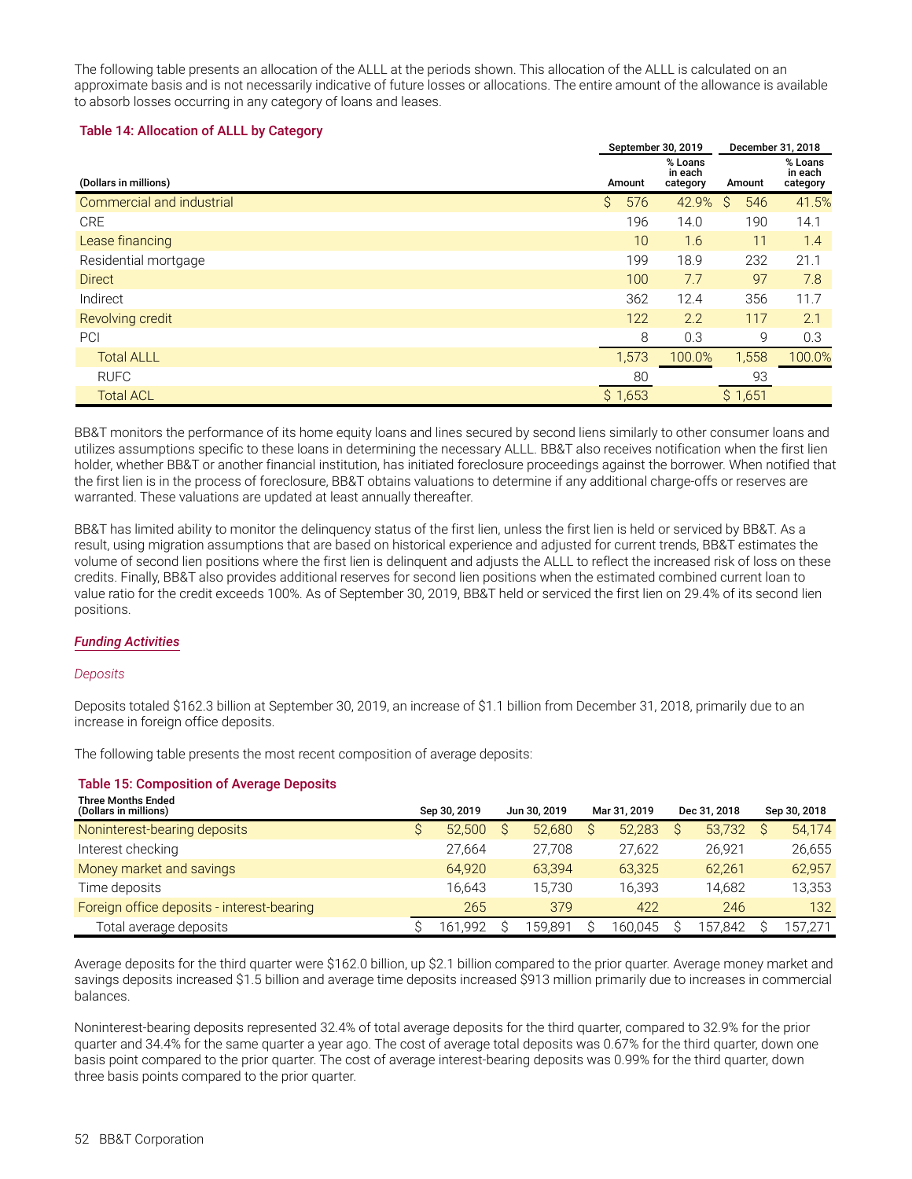The following table presents an allocation of the ALLL at the periods shown. This allocation of the ALLL is calculated on an approximate basis and is not necessarily indicative of future losses or allocations. The entire amount of the allowance is available to absorb losses occurring in any category of loans and leases.

**Table 14: Allocation of ALLL by Category**

| | September 30, 2019 | | December 31, 2018 | |
|---|---|---|---|---|
| (Dollars in millions) | Amount | % Loans in each category | Amount | % Loans in each category |
| Commercial and industrial | $ 576 | 42.9% | $ 546 | 41.5% |
| CRE | 196 | 14.0 | 190 | 14.1 |
| Lease financing | 10 | 1.6 | 11 | 1.4 |
| Residential mortgage | 199 | 18.9 | 232 | 21.1 |
| Direct | 100 | 7.7 | 97 | 7.8 |
| Indirect | 362 | 12.4 | 356 | 11.7 |
| Revolving credit | 122 | 2.2 | 117 | 2.1 |
| PCI | 8 | 0.3 | 9 | 0.3 |
| Total ALLL | 1,573 | 100.0% | 1,558 | 100.0% |
| RUFC | 80 | | 93 | |
| Total ACL | $ 1,653 | | $ 1,651 | |

BB&T monitors the performance of its home equity loans and lines secured by second liens similarly to other consumer loans and utilizes assumptions specific to these loans in determining the necessary ALLL. BB&T also receives notification when the first lien holder, whether BB&T or another financial institution, has initiated foreclosure proceedings against the borrower. When notified that the first lien is in the process of foreclosure, BB&T obtains valuations to determine if any additional charge-offs or reserves are warranted. These valuations are updated at least annually thereafter.

BB&T has limited ability to monitor the delinquency status of the first lien, unless the first lien is held or serviced by BB&T. As a result, using migration assumptions that are based on historical experience and adjusted for current trends, BB&T estimates the volume of second lien positions where the first lien is delinquent and adjusts the ALLL to reflect the increased risk of loss on these credits. Finally, BB&T also provides additional reserves for second lien positions when the estimated combined current loan to value ratio for the credit exceeds 100%. As of September 30, 2019, BB&T held or serviced the first lien on 29.4% of its second lien positions.

## *Funding Activities*

### *Deposits*

Deposits totaled $162.3 billion at September 30, 2019, an increase of $1.1 billion from December 31, 2018, primarily due to an increase in foreign office deposits.

The following table presents the most recent composition of average deposits:

**Table 15: Composition of Average Deposits**

| Three Months Ended (Dollars in millions) | Sep 30, 2019 | Jun 30, 2019 | Mar 31, 2019 | Dec 31, 2018 | Sep 30, 2018 |
|---|---|---|---|---|---|
| Noninterest-bearing deposits | $ 52,500 | $ 52,680 | $ 52,283 | $ 53,732 | $ 54,174 |
| Interest checking | 27,664 | 27,708 | 27,622 | 26,921 | 26,655 |
| Money market and savings | 64,920 | 63,394 | 63,325 | 62,261 | 62,957 |
| Time deposits | 16,643 | 15,730 | 16,393 | 14,682 | 13,353 |
| Foreign office deposits - interest-bearing | 265 | 379 | 422 | 246 | 132 |
| Total average deposits | $ 161,992 | $ 159,891 | $ 160,045 | $ 157,842 | $ 157,271 |

Average deposits for the third quarter were $162.0 billion, up $2.1 billion compared to the prior quarter. Average money market and savings deposits increased $1.5 billion and average time deposits increased $913 million primarily due to increases in commercial balances.

Noninterest-bearing deposits represented 32.4% of total average deposits for the third quarter, compared to 32.9% for the prior quarter and 34.4% for the same quarter a year ago. The cost of average total deposits was 0.67% for the third quarter, down one basis point compared to the prior quarter. The cost of average interest-bearing deposits was 0.99% for the third quarter, down three basis points compared to the prior quarter.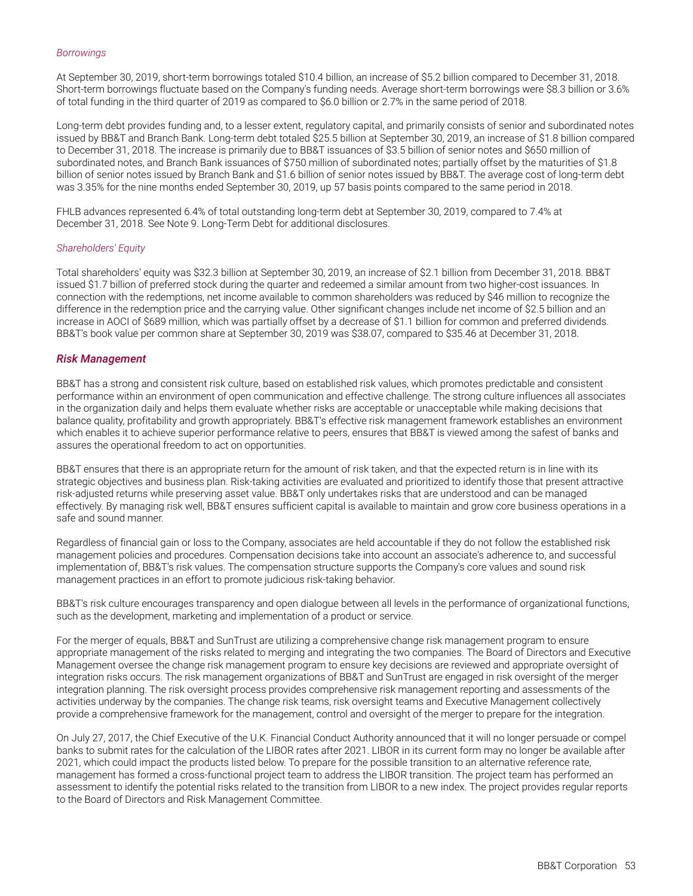*Borrowings*

At September 30, 2019, short-term borrowings totaled $10.4 billion, an increase of $5.2 billion compared to December 31, 2018. Short-term borrowings fluctuate based on the Company's funding needs. Average short-term borrowings were $8.3 billion or 3.6% of total funding in the third quarter of 2019 as compared to $6.0 billion or 2.7% in the same period of 2018.

Long-term debt provides funding and, to a lesser extent, regulatory capital, and primarily consists of senior and subordinated notes issued by BB&T and Branch Bank. Long-term debt totaled $25.5 billion at September 30, 2019, an increase of $1.8 billion compared to December 31, 2018. The increase is primarily due to BB&T issuances of $3.5 billion of senior notes and $650 million of subordinated notes, and Branch Bank issuances of $750 million of subordinated notes; partially offset by the maturities of $1.8 billion of senior notes issued by Branch Bank and $1.6 billion of senior notes issued by BB&T. The average cost of long-term debt was 3.35% for the nine months ended September 30, 2019, up 57 basis points compared to the same period in 2018.

FHLB advances represented 6.4% of total outstanding long-term debt at September 30, 2019, compared to 7.4% at December 31, 2018. See Note 9. Long-Term Debt for additional disclosures.

*Shareholders' Equity*

Total shareholders' equity was $32.3 billion at September 30, 2019, an increase of $2.1 billion from December 31, 2018. BB&T issued $1.7 billion of preferred stock during the quarter and redeemed a similar amount from two higher-cost issuances. In connection with the redemptions, net income available to common shareholders was reduced by $46 million to recognize the difference in the redemption price and the carrying value. Other significant changes include net income of $2.5 billion and an increase in AOCI of $689 million, which was partially offset by a decrease of $1.1 billion for common and preferred dividends. BB&T's book value per common share at September 30, 2019 was $38.07, compared to $35.46 at December 31, 2018.

## *Risk Management*

BB&T has a strong and consistent risk culture, based on established risk values, which promotes predictable and consistent performance within an environment of open communication and effective challenge. The strong culture influences all associates in the organization daily and helps them evaluate whether risks are acceptable or unacceptable while making decisions that balance quality, profitability and growth appropriately. BB&T's effective risk management framework establishes an environment which enables it to achieve superior performance relative to peers, ensures that BB&T is viewed among the safest of banks and assures the operational freedom to act on opportunities.

BB&T ensures that there is an appropriate return for the amount of risk taken, and that the expected return is in line with its strategic objectives and business plan. Risk-taking activities are evaluated and prioritized to identify those that present attractive risk-adjusted returns while preserving asset value. BB&T only undertakes risks that are understood and can be managed effectively. By managing risk well, BB&T ensures sufficient capital is available to maintain and grow core business operations in a safe and sound manner.

Regardless of financial gain or loss to the Company, associates are held accountable if they do not follow the established risk management policies and procedures. Compensation decisions take into account an associate's adherence to, and successful implementation of, BB&T's risk values. The compensation structure supports the Company's core values and sound risk management practices in an effort to promote judicious risk-taking behavior.

BB&T's risk culture encourages transparency and open dialogue between all levels in the performance of organizational functions, such as the development, marketing and implementation of a product or service.

For the merger of equals, BB&T and SunTrust are utilizing a comprehensive change risk management program to ensure appropriate management of the risks related to merging and integrating the two companies. The Board of Directors and Executive Management oversee the change risk management program to ensure key decisions are reviewed and appropriate oversight of integration risks occurs. The risk management organizations of BB&T and SunTrust are engaged in risk oversight of the merger integration planning. The risk oversight process provides comprehensive risk management reporting and assessments of the activities underway by the companies. The change risk teams, risk oversight teams and Executive Management collectively provide a comprehensive framework for the management, control and oversight of the merger to prepare for the integration.

On July 27, 2017, the Chief Executive of the U.K. Financial Conduct Authority announced that it will no longer persuade or compel banks to submit rates for the calculation of the LIBOR rates after 2021. LIBOR in its current form may no longer be available after 2021, which could impact the products listed below. To prepare for the possible transition to an alternative reference rate, management has formed a cross-functional project team to address the LIBOR transition. The project team has performed an assessment to identify the potential risks related to the transition from LIBOR to a new index. The project provides regular reports to the Board of Directors and Risk Management Committee.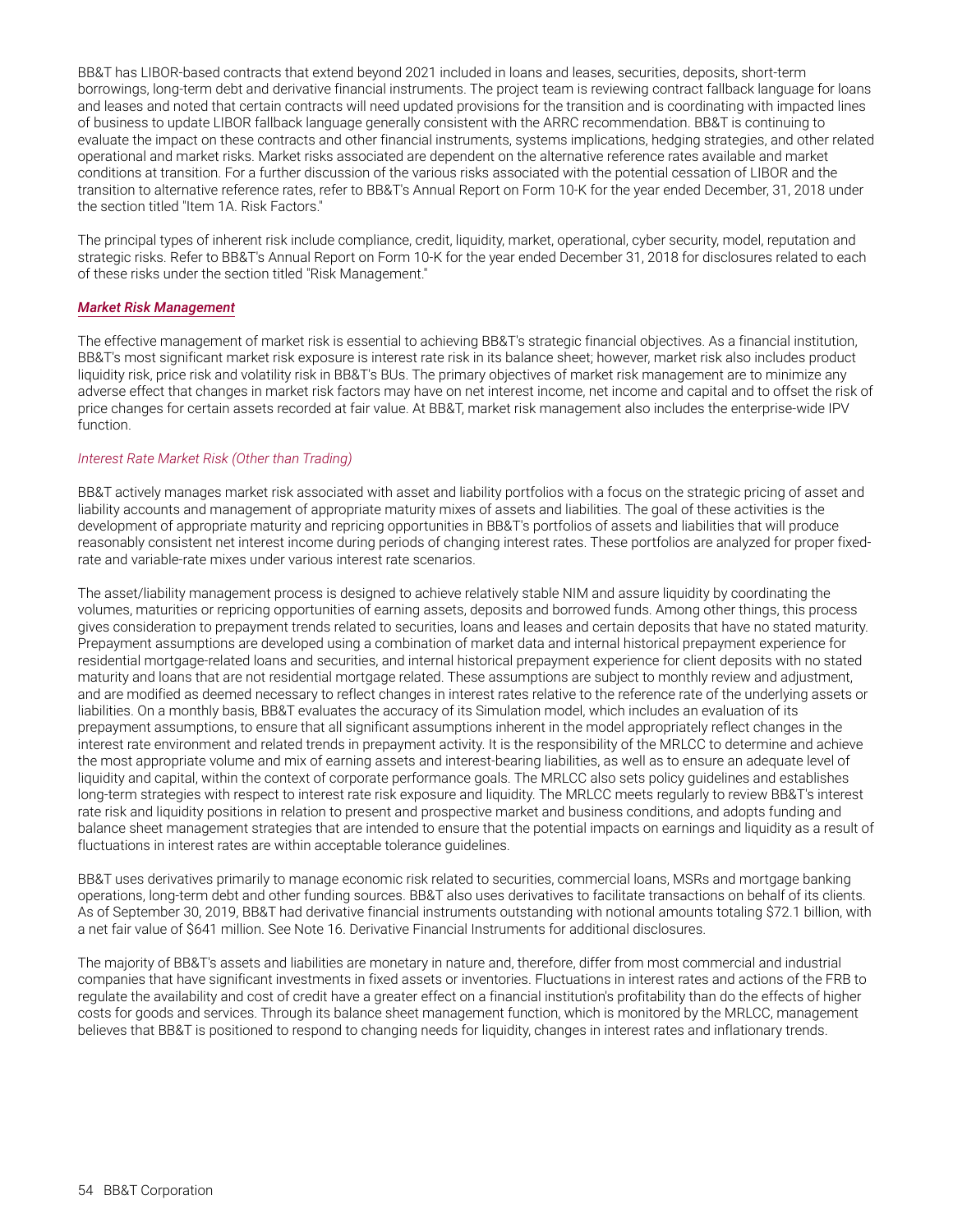BB&T has LIBOR-based contracts that extend beyond 2021 included in loans and leases, securities, deposits, short-term borrowings, long-term debt and derivative financial instruments. The project team is reviewing contract fallback language for loans and leases and noted that certain contracts will need updated provisions for the transition and is coordinating with impacted lines of business to update LIBOR fallback language generally consistent with the ARRC recommendation. BB&T is continuing to evaluate the impact on these contracts and other financial instruments, systems implications, hedging strategies, and other related operational and market risks. Market risks associated are dependent on the alternative reference rates available and market conditions at transition. For a further discussion of the various risks associated with the potential cessation of LIBOR and the transition to alternative reference rates, refer to BB&T's Annual Report on Form 10-K for the year ended December, 31, 2018 under the section titled "Item 1A. Risk Factors."

The principal types of inherent risk include compliance, credit, liquidity, market, operational, cyber security, model, reputation and strategic risks. Refer to BB&T's Annual Report on Form 10-K for the year ended December 31, 2018 for disclosures related to each of these risks under the section titled "Risk Management."

### *Market Risk Management*

The effective management of market risk is essential to achieving BB&T's strategic financial objectives. As a financial institution, BB&T's most significant market risk exposure is interest rate risk in its balance sheet; however, market risk also includes product liquidity risk, price risk and volatility risk in BB&T's BUs. The primary objectives of market risk management are to minimize any adverse effect that changes in market risk factors may have on net interest income, net income and capital and to offset the risk of price changes for certain assets recorded at fair value. At BB&T, market risk management also includes the enterprise-wide IPV function.

#### *Interest Rate Market Risk (Other than Trading)*

BB&T actively manages market risk associated with asset and liability portfolios with a focus on the strategic pricing of asset and liability accounts and management of appropriate maturity mixes of assets and liabilities. The goal of these activities is the development of appropriate maturity and repricing opportunities in BB&T's portfolios of assets and liabilities that will produce reasonably consistent net interest income during periods of changing interest rates. These portfolios are analyzed for proper fixed-rate and variable-rate mixes under various interest rate scenarios.

The asset/liability management process is designed to achieve relatively stable NIM and assure liquidity by coordinating the volumes, maturities or repricing opportunities of earning assets, deposits and borrowed funds. Among other things, this process gives consideration to prepayment trends related to securities, loans and leases and certain deposits that have no stated maturity. Prepayment assumptions are developed using a combination of market data and internal historical prepayment experience for residential mortgage-related loans and securities, and internal historical prepayment experience for client deposits with no stated maturity and loans that are not residential mortgage related. These assumptions are subject to monthly review and adjustment, and are modified as deemed necessary to reflect changes in interest rates relative to the reference rate of the underlying assets or liabilities. On a monthly basis, BB&T evaluates the accuracy of its Simulation model, which includes an evaluation of its prepayment assumptions, to ensure that all significant assumptions inherent in the model appropriately reflect changes in the interest rate environment and related trends in prepayment activity. It is the responsibility of the MRLCC to determine and achieve the most appropriate volume and mix of earning assets and interest-bearing liabilities, as well as to ensure an adequate level of liquidity and capital, within the context of corporate performance goals. The MRLCC also sets policy guidelines and establishes long-term strategies with respect to interest rate risk exposure and liquidity. The MRLCC meets regularly to review BB&T's interest rate risk and liquidity positions in relation to present and prospective market and business conditions, and adopts funding and balance sheet management strategies that are intended to ensure that the potential impacts on earnings and liquidity as a result of fluctuations in interest rates are within acceptable tolerance guidelines.

BB&T uses derivatives primarily to manage economic risk related to securities, commercial loans, MSRs and mortgage banking operations, long-term debt and other funding sources. BB&T also uses derivatives to facilitate transactions on behalf of its clients. As of September 30, 2019, BB&T had derivative financial instruments outstanding with notional amounts totaling $72.1 billion, with a net fair value of $641 million. See Note 16. Derivative Financial Instruments for additional disclosures.

The majority of BB&T's assets and liabilities are monetary in nature and, therefore, differ from most commercial and industrial companies that have significant investments in fixed assets or inventories. Fluctuations in interest rates and actions of the FRB to regulate the availability and cost of credit have a greater effect on a financial institution's profitability than do the effects of higher costs for goods and services. Through its balance sheet management function, which is monitored by the MRLCC, management believes that BB&T is positioned to respond to changing needs for liquidity, changes in interest rates and inflationary trends.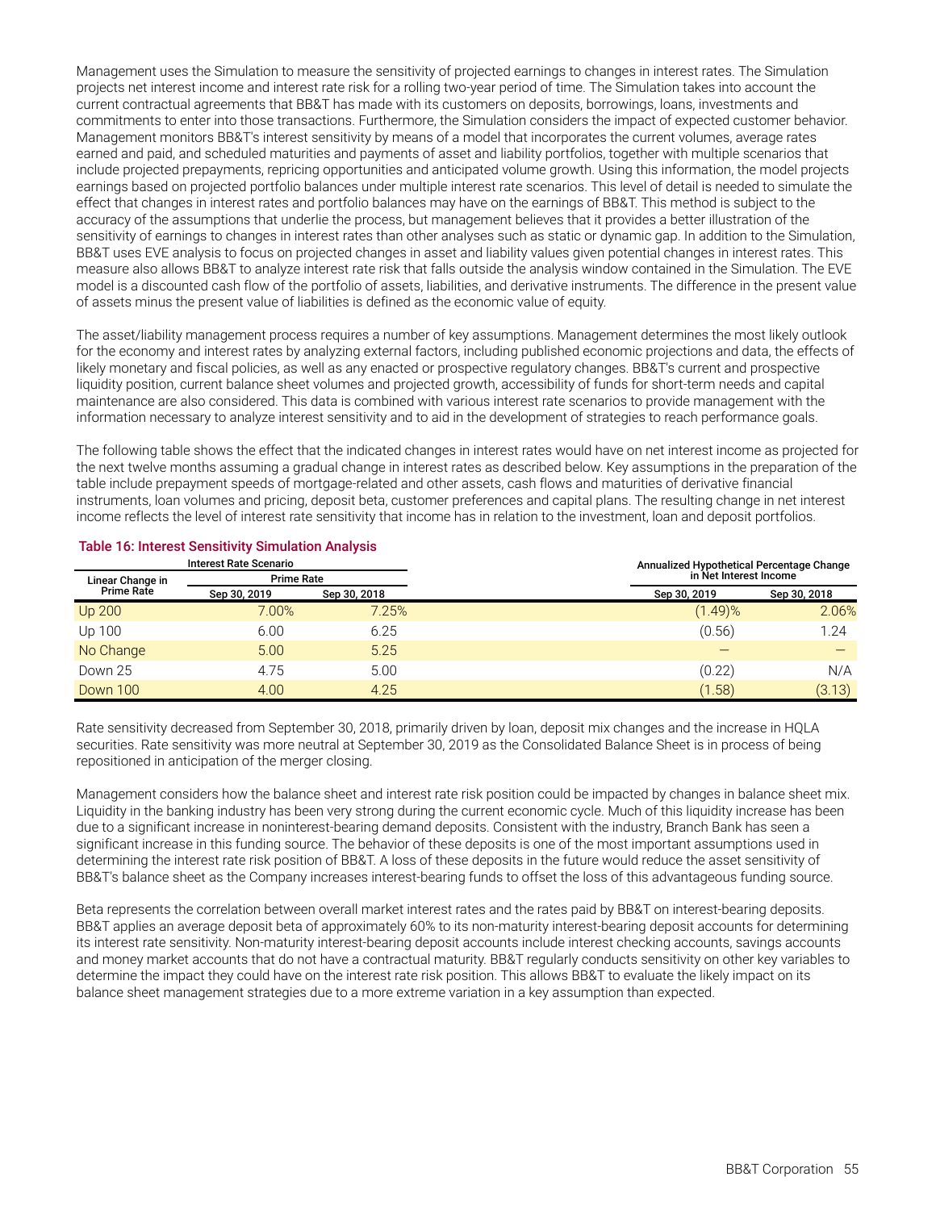Management uses the Simulation to measure the sensitivity of projected earnings to changes in interest rates. The Simulation projects net interest income and interest rate risk for a rolling two-year period of time. The Simulation takes into account the current contractual agreements that BB&T has made with its customers on deposits, borrowings, loans, investments and commitments to enter into those transactions. Furthermore, the Simulation considers the impact of expected customer behavior. Management monitors BB&T's interest sensitivity by means of a model that incorporates the current volumes, average rates earned and paid, and scheduled maturities and payments of asset and liability portfolios, together with multiple scenarios that include projected prepayments, repricing opportunities and anticipated volume growth. Using this information, the model projects earnings based on projected portfolio balances under multiple interest rate scenarios. This level of detail is needed to simulate the effect that changes in interest rates and portfolio balances may have on the earnings of BB&T. This method is subject to the accuracy of the assumptions that underlie the process, but management believes that it provides a better illustration of the sensitivity of earnings to changes in interest rates than other analyses such as static or dynamic gap. In addition to the Simulation, BB&T uses EVE analysis to focus on projected changes in asset and liability values given potential changes in interest rates. This measure also allows BB&T to analyze interest rate risk that falls outside the analysis window contained in the Simulation. The EVE model is a discounted cash flow of the portfolio of assets, liabilities, and derivative instruments. The difference in the present value of assets minus the present value of liabilities is defined as the economic value of equity.

The asset/liability management process requires a number of key assumptions. Management determines the most likely outlook for the economy and interest rates by analyzing external factors, including published economic projections and data, the effects of likely monetary and fiscal policies, as well as any enacted or prospective regulatory changes. BB&T's current and prospective liquidity position, current balance sheet volumes and projected growth, accessibility of funds for short-term needs and capital maintenance are also considered. This data is combined with various interest rate scenarios to provide management with the information necessary to analyze interest sensitivity and to aid in the development of strategies to reach performance goals.

The following table shows the effect that the indicated changes in interest rates would have on net interest income as projected for the next twelve months assuming a gradual change in interest rates as described below. Key assumptions in the preparation of the table include prepayment speeds of mortgage-related and other assets, cash flows and maturities of derivative financial instruments, loan volumes and pricing, deposit beta, customer preferences and capital plans. The resulting change in net interest income reflects the level of interest rate sensitivity that income has in relation to the investment, loan and deposit portfolios.

**Table 16: Interest Sensitivity Simulation Analysis**

| Interest Rate Scenario | | | Annualized Hypothetical Percentage Change in Net Interest Income | |
|---|---|---|---|---|
| Linear Change in Prime Rate | Prime Rate | | | |
| | Sep 30, 2019 | Sep 30, 2018 | Sep 30, 2019 | Sep 30, 2018 |
| Up 200 | 7.00% | 7.25% | (1.49)% | 2.06% |
| Up 100 | 6.00 | 6.25 | (0.56) | 1.24 |
| No Change | 5.00 | 5.25 | — | — |
| Down 25 | 4.75 | 5.00 | (0.22) | N/A |
| Down 100 | 4.00 | 4.25 | (1.58) | (3.13) |

Rate sensitivity decreased from September 30, 2018, primarily driven by loan, deposit mix changes and the increase in HQLA securities. Rate sensitivity was more neutral at September 30, 2019 as the Consolidated Balance Sheet is in process of being repositioned in anticipation of the merger closing.

Management considers how the balance sheet and interest rate risk position could be impacted by changes in balance sheet mix. Liquidity in the banking industry has been very strong during the current economic cycle. Much of this liquidity increase has been due to a significant increase in noninterest-bearing demand deposits. Consistent with the industry, Branch Bank has seen a significant increase in this funding source. The behavior of these deposits is one of the most important assumptions used in determining the interest rate risk position of BB&T. A loss of these deposits in the future would reduce the asset sensitivity of BB&T's balance sheet as the Company increases interest-bearing funds to offset the loss of this advantageous funding source.

Beta represents the correlation between overall market interest rates and the rates paid by BB&T on interest-bearing deposits. BB&T applies an average deposit beta of approximately 60% to its non-maturity interest-bearing deposit accounts for determining its interest rate sensitivity. Non-maturity interest-bearing deposit accounts include interest checking accounts, savings accounts and money market accounts that do not have a contractual maturity. BB&T regularly conducts sensitivity on other key variables to determine the impact they could have on the interest rate risk position. This allows BB&T to evaluate the likely impact on its balance sheet management strategies due to a more extreme variation in a key assumption than expected.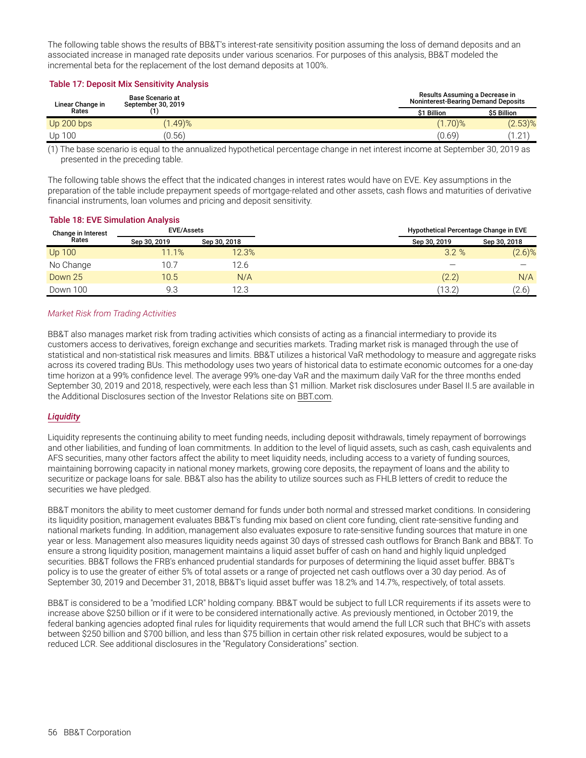The following table shows the results of BB&T's interest-rate sensitivity position assuming the loss of demand deposits and an associated increase in managed rate deposits under various scenarios. For purposes of this analysis, BB&T modeled the incremental beta for the replacement of the lost demand deposits at 100%.

**Table 17: Deposit Mix Sensitivity Analysis**

| Linear Change in Rates | Base Scenario at September 30, 2019 (1) | Results Assuming a Decrease in Noninterest-Bearing Demand Deposits | |
|---|---|---|---|
| | | $1 Billion | $5 Billion |
| Up 200 bps | (1.49)% | (1.70)% | (2.53)% |
| Up 100 | (0.56) | (0.69) | (1.21) |

(1) The base scenario is equal to the annualized hypothetical percentage change in net interest income at September 30, 2019 as presented in the preceding table.

The following table shows the effect that the indicated changes in interest rates would have on EVE. Key assumptions in the preparation of the table include prepayment speeds of mortgage-related and other assets, cash flows and maturities of derivative financial instruments, loan volumes and pricing and deposit sensitivity.

**Table 18: EVE Simulation Analysis**

| Change in Interest Rates | EVE/Assets | | Hypothetical Percentage Change in EVE | |
|---|---|---|---|---|
| | Sep 30, 2019 | Sep 30, 2018 | Sep 30, 2019 | Sep 30, 2018 |
| Up 100 | 11.1% | 12.3% | 3.2 % | (2.6)% |
| No Change | 10.7 | 12.6 | — | — |
| Down 25 | 10.5 | N/A | (2.2) | N/A |
| Down 100 | 9.3 | 12.3 | (13.2) | (2.6) |

*Market Risk from Trading Activities*

BB&T also manages market risk from trading activities which consists of acting as a financial intermediary to provide its customers access to derivatives, foreign exchange and securities markets. Trading market risk is managed through the use of statistical and non-statistical risk measures and limits. BB&T utilizes a historical VaR methodology to measure and aggregate risks across its covered trading BUs. This methodology uses two years of historical data to estimate economic outcomes for a one-day time horizon at a 99% confidence level. The average 99% one-day VaR and the maximum daily VaR for the three months ended September 30, 2019 and 2018, respectively, were each less than $1 million. Market risk disclosures under Basel II.5 are available in the Additional Disclosures section of the Investor Relations site on BBT.com.

***Liquidity***

Liquidity represents the continuing ability to meet funding needs, including deposit withdrawals, timely repayment of borrowings and other liabilities, and funding of loan commitments. In addition to the level of liquid assets, such as cash, cash equivalents and AFS securities, many other factors affect the ability to meet liquidity needs, including access to a variety of funding sources, maintaining borrowing capacity in national money markets, growing core deposits, the repayment of loans and the ability to securitize or package loans for sale. BB&T also has the ability to utilize sources such as FHLB letters of credit to reduce the securities we have pledged.

BB&T monitors the ability to meet customer demand for funds under both normal and stressed market conditions. In considering its liquidity position, management evaluates BB&T's funding mix based on client core funding, client rate-sensitive funding and national markets funding. In addition, management also evaluates exposure to rate-sensitive funding sources that mature in one year or less. Management also measures liquidity needs against 30 days of stressed cash outflows for Branch Bank and BB&T. To ensure a strong liquidity position, management maintains a liquid asset buffer of cash on hand and highly liquid unpledged securities. BB&T follows the FRB's enhanced prudential standards for purposes of determining the liquid asset buffer. BB&T's policy is to use the greater of either 5% of total assets or a range of projected net cash outflows over a 30 day period. As of September 30, 2019 and December 31, 2018, BB&T's liquid asset buffer was 18.2% and 14.7%, respectively, of total assets.

BB&T is considered to be a "modified LCR" holding company. BB&T would be subject to full LCR requirements if its assets were to increase above $250 billion or if it were to be considered internationally active. As previously mentioned, in October 2019, the federal banking agencies adopted final rules for liquidity requirements that would amend the full LCR such that BHC's with assets between $250 billion and $700 billion, and less than $75 billion in certain other risk related exposures, would be subject to a reduced LCR. See additional disclosures in the "Regulatory Considerations" section.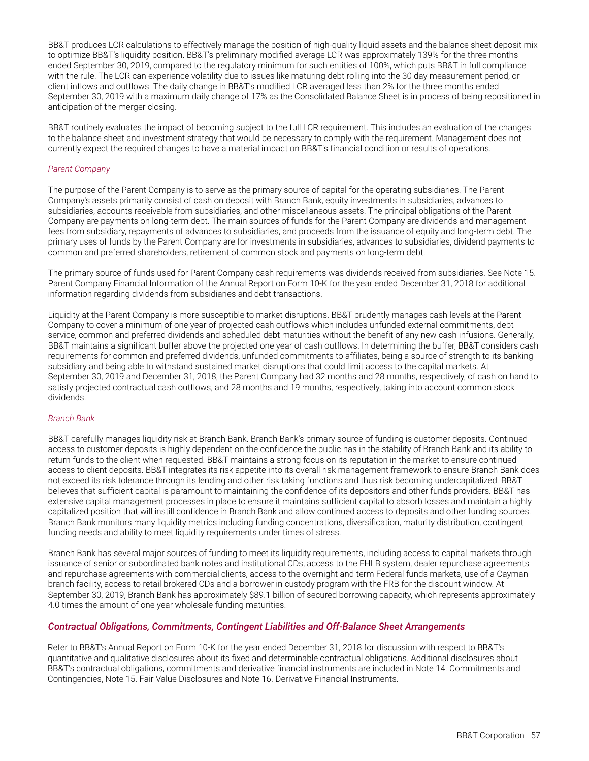BB&T produces LCR calculations to effectively manage the position of high-quality liquid assets and the balance sheet deposit mix to optimize BB&T's liquidity position. BB&T's preliminary modified average LCR was approximately 139% for the three months ended September 30, 2019, compared to the regulatory minimum for such entities of 100%, which puts BB&T in full compliance with the rule. The LCR can experience volatility due to issues like maturing debt rolling into the 30 day measurement period, or client inflows and outflows. The daily change in BB&T's modified LCR averaged less than 2% for the three months ended September 30, 2019 with a maximum daily change of 17% as the Consolidated Balance Sheet is in process of being repositioned in anticipation of the merger closing.

BB&T routinely evaluates the impact of becoming subject to the full LCR requirement. This includes an evaluation of the changes to the balance sheet and investment strategy that would be necessary to comply with the requirement. Management does not currently expect the required changes to have a material impact on BB&T's financial condition or results of operations.

*Parent Company*

The purpose of the Parent Company is to serve as the primary source of capital for the operating subsidiaries. The Parent Company's assets primarily consist of cash on deposit with Branch Bank, equity investments in subsidiaries, advances to subsidiaries, accounts receivable from subsidiaries, and other miscellaneous assets. The principal obligations of the Parent Company are payments on long-term debt. The main sources of funds for the Parent Company are dividends and management fees from subsidiary, repayments of advances to subsidiaries, and proceeds from the issuance of equity and long-term debt. The primary uses of funds by the Parent Company are for investments in subsidiaries, advances to subsidiaries, dividend payments to common and preferred shareholders, retirement of common stock and payments on long-term debt.

The primary source of funds used for Parent Company cash requirements was dividends received from subsidiaries. See Note 15. Parent Company Financial Information of the Annual Report on Form 10-K for the year ended December 31, 2018 for additional information regarding dividends from subsidiaries and debt transactions.

Liquidity at the Parent Company is more susceptible to market disruptions. BB&T prudently manages cash levels at the Parent Company to cover a minimum of one year of projected cash outflows which includes unfunded external commitments, debt service, common and preferred dividends and scheduled debt maturities without the benefit of any new cash infusions. Generally, BB&T maintains a significant buffer above the projected one year of cash outflows. In determining the buffer, BB&T considers cash requirements for common and preferred dividends, unfunded commitments to affiliates, being a source of strength to its banking subsidiary and being able to withstand sustained market disruptions that could limit access to the capital markets. At September 30, 2019 and December 31, 2018, the Parent Company had 32 months and 28 months, respectively, of cash on hand to satisfy projected contractual cash outflows, and 28 months and 19 months, respectively, taking into account common stock dividends.

*Branch Bank*

BB&T carefully manages liquidity risk at Branch Bank. Branch Bank's primary source of funding is customer deposits. Continued access to customer deposits is highly dependent on the confidence the public has in the stability of Branch Bank and its ability to return funds to the client when requested. BB&T maintains a strong focus on its reputation in the market to ensure continued access to client deposits. BB&T integrates its risk appetite into its overall risk management framework to ensure Branch Bank does not exceed its risk tolerance through its lending and other risk taking functions and thus risk becoming undercapitalized. BB&T believes that sufficient capital is paramount to maintaining the confidence of its depositors and other funds providers. BB&T has extensive capital management processes in place to ensure it maintains sufficient capital to absorb losses and maintain a highly capitalized position that will instill confidence in Branch Bank and allow continued access to deposits and other funding sources. Branch Bank monitors many liquidity metrics including funding concentrations, diversification, maturity distribution, contingent funding needs and ability to meet liquidity requirements under times of stress.

Branch Bank has several major sources of funding to meet its liquidity requirements, including access to capital markets through issuance of senior or subordinated bank notes and institutional CDs, access to the FHLB system, dealer repurchase agreements and repurchase agreements with commercial clients, access to the overnight and term Federal funds markets, use of a Cayman branch facility, access to retail brokered CDs and a borrower in custody program with the FRB for the discount window. At September 30, 2019, Branch Bank has approximately $89.1 billion of secured borrowing capacity, which represents approximately 4.0 times the amount of one year wholesale funding maturities.

### *Contractual Obligations, Commitments, Contingent Liabilities and Off-Balance Sheet Arrangements*

Refer to BB&T's Annual Report on Form 10-K for the year ended December 31, 2018 for discussion with respect to BB&T's quantitative and qualitative disclosures about its fixed and determinable contractual obligations. Additional disclosures about BB&T's contractual obligations, commitments and derivative financial instruments are included in Note 14. Commitments and Contingencies, Note 15. Fair Value Disclosures and Note 16. Derivative Financial Instruments.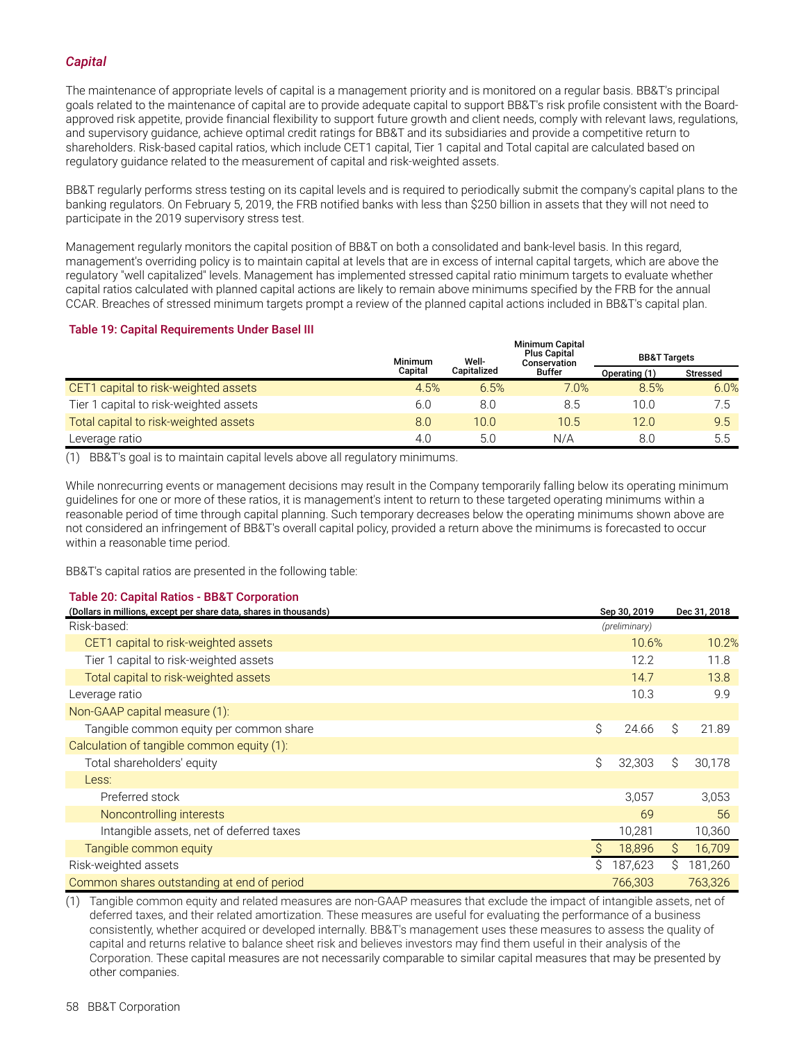### *Capital*

The maintenance of appropriate levels of capital is a management priority and is monitored on a regular basis. BB&T's principal goals related to the maintenance of capital are to provide adequate capital to support BB&T's risk profile consistent with the Board-approved risk appetite, provide financial flexibility to support future growth and client needs, comply with relevant laws, regulations, and supervisory guidance, achieve optimal credit ratings for BB&T and its subsidiaries and provide a competitive return to shareholders. Risk-based capital ratios, which include CET1 capital, Tier 1 capital and Total capital are calculated based on regulatory guidance related to the measurement of capital and risk-weighted assets.

BB&T regularly performs stress testing on its capital levels and is required to periodically submit the company's capital plans to the banking regulators. On February 5, 2019, the FRB notified banks with less than $250 billion in assets that they will not need to participate in the 2019 supervisory stress test.

Management regularly monitors the capital position of BB&T on both a consolidated and bank-level basis. In this regard, management's overriding policy is to maintain capital at levels that are in excess of internal capital targets, which are above the regulatory "well capitalized" levels. Management has implemented stressed capital ratio minimum targets to evaluate whether capital ratios calculated with planned capital actions are likely to remain above minimums specified by the FRB for the annual CCAR. Breaches of stressed minimum targets prompt a review of the planned capital actions included in BB&T's capital plan.

**Table 19: Capital Requirements Under Basel III**

| | Minimum Capital | Well-Capitalized | Minimum Capital Plus Capital Conservation Buffer | BB&T Targets | |
|---|---|---|---|---|---|
| | | | | Operating (1) | Stressed |
| CET1 capital to risk-weighted assets | 4.5% | 6.5% | 7.0% | 8.5% | 6.0% |
| Tier 1 capital to risk-weighted assets | 6.0 | 8.0 | 8.5 | 10.0 | 7.5 |
| Total capital to risk-weighted assets | 8.0 | 10.0 | 10.5 | 12.0 | 9.5 |
| Leverage ratio | 4.0 | 5.0 | N/A | 8.0 | 5.5 |

(1) BB&T's goal is to maintain capital levels above all regulatory minimums.

While nonrecurring events or management decisions may result in the Company temporarily falling below its operating minimum guidelines for one or more of these ratios, it is management's intent to return to these targeted operating minimums within a reasonable period of time through capital planning. Such temporary decreases below the operating minimums shown above are not considered an infringement of BB&T's overall capital policy, provided a return above the minimums is forecasted to occur within a reasonable time period.

BB&T's capital ratios are presented in the following table:

**Table 20: Capital Ratios - BB&T Corporation**

| (Dollars in millions, except per share data, shares in thousands) | Sep 30, 2019 | Dec 31, 2018 |
|---|---|---|
| Risk-based: | *(preliminary)* | |
| CET1 capital to risk-weighted assets | 10.6% | 10.2% |
| Tier 1 capital to risk-weighted assets | 12.2 | 11.8 |
| Total capital to risk-weighted assets | 14.7 | 13.8 |
| Leverage ratio | 10.3 | 9.9 |
| Non-GAAP capital measure (1): | | |
| Tangible common equity per common share | $ 24.66 | $ 21.89 |
| Calculation of tangible common equity (1): | | |
| Total shareholders' equity | $ 32,303 | $ 30,178 |
| Less: | | |
| Preferred stock | 3,057 | 3,053 |
| Noncontrolling interests | 69 | 56 |
| Intangible assets, net of deferred taxes | 10,281 | 10,360 |
| Tangible common equity | $ 18,896 | $ 16,709 |
| Risk-weighted assets | $ 187,623 | $ 181,260 |
| Common shares outstanding at end of period | 766,303 | 763,326 |

(1) Tangible common equity and related measures are non-GAAP measures that exclude the impact of intangible assets, net of deferred taxes, and their related amortization. These measures are useful for evaluating the performance of a business consistently, whether acquired or developed internally. BB&T's management uses these measures to assess the quality of capital and returns relative to balance sheet risk and believes investors may find them useful in their analysis of the Corporation. These capital measures are not necessarily comparable to similar capital measures that may be presented by other companies.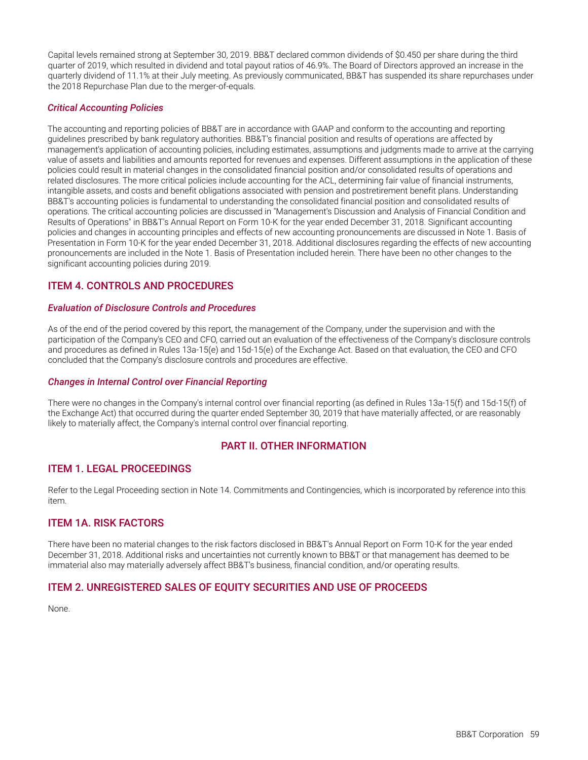Capital levels remained strong at September 30, 2019. BB&T declared common dividends of $0.450 per share during the third quarter of 2019, which resulted in dividend and total payout ratios of 46.9%. The Board of Directors approved an increase in the quarterly dividend of 11.1% at their July meeting. As previously communicated, BB&T has suspended its share repurchases under the 2018 Repurchase Plan due to the merger-of-equals.

### *Critical Accounting Policies*

The accounting and reporting policies of BB&T are in accordance with GAAP and conform to the accounting and reporting guidelines prescribed by bank regulatory authorities. BB&T's financial position and results of operations are affected by management's application of accounting policies, including estimates, assumptions and judgments made to arrive at the carrying value of assets and liabilities and amounts reported for revenues and expenses. Different assumptions in the application of these policies could result in material changes in the consolidated financial position and/or consolidated results of operations and related disclosures. The more critical policies include accounting for the ACL, determining fair value of financial instruments, intangible assets, and costs and benefit obligations associated with pension and postretirement benefit plans. Understanding BB&T's accounting policies is fundamental to understanding the consolidated financial position and consolidated results of operations. The critical accounting policies are discussed in "Management's Discussion and Analysis of Financial Condition and Results of Operations" in BB&T's Annual Report on Form 10-K for the year ended December 31, 2018. Significant accounting policies and changes in accounting principles and effects of new accounting pronouncements are discussed in Note 1. Basis of Presentation in Form 10-K for the year ended December 31, 2018. Additional disclosures regarding the effects of new accounting pronouncements are included in the Note 1. Basis of Presentation included herein. There have been no other changes to the significant accounting policies during 2019.

## ITEM 4. CONTROLS AND PROCEDURES

### *Evaluation of Disclosure Controls and Procedures*

As of the end of the period covered by this report, the management of the Company, under the supervision and with the participation of the Company's CEO and CFO, carried out an evaluation of the effectiveness of the Company's disclosure controls and procedures as defined in Rules 13a-15(e) and 15d-15(e) of the Exchange Act. Based on that evaluation, the CEO and CFO concluded that the Company's disclosure controls and procedures are effective.

### *Changes in Internal Control over Financial Reporting*

There were no changes in the Company's internal control over financial reporting (as defined in Rules 13a-15(f) and 15d-15(f) of the Exchange Act) that occurred during the quarter ended September 30, 2019 that have materially affected, or are reasonably likely to materially affect, the Company's internal control over financial reporting.

# PART II. OTHER INFORMATION

## ITEM 1. LEGAL PROCEEDINGS

Refer to the Legal Proceeding section in Note 14. Commitments and Contingencies, which is incorporated by reference into this item.

## ITEM 1A. RISK FACTORS

There have been no material changes to the risk factors disclosed in BB&T's Annual Report on Form 10-K for the year ended December 31, 2018. Additional risks and uncertainties not currently known to BB&T or that management has deemed to be immaterial also may materially adversely affect BB&T's business, financial condition, and/or operating results.

## ITEM 2. UNREGISTERED SALES OF EQUITY SECURITIES AND USE OF PROCEEDS

None.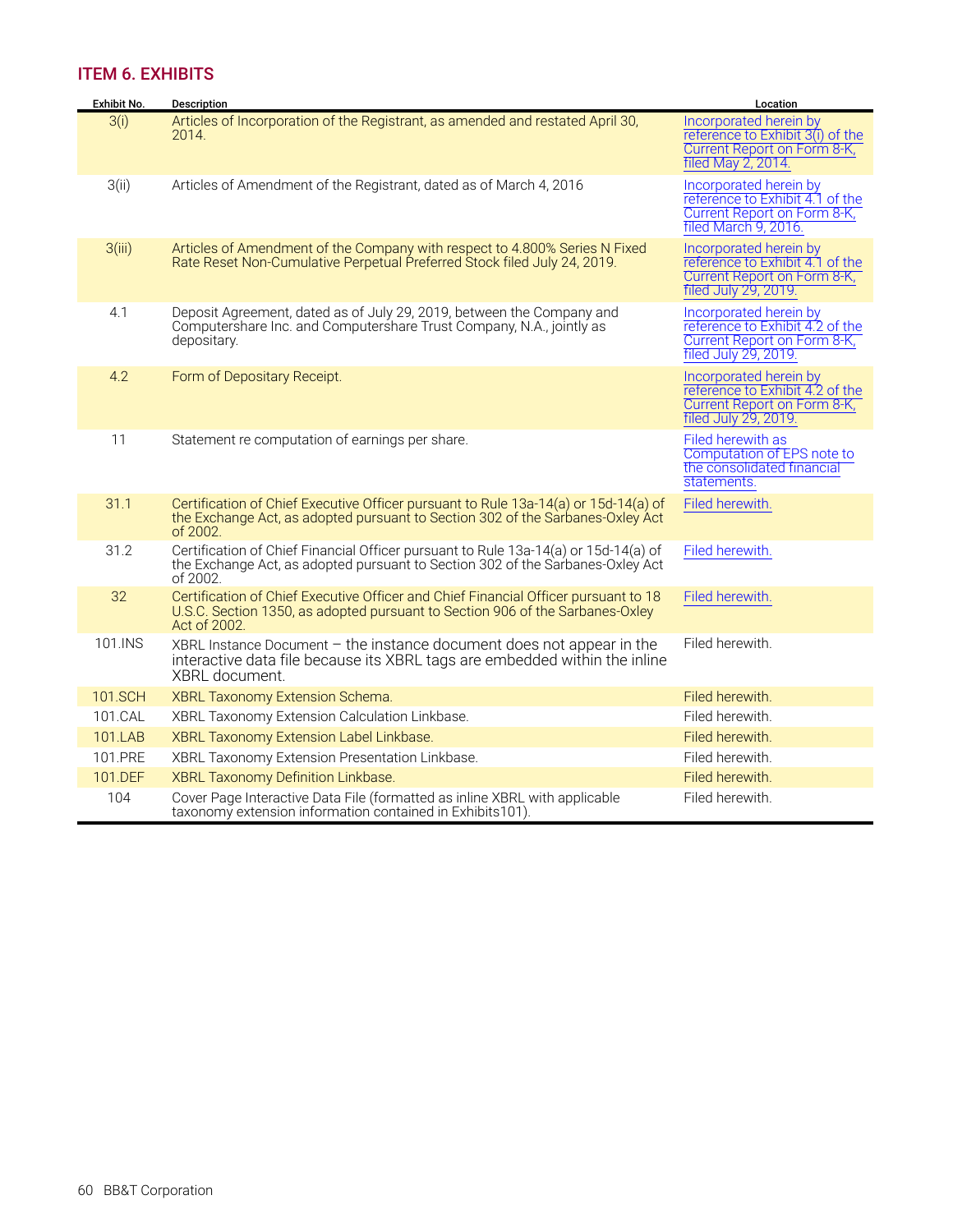## ITEM 6. EXHIBITS

| Exhibit No. | Description | Location |
|---|---|---|
| 3(i) | Articles of Incorporation of the Registrant, as amended and restated April 30, 2014. | Incorporated herein by reference to Exhibit 3(i) of the Current Report on Form 8-K, filed May 2, 2014. |
| 3(ii) | Articles of Amendment of the Registrant, dated as of March 4, 2016 | Incorporated herein by reference to Exhibit 4.1 of the Current Report on Form 8-K, filed March 9, 2016. |
| 3(iii) | Articles of Amendment of the Company with respect to 4.800% Series N Fixed Rate Reset Non-Cumulative Perpetual Preferred Stock filed July 24, 2019. | Incorporated herein by reference to Exhibit 4.1 of the Current Report on Form 8-K, filed July 29, 2019. |
| 4.1 | Deposit Agreement, dated as of July 29, 2019, between the Company and Computershare Inc. and Computershare Trust Company, N.A., jointly as depositary. | Incorporated herein by reference to Exhibit 4.2 of the Current Report on Form 8-K, filed July 29, 2019. |
| 4.2 | Form of Depositary Receipt. | Incorporated herein by reference to Exhibit 4.2 of the Current Report on Form 8-K, filed July 29, 2019. |
| 11 | Statement re computation of earnings per share. | Filed herewith as Computation of EPS note to the consolidated financial statements. |
| 31.1 | Certification of Chief Executive Officer pursuant to Rule 13a-14(a) or 15d-14(a) of the Exchange Act, as adopted pursuant to Section 302 of the Sarbanes-Oxley Act of 2002. | Filed herewith. |
| 31.2 | Certification of Chief Financial Officer pursuant to Rule 13a-14(a) or 15d-14(a) of the Exchange Act, as adopted pursuant to Section 302 of the Sarbanes-Oxley Act of 2002. | Filed herewith. |
| 32 | Certification of Chief Executive Officer and Chief Financial Officer pursuant to 18 U.S.C. Section 1350, as adopted pursuant to Section 906 of the Sarbanes-Oxley Act of 2002. | Filed herewith. |
| 101.INS | XBRL Instance Document – the instance document does not appear in the interactive data file because its XBRL tags are embedded within the inline XBRL document. | Filed herewith. |
| 101.SCH | XBRL Taxonomy Extension Schema. | Filed herewith. |
| 101.CAL | XBRL Taxonomy Extension Calculation Linkbase. | Filed herewith. |
| 101.LAB | XBRL Taxonomy Extension Label Linkbase. | Filed herewith. |
| 101.PRE | XBRL Taxonomy Extension Presentation Linkbase. | Filed herewith. |
| 101.DEF | XBRL Taxonomy Definition Linkbase. | Filed herewith. |
| 104 | Cover Page Interactive Data File (formatted as inline XBRL with applicable taxonomy extension information contained in Exhibits101). | Filed herewith. |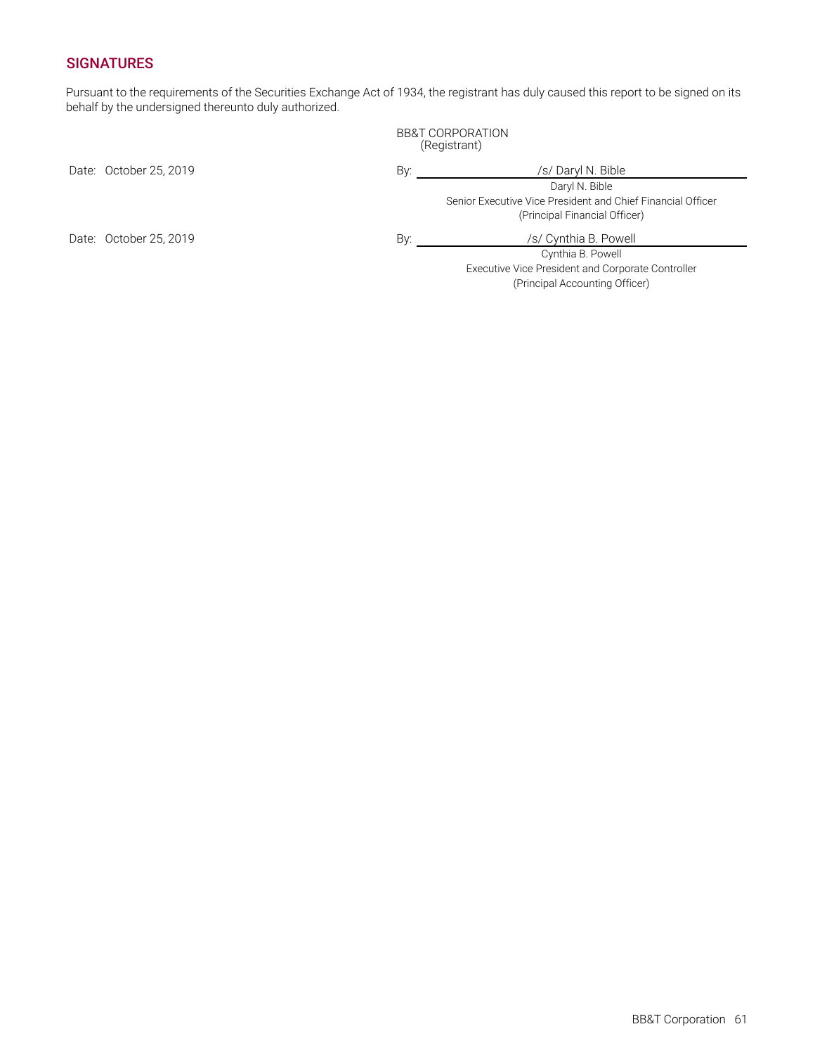## SIGNATURES

Pursuant to the requirements of the Securities Exchange Act of 1934, the registrant has duly caused this report to be signed on its behalf by the undersigned thereunto duly authorized.

BB&T CORPORATION
(Registrant)

Date: October 25, 2019

By: /s/ Daryl N. Bible
Daryl N. Bible
Senior Executive Vice President and Chief Financial Officer
(Principal Financial Officer)

Date: October 25, 2019

By: /s/ Cynthia B. Powell
Cynthia B. Powell
Executive Vice President and Corporate Controller
(Principal Accounting Officer)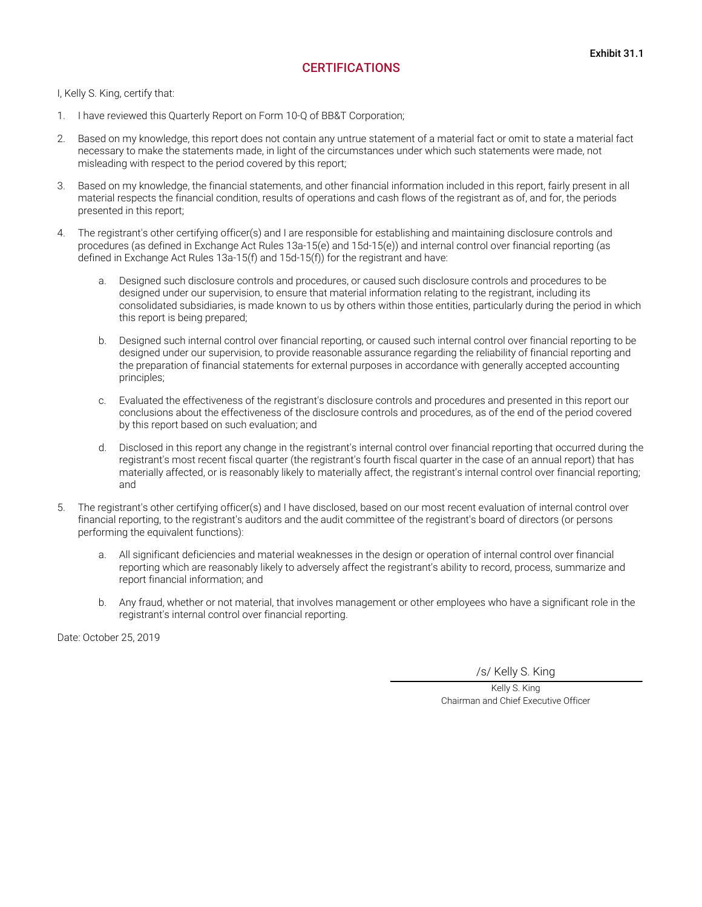Exhibit 31.1

# CERTIFICATIONS

I, Kelly S. King, certify that:

1. I have reviewed this Quarterly Report on Form 10-Q of BB&T Corporation;

2. Based on my knowledge, this report does not contain any untrue statement of a material fact or omit to state a material fact necessary to make the statements made, in light of the circumstances under which such statements were made, not misleading with respect to the period covered by this report;

3. Based on my knowledge, the financial statements, and other financial information included in this report, fairly present in all material respects the financial condition, results of operations and cash flows of the registrant as of, and for, the periods presented in this report;

4. The registrant's other certifying officer(s) and I are responsible for establishing and maintaining disclosure controls and procedures (as defined in Exchange Act Rules 13a-15(e) and 15d-15(e)) and internal control over financial reporting (as defined in Exchange Act Rules 13a-15(f) and 15d-15(f)) for the registrant and have:

    a. Designed such disclosure controls and procedures, or caused such disclosure controls and procedures to be designed under our supervision, to ensure that material information relating to the registrant, including its consolidated subsidiaries, is made known to us by others within those entities, particularly during the period in which this report is being prepared;

    b. Designed such internal control over financial reporting, or caused such internal control over financial reporting to be designed under our supervision, to provide reasonable assurance regarding the reliability of financial reporting and the preparation of financial statements for external purposes in accordance with generally accepted accounting principles;

    c. Evaluated the effectiveness of the registrant's disclosure controls and procedures and presented in this report our conclusions about the effectiveness of the disclosure controls and procedures, as of the end of the period covered by this report based on such evaluation; and

    d. Disclosed in this report any change in the registrant's internal control over financial reporting that occurred during the registrant's most recent fiscal quarter (the registrant's fourth fiscal quarter in the case of an annual report) that has materially affected, or is reasonably likely to materially affect, the registrant's internal control over financial reporting; and

5. The registrant's other certifying officer(s) and I have disclosed, based on our most recent evaluation of internal control over financial reporting, to the registrant's auditors and the audit committee of the registrant's board of directors (or persons performing the equivalent functions):

    a. All significant deficiencies and material weaknesses in the design or operation of internal control over financial reporting which are reasonably likely to adversely affect the registrant's ability to record, process, summarize and report financial information; and

    b. Any fraud, whether or not material, that involves management or other employees who have a significant role in the registrant's internal control over financial reporting.

Date: October 25, 2019

/s/ Kelly S. King

Kelly S. King
Chairman and Chief Executive Officer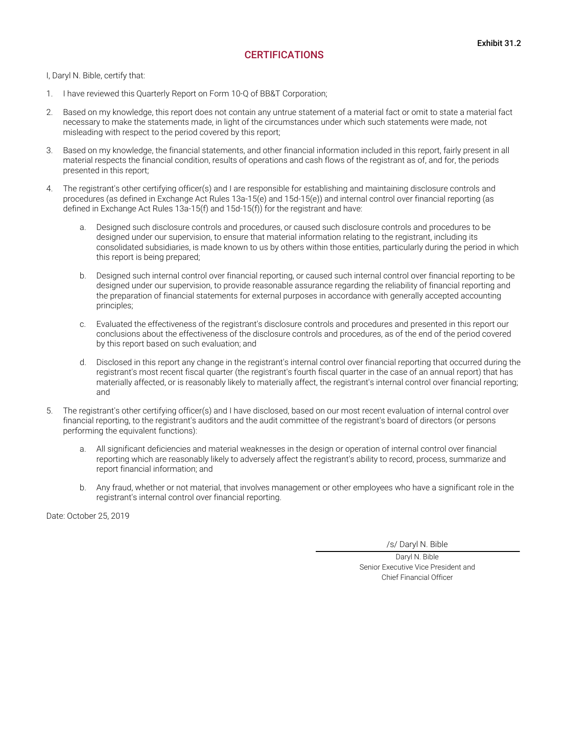Exhibit 31.2

# CERTIFICATIONS

I, Daryl N. Bible, certify that:

1. I have reviewed this Quarterly Report on Form 10-Q of BB&T Corporation;

2. Based on my knowledge, this report does not contain any untrue statement of a material fact or omit to state a material fact necessary to make the statements made, in light of the circumstances under which such statements were made, not misleading with respect to the period covered by this report;

3. Based on my knowledge, the financial statements, and other financial information included in this report, fairly present in all material respects the financial condition, results of operations and cash flows of the registrant as of, and for, the periods presented in this report;

4. The registrant's other certifying officer(s) and I are responsible for establishing and maintaining disclosure controls and procedures (as defined in Exchange Act Rules 13a-15(e) and 15d-15(e)) and internal control over financial reporting (as defined in Exchange Act Rules 13a-15(f) and 15d-15(f)) for the registrant and have:

   a. Designed such disclosure controls and procedures, or caused such disclosure controls and procedures to be designed under our supervision, to ensure that material information relating to the registrant, including its consolidated subsidiaries, is made known to us by others within those entities, particularly during the period in which this report is being prepared;

   b. Designed such internal control over financial reporting, or caused such internal control over financial reporting to be designed under our supervision, to provide reasonable assurance regarding the reliability of financial reporting and the preparation of financial statements for external purposes in accordance with generally accepted accounting principles;

   c. Evaluated the effectiveness of the registrant's disclosure controls and procedures and presented in this report our conclusions about the effectiveness of the disclosure controls and procedures, as of the end of the period covered by this report based on such evaluation; and

   d. Disclosed in this report any change in the registrant's internal control over financial reporting that occurred during the registrant's most recent fiscal quarter (the registrant's fourth fiscal quarter in the case of an annual report) that has materially affected, or is reasonably likely to materially affect, the registrant's internal control over financial reporting; and

5. The registrant's other certifying officer(s) and I have disclosed, based on our most recent evaluation of internal control over financial reporting, to the registrant's auditors and the audit committee of the registrant's board of directors (or persons performing the equivalent functions):

   a. All significant deficiencies and material weaknesses in the design or operation of internal control over financial reporting which are reasonably likely to adversely affect the registrant's ability to record, process, summarize and report financial information; and

   b. Any fraud, whether or not material, that involves management or other employees who have a significant role in the registrant's internal control over financial reporting.

Date: October 25, 2019

/s/ Daryl N. Bible

Daryl N. Bible
Senior Executive Vice President and
Chief Financial Officer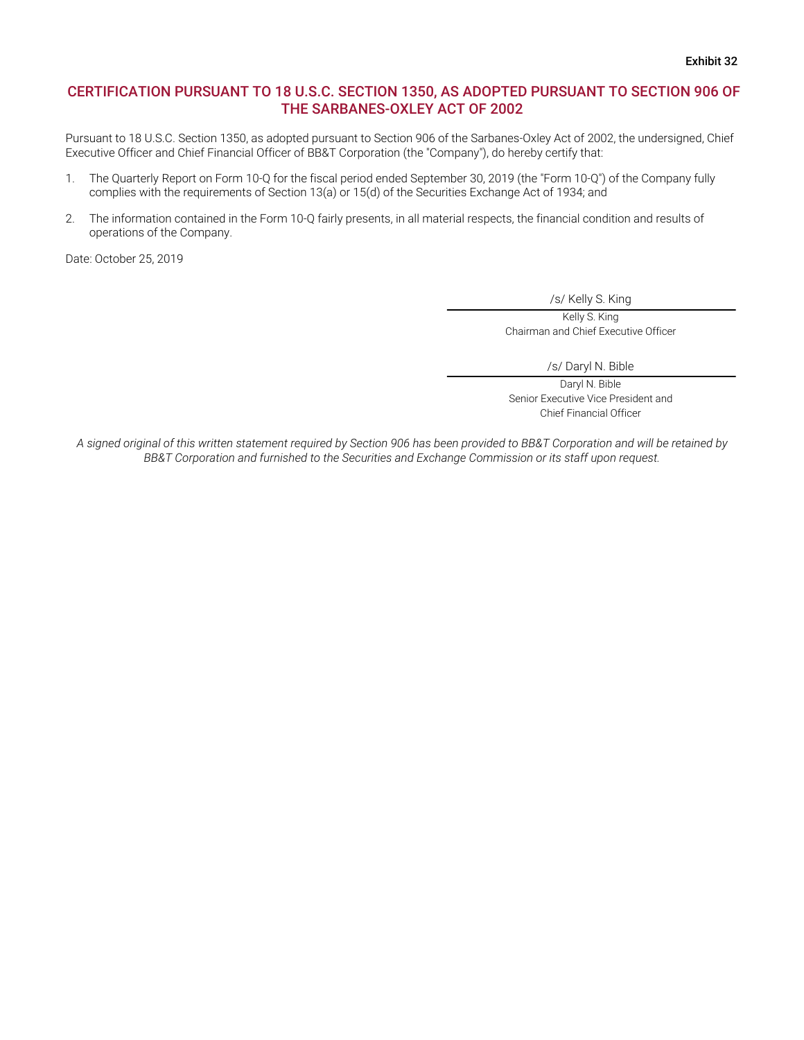Exhibit 32

## CERTIFICATION PURSUANT TO 18 U.S.C. SECTION 1350, AS ADOPTED PURSUANT TO SECTION 906 OF THE SARBANES-OXLEY ACT OF 2002

Pursuant to 18 U.S.C. Section 1350, as adopted pursuant to Section 906 of the Sarbanes-Oxley Act of 2002, the undersigned, Chief Executive Officer and Chief Financial Officer of BB&T Corporation (the "Company"), do hereby certify that:

1. The Quarterly Report on Form 10-Q for the fiscal period ended September 30, 2019 (the "Form 10-Q") of the Company fully complies with the requirements of Section 13(a) or 15(d) of the Securities Exchange Act of 1934; and
2. The information contained in the Form 10-Q fairly presents, in all material respects, the financial condition and results of operations of the Company.

Date: October 25, 2019

/s/ Kelly S. King

Kelly S. King
Chairman and Chief Executive Officer

/s/ Daryl N. Bible

Daryl N. Bible
Senior Executive Vice President and
Chief Financial Officer

*A signed original of this written statement required by Section 906 has been provided to BB&T Corporation and will be retained by BB&T Corporation and furnished to the Securities and Exchange Commission or its staff upon request.*